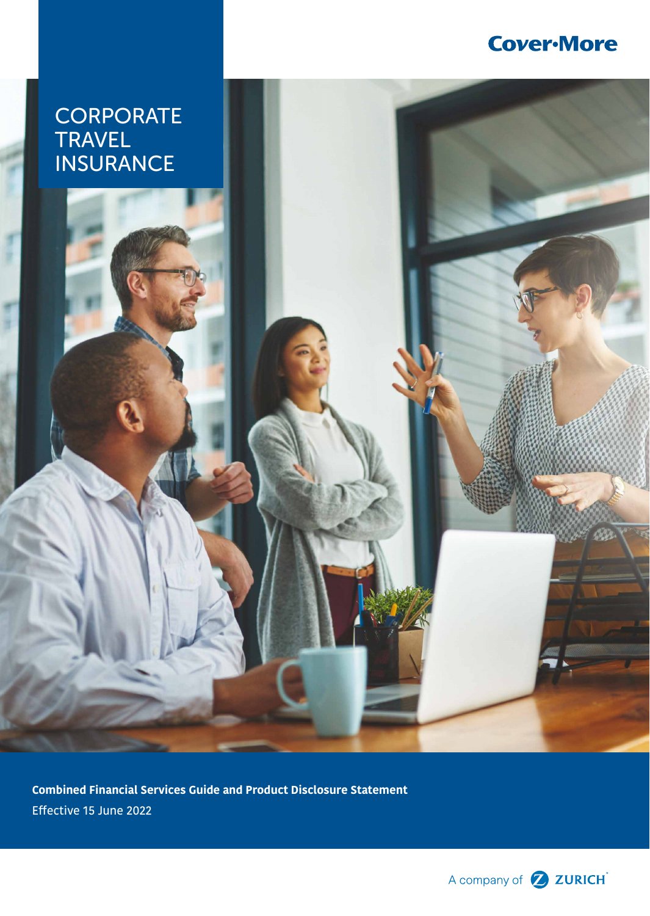Cover-More

# CORPORATE TRAVEL INSURANCE

**Combined Financial Services Guide and Product Disclosure Statement**

Effective 15 June 2022

A company of ZURICH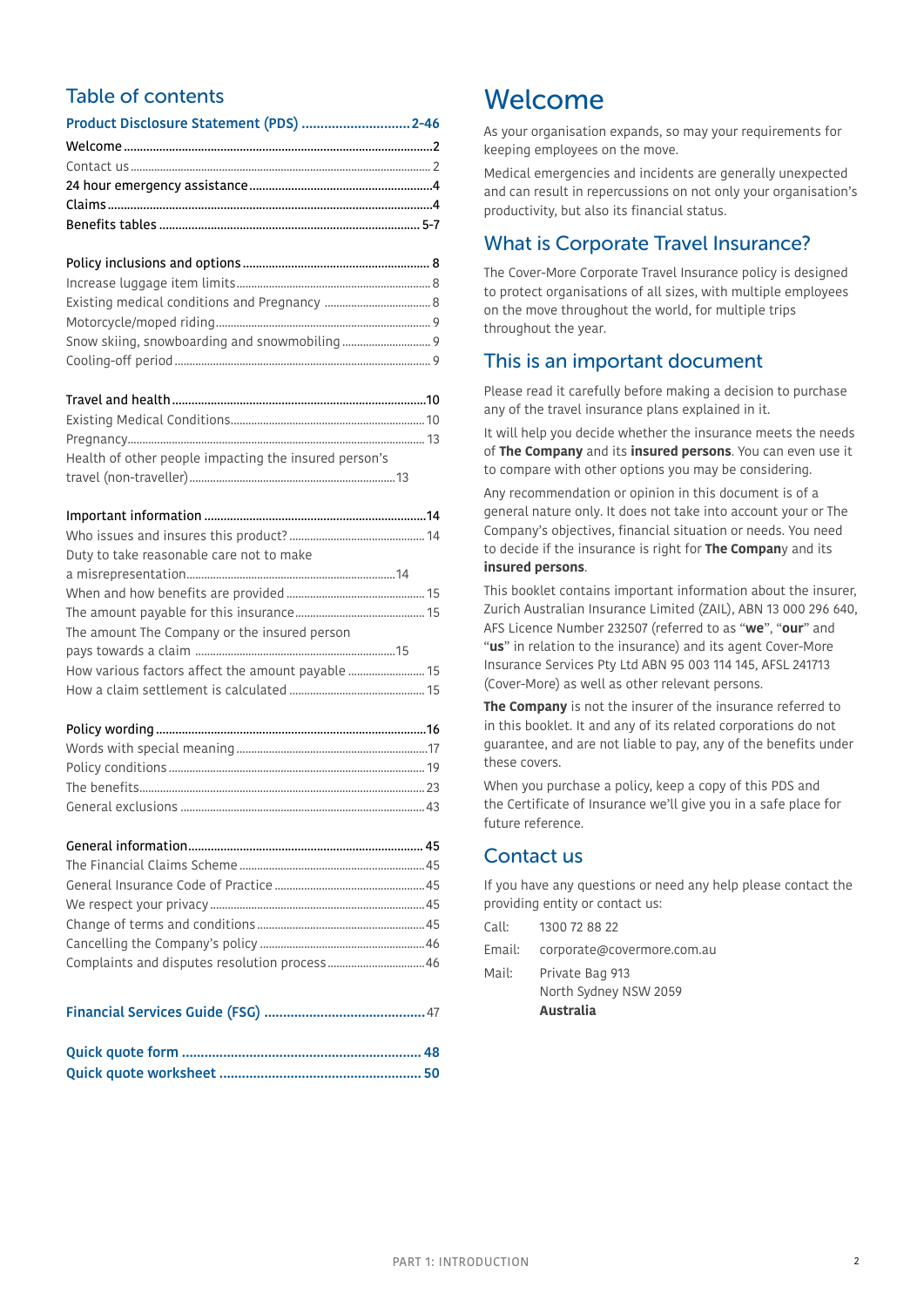## Table of contents

**Product Disclosure Statement (PDS) .................. 2-46**

Welcome ........ 2
Contact us ........ 2
24 hour emergency assistance ........ 4
Claims ........ 4
Benefits tables ........ 5-7

Policy inclusions and options ........ 8
Increase luggage item limits ........ 8
Existing medical conditions and Pregnancy ........ 8
Motorcycle/moped riding ........ 9
Snow skiing, snowboarding and snowmobiling ........ 9
Cooling-off period ........ 9

Travel and health ........ 10
Existing Medical Conditions ........ 10
Pregnancy ........ 13
Health of other people impacting the insured person's travel (non-traveller) ........ 13

Important information ........ 14
Who issues and insures this product? ........ 14
Duty to take reasonable care not to make a misrepresentation ........ 14
When and how benefits are provided ........ 15
The amount payable for this insurance ........ 15
The amount The Company or the insured person pays towards a claim ........ 15
How various factors affect the amount payable ........ 15
How a claim settlement is calculated ........ 15

Policy wording ........ 16
Words with special meaning ........ 17
Policy conditions ........ 19
The benefits ........ 23
General exclusions ........ 43

General information ........ 45
The Financial Claims Scheme ........ 45
General Insurance Code of Practice ........ 45
We respect your privacy ........ 45
Change of terms and conditions ........ 45
Cancelling the Company's policy ........ 46
Complaints and disputes resolution process ........ 46

**Financial Services Guide (FSG) ........ 47**

**Quick quote form ........ 48**
**Quick quote worksheet ........ 50**

# Welcome

As your organisation expands, so may your requirements for keeping employees on the move.

Medical emergencies and incidents are generally unexpected and can result in repercussions on not only your organisation's productivity, but also its financial status.

## What is Corporate Travel Insurance?

The Cover-More Corporate Travel Insurance policy is designed to protect organisations of all sizes, with multiple employees on the move throughout the world, for multiple trips throughout the year.

## This is an important document

Please read it carefully before making a decision to purchase any of the travel insurance plans explained in it.

It will help you decide whether the insurance meets the needs of **The Company** and its **insured persons**. You can even use it to compare with other options you may be considering.

Any recommendation or opinion in this document is of a general nature only. It does not take into account your or The Company's objectives, financial situation or needs. You need to decide if the insurance is right for **The Company** and its **insured persons**.

This booklet contains important information about the insurer, Zurich Australian Insurance Limited (ZAIL), ABN 13 000 296 640, AFS Licence Number 232507 (referred to as "**we**", "**our**" and "**us**" in relation to the insurance) and its agent Cover-More Insurance Services Pty Ltd ABN 95 003 114 145, AFSL 241713 (Cover-More) as well as other relevant persons.

**The Company** is not the insurer of the insurance referred to in this booklet. It and any of its related corporations do not guarantee, and are not liable to pay, any of the benefits under these covers.

When you purchase a policy, keep a copy of this PDS and the Certificate of Insurance we'll give you in a safe place for future reference.

## Contact us

If you have any questions or need any help please contact the providing entity or contact us:

Call: 1300 72 88 22

Email: corporate@covermore.com.au

Mail: Private Bag 913
North Sydney NSW 2059
**Australia**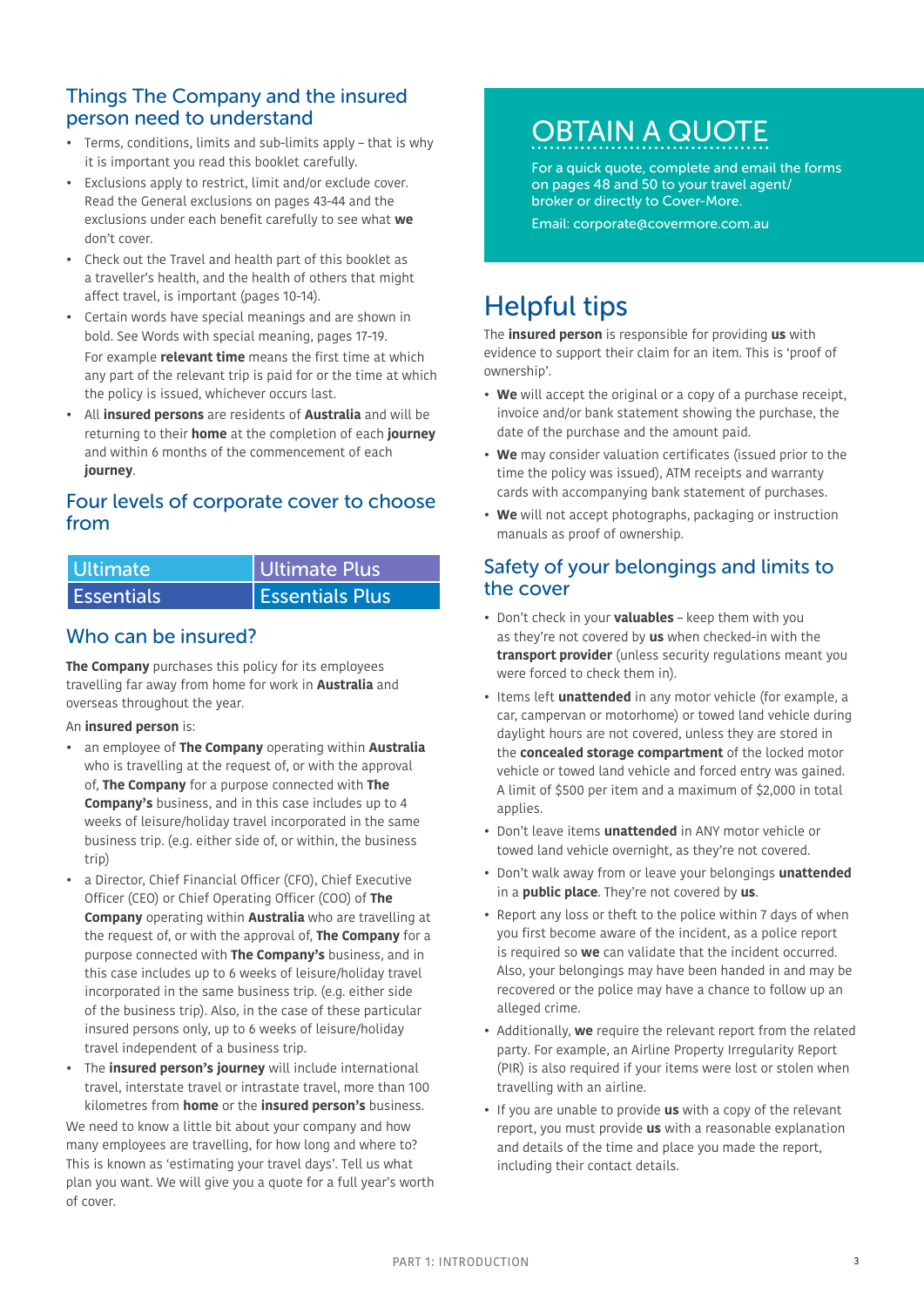## Things The Company and the insured person need to understand

- Terms, conditions, limits and sub-limits apply – that is why it is important you read this booklet carefully.
- Exclusions apply to restrict, limit and/or exclude cover. Read the General exclusions on pages 43-44 and the exclusions under each benefit carefully to see what **we** don't cover.
- Check out the Travel and health part of this booklet as a traveller's health, and the health of others that might affect travel, is important (pages 10-14).
- Certain words have special meanings and are shown in bold. See Words with special meaning, pages 17-19.

  For example **relevant time** means the first time at which any part of the relevant trip is paid for or the time at which the policy is issued, whichever occurs last.
- All **insured persons** are residents of **Australia** and will be returning to their **home** at the completion of each **journey** and within 6 months of the commencement of each **journey**.

## Four levels of corporate cover to choose from

| Ultimate | Ultimate Plus |
|---|---|
| Essentials | Essentials Plus |

## Who can be insured?

**The Company** purchases this policy for its employees travelling far away from home for work in **Australia** and overseas throughout the year.

An **insured person** is:

- an employee of **The Company** operating within **Australia** who is travelling at the request of, or with the approval of, **The Company** for a purpose connected with **The Company's** business, and in this case includes up to 4 weeks of leisure/holiday travel incorporated in the same business trip. (e.g. either side of, or within, the business trip)
- a Director, Chief Financial Officer (CFO), Chief Executive Officer (CEO) or Chief Operating Officer (COO) of **The Company** operating within **Australia** who are travelling at the request of, or with the approval of, **The Company** for a purpose connected with **The Company's** business, and in this case includes up to 6 weeks of leisure/holiday travel incorporated in the same business trip. (e.g. either side of the business trip). Also, in the case of these particular insured persons only, up to 6 weeks of leisure/holiday travel independent of a business trip.
- The **insured person's journey** will include international travel, interstate travel or intrastate travel, more than 100 kilometres from **home** or the **insured person's** business.

We need to know a little bit about your company and how many employees are travelling, for how long and where to? This is known as 'estimating your travel days'. Tell us what plan you want. We will give you a quote for a full year's worth of cover.

## OBTAIN A QUOTE

For a quick quote, complete and email the forms on pages 48 and 50 to your travel agent/ broker or directly to Cover-More.

Email: corporate@covermore.com.au

# Helpful tips

The **insured person** is responsible for providing **us** with evidence to support their claim for an item. This is 'proof of ownership'.

- **We** will accept the original or a copy of a purchase receipt, invoice and/or bank statement showing the purchase, the date of the purchase and the amount paid.
- **We** may consider valuation certificates (issued prior to the time the policy was issued), ATM receipts and warranty cards with accompanying bank statement of purchases.
- **We** will not accept photographs, packaging or instruction manuals as proof of ownership.

## Safety of your belongings and limits to the cover

- Don't check in your **valuables** – keep them with you as they're not covered by **us** when checked-in with the **transport provider** (unless security regulations meant you were forced to check them in).
- Items left **unattended** in any motor vehicle (for example, a car, campervan or motorhome) or towed land vehicle during daylight hours are not covered, unless they are stored in the **concealed storage compartment** of the locked motor vehicle or towed land vehicle and forced entry was gained. A limit of $500 per item and a maximum of $2,000 in total applies.
- Don't leave items **unattended** in ANY motor vehicle or towed land vehicle overnight, as they're not covered.
- Don't walk away from or leave your belongings **unattended** in a **public place**. They're not covered by **us**.
- Report any loss or theft to the police within 7 days of when you first become aware of the incident, as a police report is required so **we** can validate that the incident occurred. Also, your belongings may have been handed in and may be recovered or the police may have a chance to follow up an alleged crime.
- Additionally, **we** require the relevant report from the related party. For example, an Airline Property Irregularity Report (PIR) is also required if your items were lost or stolen when travelling with an airline.
- If you are unable to provide **us** with a copy of the relevant report, you must provide **us** with a reasonable explanation and details of the time and place you made the report, including their contact details.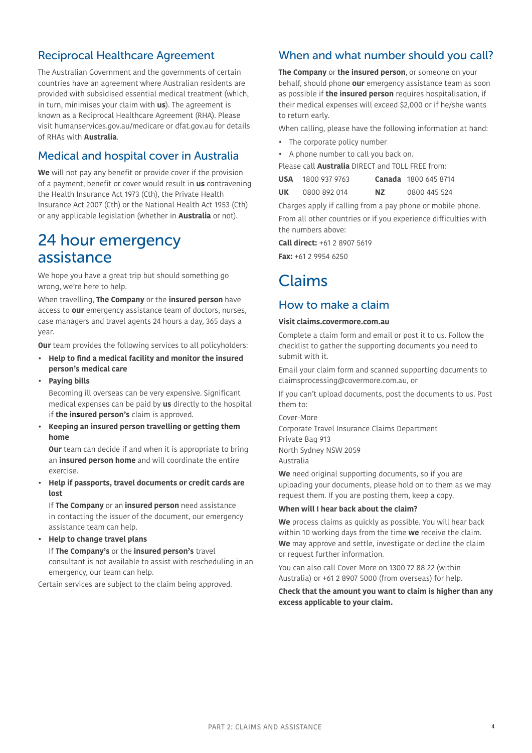## Reciprocal Healthcare Agreement

The Australian Government and the governments of certain countries have an agreement where Australian residents are provided with subsidised essential medical treatment (which, in turn, minimises your claim with **us**). The agreement is known as a Reciprocal Healthcare Agreement (RHA). Please visit humanservices.gov.au/medicare or dfat.gov.au for details of RHAs with **Australia**.

## Medical and hospital cover in Australia

**We** will not pay any benefit or provide cover if the provision of a payment, benefit or cover would result in **us** contravening the Health Insurance Act 1973 (Cth), the Private Health Insurance Act 2007 (Cth) or the National Health Act 1953 (Cth) or any applicable legislation (whether in **Australia** or not).

# 24 hour emergency assistance

We hope you have a great trip but should something go wrong, we're here to help.

When travelling, **The Company** or the **insured person** have access to **our** emergency assistance team of doctors, nurses, case managers and travel agents 24 hours a day, 365 days a year.

**Our** team provides the following services to all policyholders:

- **Help to find a medical facility and monitor the insured person's medical care**
- **Paying bills**

  Becoming ill overseas can be very expensive. Significant medical expenses can be paid by **us** directly to the hospital if **the insured person's** claim is approved.
- **Keeping an insured person travelling or getting them home**

  **Our** team can decide if and when it is appropriate to bring an **insured person home** and will coordinate the entire exercise.
- **Help if passports, travel documents or credit cards are lost**

  If **The Company** or an **insured person** need assistance in contacting the issuer of the document, our emergency assistance team can help.
- **Help to change travel plans**

  If **The Company's** or the **insured person's** travel consultant is not available to assist with rescheduling in an emergency, our team can help.

Certain services are subject to the claim being approved.

## When and what number should you call?

**The Company** or **the insured person**, or someone on your behalf, should phone **our** emergency assistance team as soon as possible if **the insured person** requires hospitalisation, if their medical expenses will exceed $2,000 or if he/she wants to return early.

When calling, please have the following information at hand:

- The corporate policy number
- A phone number to call you back on.

Please call **Australia** DIRECT and TOLL FREE from:

| | | | |
|---|---|---|---|
| **USA** | 1800 937 9763 | **Canada** | 1800 645 8714 |
| **UK** | 0800 892 014 | **NZ** | 0800 445 524 |

Charges apply if calling from a pay phone or mobile phone.

From all other countries or if you experience difficulties with the numbers above:

**Call direct:** +61 2 8907 5619

**Fax:** +61 2 9954 6250

# Claims

## How to make a claim

**Visit claims.covermore.com.au**

Complete a claim form and email or post it to us. Follow the checklist to gather the supporting documents you need to submit with it.

Email your claim form and scanned supporting documents to claimsprocessing@covermore.com.au, or

If you can't upload documents, post the documents to us. Post them to:

Cover-More
Corporate Travel Insurance Claims Department
Private Bag 913
North Sydney NSW 2059
Australia

**We** need original supporting documents, so if you are uploading your documents, please hold on to them as we may request them. If you are posting them, keep a copy.

**When will I hear back about the claim?**

**We** process claims as quickly as possible. You will hear back within 10 working days from the time **we** receive the claim. **We** may approve and settle, investigate or decline the claim or request further information.

You can also call Cover-More on 1300 72 88 22 (within Australia) or +61 2 8907 5000 (from overseas) for help.

**Check that the amount you want to claim is higher than any excess applicable to your claim.**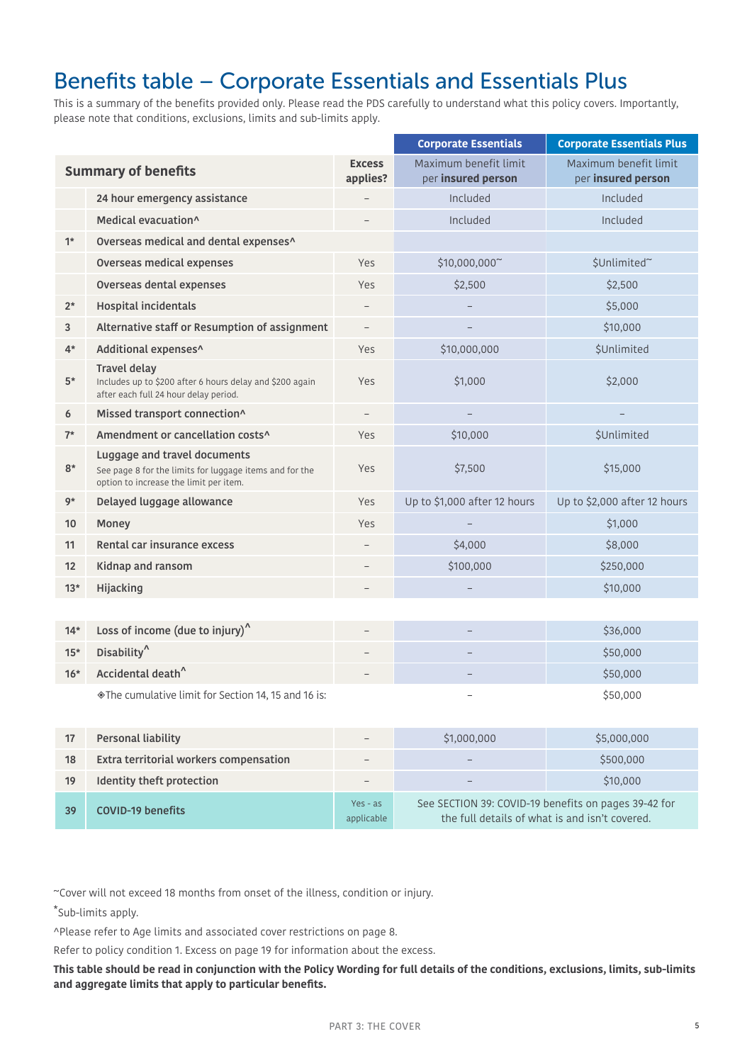# Benefits table – Corporate Essentials and Essentials Plus

This is a summary of the benefits provided only. Please read the PDS carefully to understand what this policy covers. Importantly, please note that conditions, exclusions, limits and sub-limits apply.

| | Summary of benefits | Excess applies? | Corporate Essentials<br>Maximum benefit limit per **insured person** | Corporate Essentials Plus<br>Maximum benefit limit per **insured person** |
|---|---|---|---|---|
| | 24 hour emergency assistance | – | Included | Included |
| | Medical evacuation^ | – | Included | Included |
| 1* | Overseas medical and dental expenses^ | | | |
| | Overseas medical expenses | Yes | $10,000,000~ | $Unlimited~ |
| | Overseas dental expenses | Yes | $2,500 | $2,500 |
| 2* | Hospital incidentals | – | – | $5,000 |
| 3 | Alternative staff or Resumption of assignment | – | – | $10,000 |
| 4* | Additional expenses^ | Yes | $10,000,000 | $Unlimited |
| 5* | Travel delay<br>Includes up to $200 after 6 hours delay and $200 again after each full 24 hour delay period. | Yes | $1,000 | $2,000 |
| 6 | Missed transport connection^ | – | – | – |
| 7* | Amendment or cancellation costs^ | Yes | $10,000 | $Unlimited |
| 8* | Luggage and travel documents<br>See page 8 for the limits for luggage items and for the option to increase the limit per item. | Yes | $7,500 | $15,000 |
| 9* | Delayed luggage allowance | Yes | Up to $1,000 after 12 hours | Up to $2,000 after 12 hours |
| 10 | Money | Yes | – | $1,000 |
| 11 | Rental car insurance excess | – | $4,000 | $8,000 |
| 12 | Kidnap and ransom | – | $100,000 | $250,000 |
| 13* | Hijacking | – | – | $10,000 |
| 14* | Loss of income (due to injury)^ | – | – | $36,000 |
| 15* | Disability^ | – | – | $50,000 |
| 16* | Accidental death^ | – | – | $50,000 |
| | ◈The cumulative limit for Section 14, 15 and 16 is: | | – | $50,000 |
| 17 | Personal liability | – | $1,000,000 | $5,000,000 |
| 18 | Extra territorial workers compensation | – | – | $500,000 |
| 19 | Identity theft protection | – | – | $10,000 |
| 39 | COVID-19 benefits | Yes - as applicable | See SECTION 39: COVID-19 benefits on pages 39-42 for the full details of what is and isn't covered. | |

~Cover will not exceed 18 months from onset of the illness, condition or injury.

*Sub-limits apply.

^Please refer to Age limits and associated cover restrictions on page 8.

Refer to policy condition 1. Excess on page 19 for information about the excess.

**This table should be read in conjunction with the Policy Wording for full details of the conditions, exclusions, limits, sub-limits and aggregate limits that apply to particular benefits.**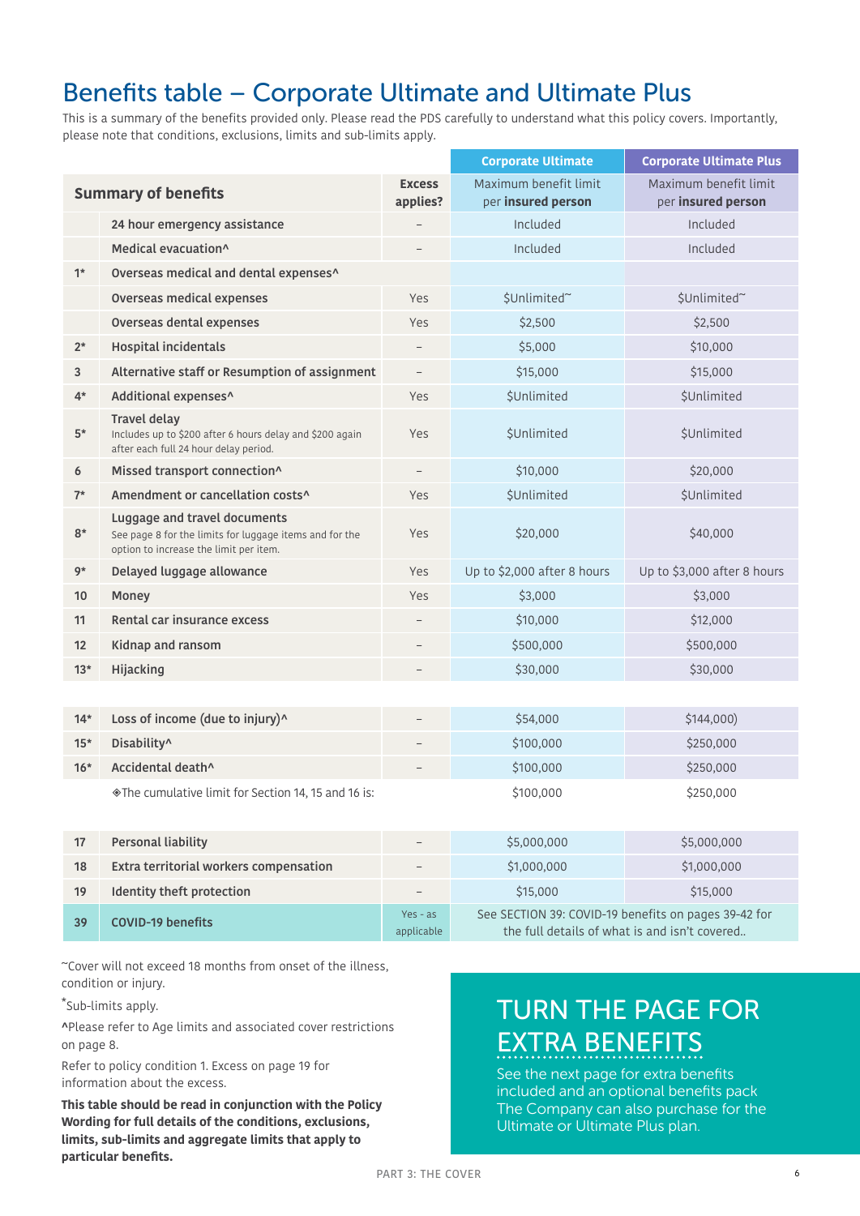# Benefits table – Corporate Ultimate and Ultimate Plus

This is a summary of the benefits provided only. Please read the PDS carefully to understand what this policy covers. Importantly, please note that conditions, exclusions, limits and sub-limits apply.

| | Summary of benefits | Excess applies? | Corporate Ultimate<br>Maximum benefit limit per **insured person** | Corporate Ultimate Plus<br>Maximum benefit limit per **insured person** |
|---|---|---|---|---|
| | 24 hour emergency assistance | – | Included | Included |
| | Medical evacuation^ | – | Included | Included |
| 1* | Overseas medical and dental expenses^ | | | |
| | Overseas medical expenses | Yes | $Unlimited~ | $Unlimited~ |
| | Overseas dental expenses | Yes | $2,500 | $2,500 |
| 2* | Hospital incidentals | – | $5,000 | $10,000 |
| 3 | Alternative staff or Resumption of assignment | – | $15,000 | $15,000 |
| 4* | Additional expenses^ | Yes | $Unlimited | $Unlimited |
| 5* | Travel delay<br>Includes up to $200 after 6 hours delay and $200 again after each full 24 hour delay period. | Yes | $Unlimited | $Unlimited |
| 6 | Missed transport connection^ | – | $10,000 | $20,000 |
| 7* | Amendment or cancellation costs^ | Yes | $Unlimited | $Unlimited |
| 8* | Luggage and travel documents<br>See page 8 for the limits for luggage items and for the option to increase the limit per item. | Yes | $20,000 | $40,000 |
| 9* | Delayed luggage allowance | Yes | Up to $2,000 after 8 hours | Up to $3,000 after 8 hours |
| 10 | Money | Yes | $3,000 | $3,000 |
| 11 | Rental car insurance excess | – | $10,000 | $12,000 |
| 12 | Kidnap and ransom | – | $500,000 | $500,000 |
| 13* | Hijacking | – | $30,000 | $30,000 |
| 14* | Loss of income (due to injury)^ | – | $54,000 | $144,000) |
| 15* | Disability^ | – | $100,000 | $250,000 |
| 16* | Accidental death^ | – | $100,000 | $250,000 |
| | ❖The cumulative limit for Section 14, 15 and 16 is: | | $100,000 | $250,000 |
| 17 | Personal liability | – | $5,000,000 | $5,000,000 |
| 18 | Extra territorial workers compensation | – | $1,000,000 | $1,000,000 |
| 19 | Identity theft protection | – | $15,000 | $15,000 |
| 39 | COVID-19 benefits | Yes - as applicable | See SECTION 39: COVID-19 benefits on pages 39-42 for the full details of what is and isn't covered.. | |

~Cover will not exceed 18 months from onset of the illness, condition or injury.

*Sub-limits apply.

^Please refer to Age limits and associated cover restrictions on page 8.

Refer to policy condition 1. Excess on page 19 for information about the excess.

**This table should be read in conjunction with the Policy Wording for full details of the conditions, exclusions, limits, sub-limits and aggregate limits that apply to particular benefits.**

## TURN THE PAGE FOR EXTRA BENEFITS

See the next page for extra benefits included and an optional benefits pack The Company can also purchase for the Ultimate or Ultimate Plus plan.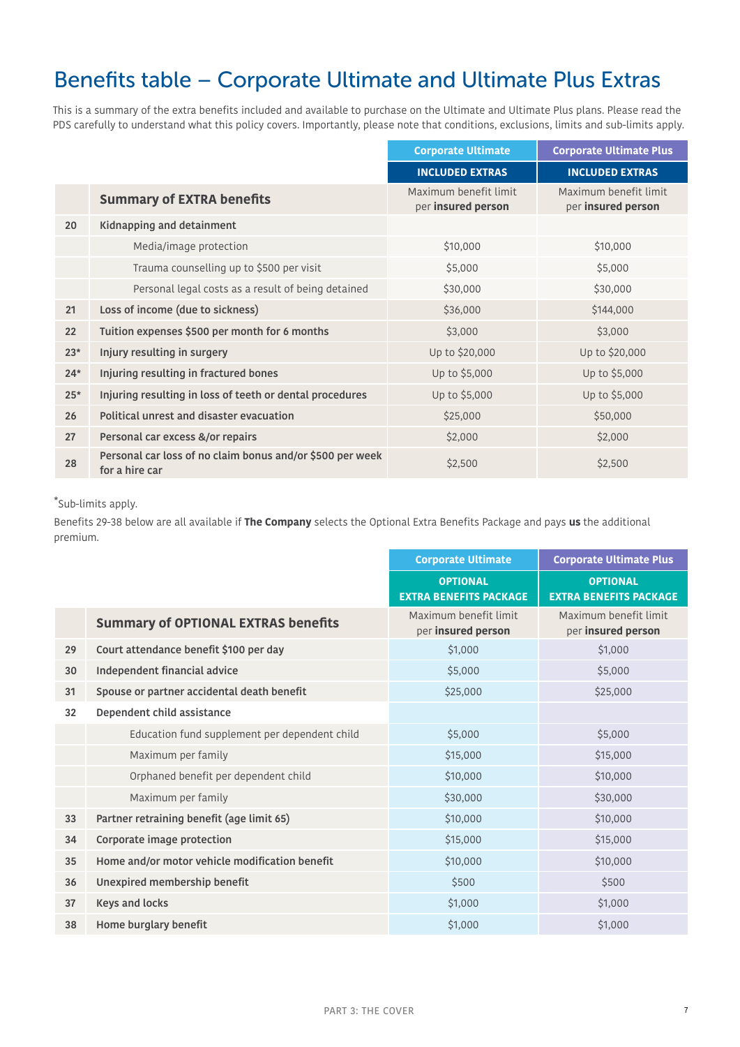# Benefits table – Corporate Ultimate and Ultimate Plus Extras

This is a summary of the extra benefits included and available to purchase on the Ultimate and Ultimate Plus plans. Please read the PDS carefully to understand what this policy covers. Importantly, please note that conditions, exclusions, limits and sub-limits apply.

| | | Corporate Ultimate | Corporate Ultimate Plus |
|---|---|---|---|
| | | **INCLUDED EXTRAS** | **INCLUDED EXTRAS** |
| | **Summary of EXTRA benefits** | Maximum benefit limit per **insured person** | Maximum benefit limit per **insured person** |
| 20 | **Kidnapping and detainment** | | |
| | Media/image protection | $10,000 | $10,000 |
| | Trauma counselling up to $500 per visit | $5,000 | $5,000 |
| | Personal legal costs as a result of being detained | $30,000 | $30,000 |
| 21 | **Loss of income (due to sickness)** | $36,000 | $144,000 |
| 22 | **Tuition expenses $500 per month for 6 months** | $3,000 | $3,000 |
| 23* | **Injury resulting in surgery** | Up to $20,000 | Up to $20,000 |
| 24* | **Injuring resulting in fractured bones** | Up to $5,000 | Up to $5,000 |
| 25* | **Injuring resulting in loss of teeth or dental procedures** | Up to $5,000 | Up to $5,000 |
| 26 | **Political unrest and disaster evacuation** | $25,000 | $50,000 |
| 27 | **Personal car excess &/or repairs** | $2,000 | $2,000 |
| 28 | **Personal car loss of no claim bonus and/or $500 per week for a hire car** | $2,500 | $2,500 |

*Sub-limits apply.

Benefits 29-38 below are all available if **The Company** selects the Optional Extra Benefits Package and pays **us** the additional premium.

| | | Corporate Ultimate | Corporate Ultimate Plus |
|---|---|---|---|
| | | **OPTIONAL EXTRA BENEFITS PACKAGE** | **OPTIONAL EXTRA BENEFITS PACKAGE** |
| | **Summary of OPTIONAL EXTRAS benefits** | Maximum benefit limit per **insured person** | Maximum benefit limit per **insured person** |
| 29 | **Court attendance benefit $100 per day** | $1,000 | $1,000 |
| 30 | **Independent financial advice** | $5,000 | $5,000 |
| 31 | **Spouse or partner accidental death benefit** | $25,000 | $25,000 |
| 32 | **Dependent child assistance** | | |
| | Education fund supplement per dependent child | $5,000 | $5,000 |
| | Maximum per family | $15,000 | $15,000 |
| | Orphaned benefit per dependent child | $10,000 | $10,000 |
| | Maximum per family | $30,000 | $30,000 |
| 33 | **Partner retraining benefit (age limit 65)** | $10,000 | $10,000 |
| 34 | **Corporate image protection** | $15,000 | $15,000 |
| 35 | **Home and/or motor vehicle modification benefit** | $10,000 | $10,000 |
| 36 | **Unexpired membership benefit** | $500 | $500 |
| 37 | **Keys and locks** | $1,000 | $1,000 |
| 38 | **Home burglary benefit** | $1,000 | $1,000 |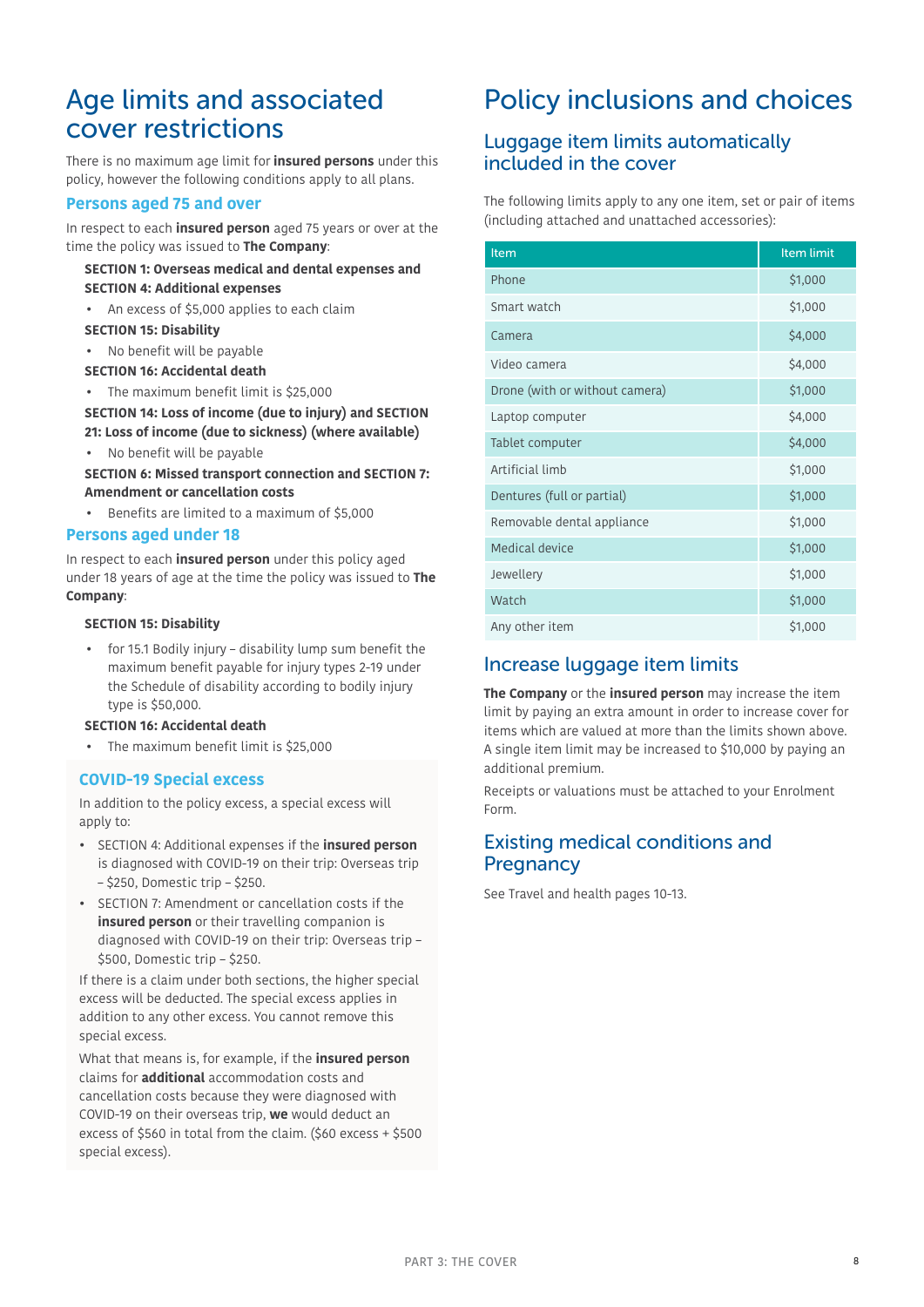# Age limits and associated cover restrictions

There is no maximum age limit for **insured persons** under this policy, however the following conditions apply to all plans.

## Persons aged 75 and over

In respect to each **insured person** aged 75 years or over at the time the policy was issued to **The Company**:

**SECTION 1: Overseas medical and dental expenses and SECTION 4: Additional expenses**

- An excess of $5,000 applies to each claim

**SECTION 15: Disability**

- No benefit will be payable

**SECTION 16: Accidental death**

- The maximum benefit limit is $25,000

**SECTION 14: Loss of income (due to injury) and SECTION 21: Loss of income (due to sickness) (where available)**

- No benefit will be payable

**SECTION 6: Missed transport connection and SECTION 7: Amendment or cancellation costs**

- Benefits are limited to a maximum of $5,000

## Persons aged under 18

In respect to each **insured person** under this policy aged under 18 years of age at the time the policy was issued to **The Company**:

**SECTION 15: Disability**

- for 15.1 Bodily injury – disability lump sum benefit the maximum benefit payable for injury types 2-19 under the Schedule of disability according to bodily injury type is $50,000.

**SECTION 16: Accidental death**

- The maximum benefit limit is $25,000

## COVID-19 Special excess

In addition to the policy excess, a special excess will apply to:

- SECTION 4: Additional expenses if the **insured person** is diagnosed with COVID-19 on their trip: Overseas trip – $250, Domestic trip – $250.
- SECTION 7: Amendment or cancellation costs if the **insured person** or their travelling companion is diagnosed with COVID-19 on their trip: Overseas trip – $500, Domestic trip – $250.

If there is a claim under both sections, the higher special excess will be deducted. The special excess applies in addition to any other excess. You cannot remove this special excess.

What that means is, for example, if the **insured person** claims for **additional** accommodation costs and cancellation costs because they were diagnosed with COVID-19 on their overseas trip, **we** would deduct an excess of $560 in total from the claim. ($60 excess + $500 special excess).

# Policy inclusions and choices

## Luggage item limits automatically included in the cover

The following limits apply to any one item, set or pair of items (including attached and unattached accessories):

| Item | Item limit |
|---|---|
| Phone | $1,000 |
| Smart watch | $1,000 |
| Camera | $4,000 |
| Video camera | $4,000 |
| Drone (with or without camera) | $1,000 |
| Laptop computer | $4,000 |
| Tablet computer | $4,000 |
| Artificial limb | $1,000 |
| Dentures (full or partial) | $1,000 |
| Removable dental appliance | $1,000 |
| Medical device | $1,000 |
| Jewellery | $1,000 |
| Watch | $1,000 |
| Any other item | $1,000 |

## Increase luggage item limits

**The Company** or the **insured person** may increase the item limit by paying an extra amount in order to increase cover for items which are valued at more than the limits shown above. A single item limit may be increased to $10,000 by paying an additional premium.

Receipts or valuations must be attached to your Enrolment Form.

## Existing medical conditions and Pregnancy

See Travel and health pages 10-13.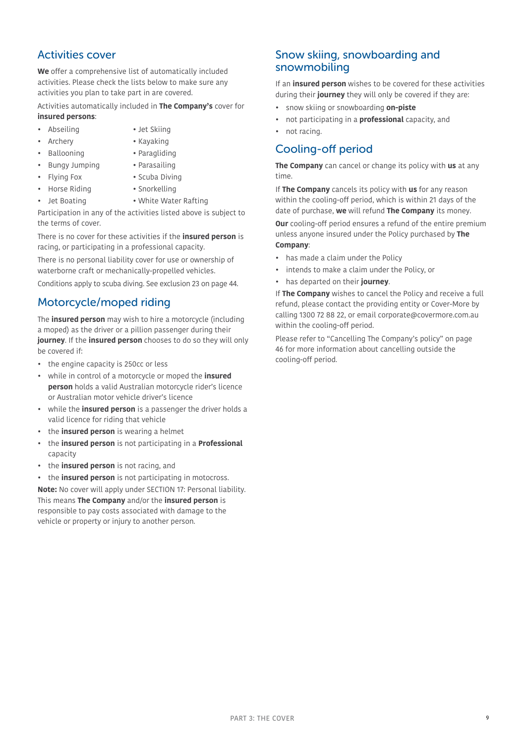## Activities cover

**We** offer a comprehensive list of automatically included activities. Please check the lists below to make sure any activities you plan to take part in are covered.

Activities automatically included in **The Company's** cover for **insured persons**:

- Abseiling
- Archery
- Ballooning
- Bungy Jumping
- Flying Fox
- Horse Riding
- Jet Boating
- Jet Skiing
- Kayaking
- Paragliding
- Parasailing
- Scuba Diving
- Snorkelling
- White Water Rafting

Participation in any of the activities listed above is subject to the terms of cover.

There is no cover for these activities if the **insured person** is racing, or participating in a professional capacity.

There is no personal liability cover for use or ownership of waterborne craft or mechanically-propelled vehicles.

Conditions apply to scuba diving. See exclusion 23 on page 44.

## Motorcycle/moped riding

The **insured person** may wish to hire a motorcycle (including a moped) as the driver or a pillion passenger during their **journey**. If the **insured person** chooses to do so they will only be covered if:

- the engine capacity is 250cc or less
- while in control of a motorcycle or moped the **insured person** holds a valid Australian motorcycle rider's licence or Australian motor vehicle driver's licence
- while the **insured person** is a passenger the driver holds a valid licence for riding that vehicle
- the **insured person** is wearing a helmet
- the **insured person** is not participating in a **Professional** capacity
- the **insured person** is not racing, and
- the **insured person** is not participating in motocross.

**Note:** No cover will apply under SECTION 17: Personal liability. This means **The Company** and/or the **insured person** is responsible to pay costs associated with damage to the vehicle or property or injury to another person.

## Snow skiing, snowboarding and snowmobiling

If an **insured person** wishes to be covered for these activities during their **journey** they will only be covered if they are:

- snow skiing or snowboarding **on-piste**
- not participating in a **professional** capacity, and
- not racing.

## Cooling-off period

**The Company** can cancel or change its policy with **us** at any time.

If **The Company** cancels its policy with **us** for any reason within the cooling-off period, which is within 21 days of the date of purchase, **we** will refund **The Company** its money.

**Our** cooling-off period ensures a refund of the entire premium unless anyone insured under the Policy purchased by **The Company**:

- has made a claim under the Policy
- intends to make a claim under the Policy, or
- has departed on their **journey**.

If **The Company** wishes to cancel the Policy and receive a full refund, please contact the providing entity or Cover-More by calling 1300 72 88 22, or email corporate@covermore.com.au within the cooling-off period.

Please refer to "Cancelling The Company's policy" on page 46 for more information about cancelling outside the cooling-off period.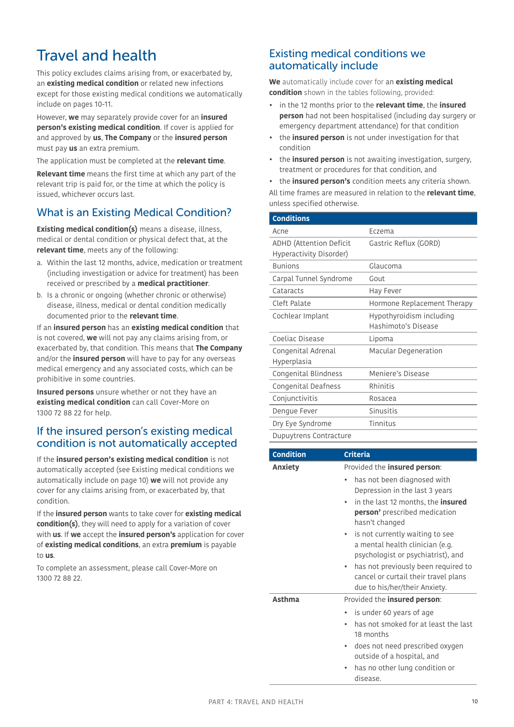# Travel and health

This policy excludes claims arising from, or exacerbated by, an **existing medical condition** or related new infections except for those existing medical conditions we automatically include on pages 10-11.

However, **we** may separately provide cover for an **insured person's existing medical condition**. If cover is applied for and approved by **us**, **The Company** or the **insured person** must pay **us** an extra premium.

The application must be completed at the **relevant time**.

**Relevant time** means the first time at which any part of the relevant trip is paid for, or the time at which the policy is issued, whichever occurs last.

## What is an Existing Medical Condition?

**Existing medical condition(s)** means a disease, illness, medical or dental condition or physical defect that, at the **relevant time**, meets any of the following:

a. Within the last 12 months, advice, medication or treatment (including investigation or advice for treatment) has been received or prescribed by a **medical practitioner**.
b. Is a chronic or ongoing (whether chronic or otherwise) disease, illness, medical or dental condition medically documented prior to the **relevant time**.

If an **insured person** has an **existing medical condition** that is not covered, **we** will not pay any claims arising from, or exacerbated by, that condition. This means that **The Company** and/or the **insured person** will have to pay for any overseas medical emergency and any associated costs, which can be prohibitive in some countries.

**Insured persons** unsure whether or not they have an **existing medical condition** can call Cover-More on 1300 72 88 22 for help.

## If the insured person's existing medical condition is not automatically accepted

If the **insured person's existing medical condition** is not automatically accepted (see Existing medical conditions we automatically include on page 10) **we** will not provide any cover for any claims arising from, or exacerbated by, that condition.

If the **insured person** wants to take cover for **existing medical condition(s)**, they will need to apply for a variation of cover with **us**. If **we** accept the **insured person's** application for cover of **existing medical conditions**, an extra **premium** is payable to **us**.

To complete an assessment, please call Cover-More on 1300 72 88 22.

## Existing medical conditions we automatically include

**We** automatically include cover for an **existing medical condition** shown in the tables following, provided:

- in the 12 months prior to the **relevant time**, the **insured person** had not been hospitalised (including day surgery or emergency department attendance) for that condition
- the **insured person** is not under investigation for that condition
- the **insured person** is not awaiting investigation, surgery, treatment or procedures for that condition, and
- the **insured person's** condition meets any criteria shown.

All time frames are measured in relation to the **relevant time**, unless specified otherwise.

| Conditions | |
|---|---|
| Acne | Eczema |
| ADHD (Attention Deficit Hyperactivity Disorder) | Gastric Reflux (GORD) |
| Bunions | Glaucoma |
| Carpal Tunnel Syndrome | Gout |
| Cataracts | Hay Fever |
| Cleft Palate | Hormone Replacement Therapy |
| Cochlear Implant | Hypothyroidism including Hashimoto's Disease |
| Coeliac Disease | Lipoma |
| Congenital Adrenal Hyperplasia | Macular Degeneration |
| Congenital Blindness | Meniere's Disease |
| Congenital Deafness | Rhinitis |
| Conjunctivitis | Rosacea |
| Dengue Fever | Sinusitis |
| Dry Eye Syndrome | Tinnitus |
| Dupuytrens Contracture | |

| Condition | Criteria |
|---|---|
| **Anxiety** | Provided the **insured person**:<br>• has not been diagnosed with Depression in the last 3 years<br>• in the last 12 months, the **insured person'** prescribed medication hasn't changed<br>• is not currently waiting to see a mental health clinician (e.g. psychologist or psychiatrist), and<br>• has not previously been required to cancel or curtail their travel plans due to his/her/their Anxiety. |
| **Asthma** | Provided the **insured person**:<br>• is under 60 years of age<br>• has not smoked for at least the last 18 months<br>• does not need prescribed oxygen outside of a hospital, and<br>• has no other lung condition or disease. |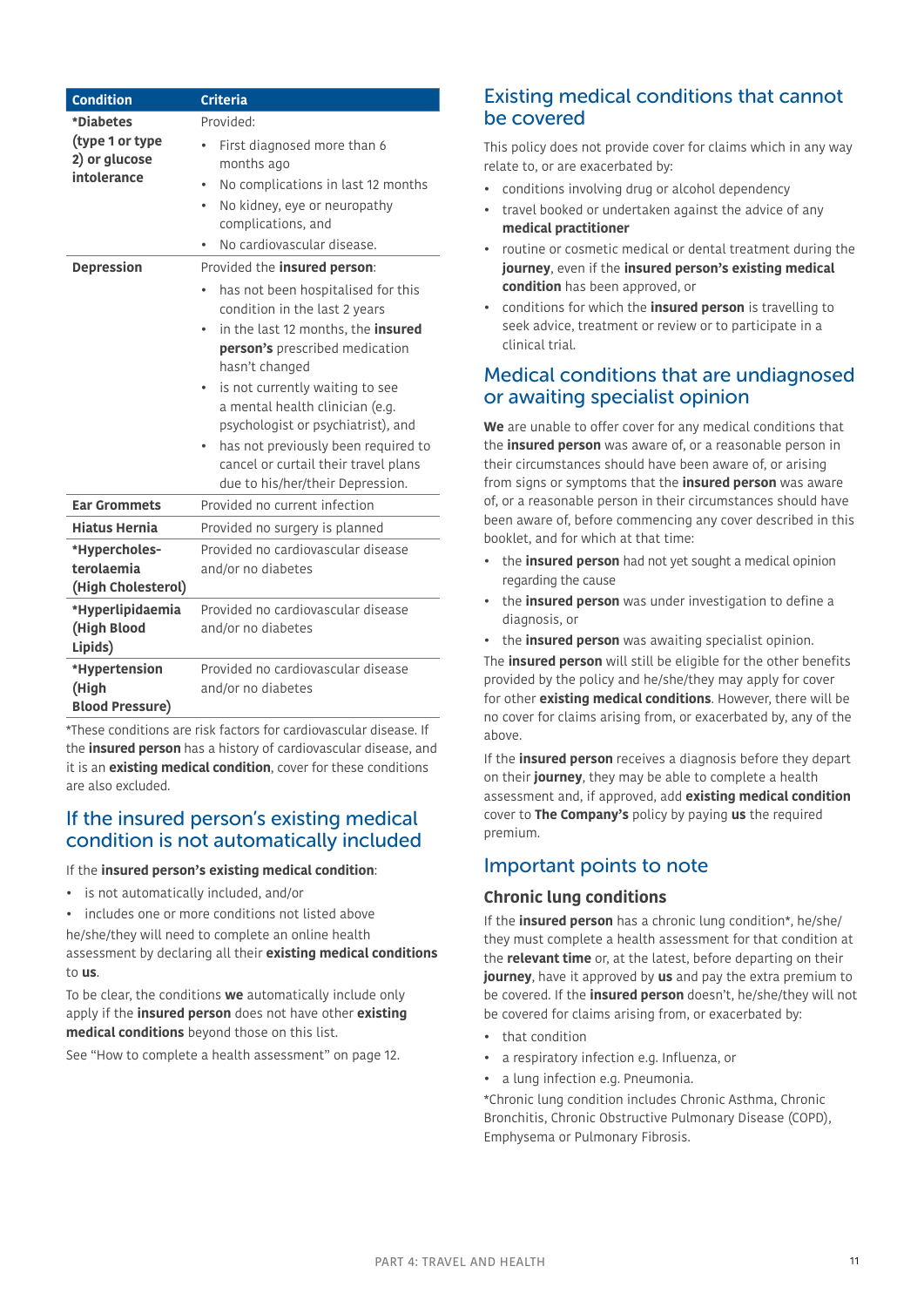| Condition | Criteria |
|---|---|
| ***Diabetes (type 1 or type 2) or glucose intolerance** | Provided: • First diagnosed more than 6 months ago • No complications in last 12 months • No kidney, eye or neuropathy complications, and • No cardiovascular disease. |
| **Depression** | Provided the **insured person**: • has not been hospitalised for this condition in the last 2 years • in the last 12 months, the **insured person's** prescribed medication hasn't changed • is not currently waiting to see a mental health clinician (e.g. psychologist or psychiatrist), and • has not previously been required to cancel or curtail their travel plans due to his/her/their Depression. |
| **Ear Grommets** | Provided no current infection |
| **Hiatus Hernia** | Provided no surgery is planned |
| ***Hypercholes-terolaemia (High Cholesterol)** | Provided no cardiovascular disease and/or no diabetes |
| ***Hyperlipidaemia (High Blood Lipids)** | Provided no cardiovascular disease and/or no diabetes |
| ***Hypertension (High Blood Pressure)** | Provided no cardiovascular disease and/or no diabetes |

*These conditions are risk factors for cardiovascular disease. If the **insured person** has a history of cardiovascular disease, and it is an **existing medical condition**, cover for these conditions are also excluded.

## If the insured person's existing medical condition is not automatically included

If the **insured person's existing medical condition**:

- is not automatically included, and/or
- includes one or more conditions not listed above

he/she/they will need to complete an online health assessment by declaring all their **existing medical conditions** to **us**.

To be clear, the conditions **we** automatically include only apply if the **insured person** does not have other **existing medical conditions** beyond those on this list.

See "How to complete a health assessment" on page 12.

## Existing medical conditions that cannot be covered

This policy does not provide cover for claims which in any way relate to, or are exacerbated by:

- conditions involving drug or alcohol dependency
- travel booked or undertaken against the advice of any **medical practitioner**
- routine or cosmetic medical or dental treatment during the **journey**, even if the **insured person's existing medical condition** has been approved, or
- conditions for which the **insured person** is travelling to seek advice, treatment or review or to participate in a clinical trial.

## Medical conditions that are undiagnosed or awaiting specialist opinion

**We** are unable to offer cover for any medical conditions that the **insured person** was aware of, or a reasonable person in their circumstances should have been aware of, or arising from signs or symptoms that the **insured person** was aware of, or a reasonable person in their circumstances should have been aware of, before commencing any cover described in this booklet, and for which at that time:

- the **insured person** had not yet sought a medical opinion regarding the cause
- the **insured person** was under investigation to define a diagnosis, or
- the **insured person** was awaiting specialist opinion.

The **insured person** will still be eligible for the other benefits provided by the policy and he/she/they may apply for cover for other **existing medical conditions**. However, there will be no cover for claims arising from, or exacerbated by, any of the above.

If the **insured person** receives a diagnosis before they depart on their **journey**, they may be able to complete a health assessment and, if approved, add **existing medical condition** cover to **The Company's** policy by paying **us** the required premium.

## Important points to note

### Chronic lung conditions

If the **insured person** has a chronic lung condition*, he/she/they must complete a health assessment for that condition at the **relevant time** or, at the latest, before departing on their **journey**, have it approved by **us** and pay the extra premium to be covered. If the **insured person** doesn't, he/she/they will not be covered for claims arising from, or exacerbated by:

- that condition
- a respiratory infection e.g. Influenza, or
- a lung infection e.g. Pneumonia.

*Chronic lung condition includes Chronic Asthma, Chronic Bronchitis, Chronic Obstructive Pulmonary Disease (COPD), Emphysema or Pulmonary Fibrosis.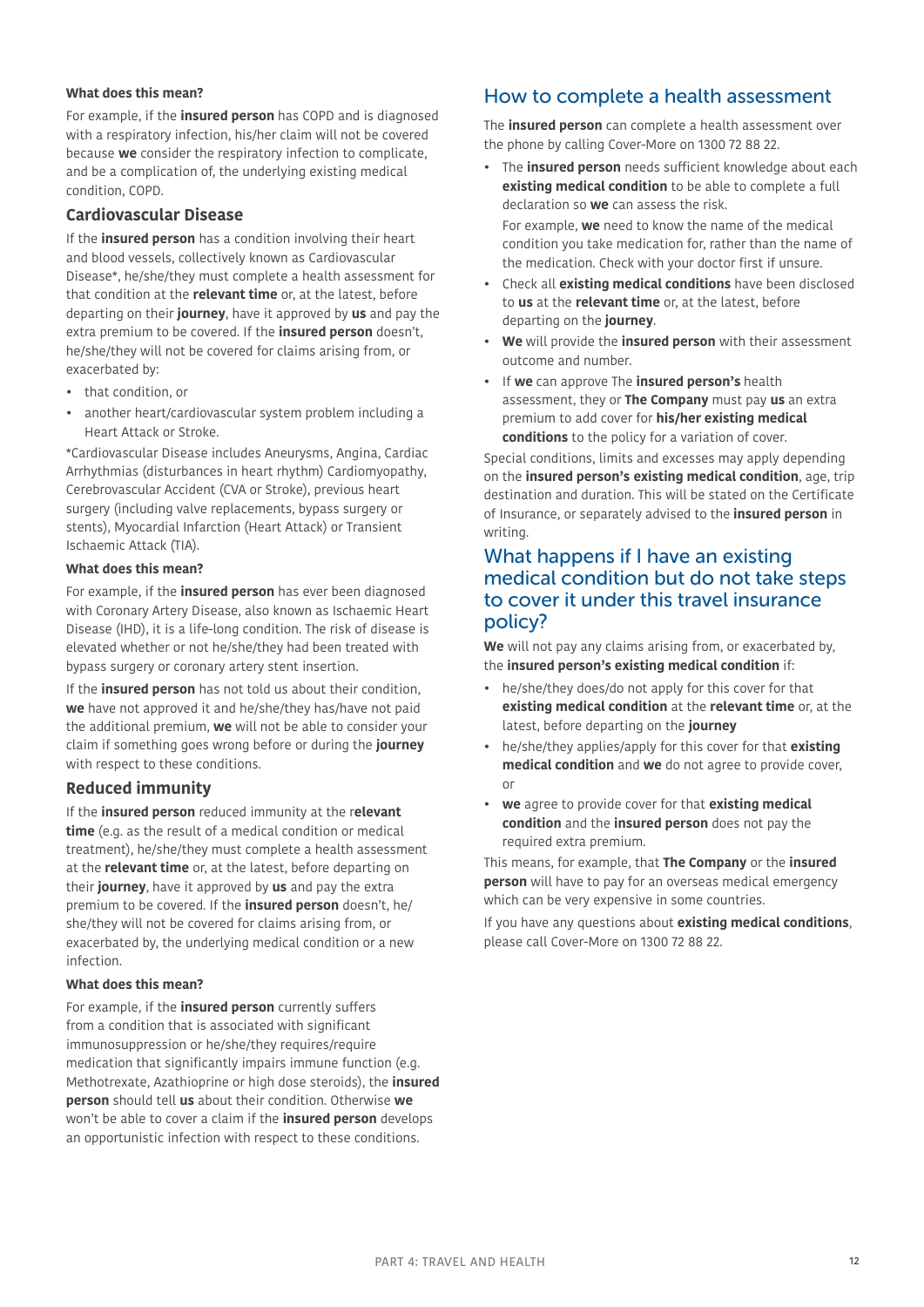**What does this mean?**

For example, if the **insured person** has COPD and is diagnosed with a respiratory infection, his/her claim will not be covered because **we** consider the respiratory infection to complicate, and be a complication of, the underlying existing medical condition, COPD.

### Cardiovascular Disease

If the **insured person** has a condition involving their heart and blood vessels, collectively known as Cardiovascular Disease*, he/she/they must complete a health assessment for that condition at the **relevant time** or, at the latest, before departing on their **journey**, have it approved by **us** and pay the extra premium to be covered. If the **insured person** doesn't, he/she/they will not be covered for claims arising from, or exacerbated by:

- that condition, or
- another heart/cardiovascular system problem including a Heart Attack or Stroke.

*Cardiovascular Disease includes Aneurysms, Angina, Cardiac Arrhythmias (disturbances in heart rhythm) Cardiomyopathy, Cerebrovascular Accident (CVA or Stroke), previous heart surgery (including valve replacements, bypass surgery or stents), Myocardial Infarction (Heart Attack) or Transient Ischaemic Attack (TIA).

**What does this mean?**

For example, if the **insured person** has ever been diagnosed with Coronary Artery Disease, also known as Ischaemic Heart Disease (IHD), it is a life-long condition. The risk of disease is elevated whether or not he/she/they had been treated with bypass surgery or coronary artery stent insertion.

If the **insured person** has not told us about their condition, **we** have not approved it and he/she/they has/have not paid the additional premium, **we** will not be able to consider your claim if something goes wrong before or during the **journey** with respect to these conditions.

### Reduced immunity

If the **insured person** reduced immunity at the r**elevant time** (e.g. as the result of a medical condition or medical treatment), he/she/they must complete a health assessment at the **relevant time** or, at the latest, before departing on their **journey**, have it approved by **us** and pay the extra premium to be covered. If the **insured person** doesn't, he/she/they will not be covered for claims arising from, or exacerbated by, the underlying medical condition or a new infection.

**What does this mean?**

For example, if the **insured person** currently suffers from a condition that is associated with significant immunosuppression or he/she/they requires/require medication that significantly impairs immune function (e.g. Methotrexate, Azathioprine or high dose steroids), the **insured person** should tell **us** about their condition. Otherwise **we** won't be able to cover a claim if the **insured person** develops an opportunistic infection with respect to these conditions.

## How to complete a health assessment

The **insured person** can complete a health assessment over the phone by calling Cover-More on 1300 72 88 22.

- The **insured person** needs sufficient knowledge about each **existing medical condition** to be able to complete a full declaration so **we** can assess the risk.

  For example, **we** need to know the name of the medical condition you take medication for, rather than the name of the medication. Check with your doctor first if unsure.
- Check all **existing medical conditions** have been disclosed to **us** at the **relevant time** or, at the latest, before departing on the **journey**.
- **We** will provide the **insured person** with their assessment outcome and number.
- If **we** can approve The **insured person's** health assessment, they or **The Company** must pay **us** an extra premium to add cover for **his/her existing medical conditions** to the policy for a variation of cover.

Special conditions, limits and excesses may apply depending on the **insured person's existing medical condition**, age, trip destination and duration. This will be stated on the Certificate of Insurance, or separately advised to the **insured person** in writing.

## What happens if I have an existing medical condition but do not take steps to cover it under this travel insurance policy?

**We** will not pay any claims arising from, or exacerbated by, the **insured person's existing medical condition** if:

- he/she/they does/do not apply for this cover for that **existing medical condition** at the **relevant time** or, at the latest, before departing on the **journey**
- he/she/they applies/apply for this cover for that **existing medical condition** and **we** do not agree to provide cover, or
- **we** agree to provide cover for that **existing medical condition** and the **insured person** does not pay the required extra premium.

This means, for example, that **The Company** or the **insured person** will have to pay for an overseas medical emergency which can be very expensive in some countries.

If you have any questions about **existing medical conditions**, please call Cover-More on 1300 72 88 22.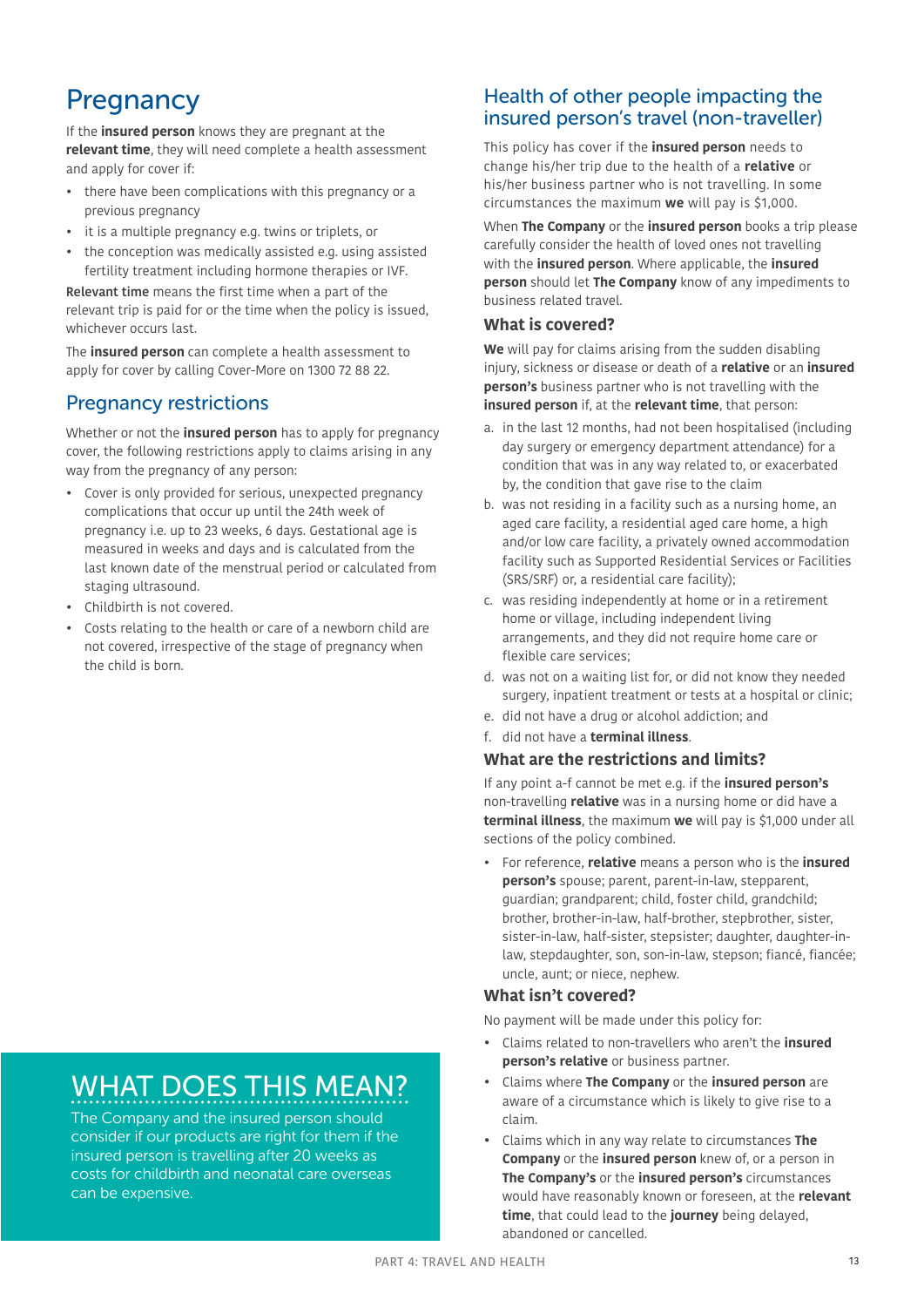# Pregnancy

If the **insured person** knows they are pregnant at the **relevant time**, they will need complete a health assessment and apply for cover if:

- there have been complications with this pregnancy or a previous pregnancy
- it is a multiple pregnancy e.g. twins or triplets, or
- the conception was medically assisted e.g. using assisted fertility treatment including hormone therapies or IVF.

**Relevant time** means the first time when a part of the relevant trip is paid for or the time when the policy is issued, whichever occurs last.

The **insured person** can complete a health assessment to apply for cover by calling Cover-More on 1300 72 88 22.

## Pregnancy restrictions

Whether or not the **insured person** has to apply for pregnancy cover, the following restrictions apply to claims arising in any way from the pregnancy of any person:

- Cover is only provided for serious, unexpected pregnancy complications that occur up until the 24th week of pregnancy i.e. up to 23 weeks, 6 days. Gestational age is measured in weeks and days and is calculated from the last known date of the menstrual period or calculated from staging ultrasound.
- Childbirth is not covered.
- Costs relating to the health or care of a newborn child are not covered, irrespective of the stage of pregnancy when the child is born.

## WHAT DOES THIS MEAN?

The Company and the insured person should consider if our products are right for them if the insured person is travelling after 20 weeks as costs for childbirth and neonatal care overseas can be expensive.

## Health of other people impacting the insured person's travel (non-traveller)

This policy has cover if the **insured person** needs to change his/her trip due to the health of a **relative** or his/her business partner who is not travelling. In some circumstances the maximum **we** will pay is $1,000.

When **The Company** or the **insured person** books a trip please carefully consider the health of loved ones not travelling with the **insured person**. Where applicable, the **insured person** should let **The Company** know of any impediments to business related travel.

### What is covered?

**We** will pay for claims arising from the sudden disabling injury, sickness or disease or death of a **relative** or an **insured person's** business partner who is not travelling with the **insured person** if, at the **relevant time**, that person:

a. in the last 12 months, had not been hospitalised (including day surgery or emergency department attendance) for a condition that was in any way related to, or exacerbated by, the condition that gave rise to the claim
b. was not residing in a facility such as a nursing home, an aged care facility, a residential aged care home, a high and/or low care facility, a privately owned accommodation facility such as Supported Residential Services or Facilities (SRS/SRF) or, a residential care facility);
c. was residing independently at home or in a retirement home or village, including independent living arrangements, and they did not require home care or flexible care services;
d. was not on a waiting list for, or did not know they needed surgery, inpatient treatment or tests at a hospital or clinic;
e. did not have a drug or alcohol addiction; and
f. did not have a **terminal illness**.

### What are the restrictions and limits?

If any point a-f cannot be met e.g. if the **insured person's** non-travelling **relative** was in a nursing home or did have a **terminal illness**, the maximum **we** will pay is $1,000 under all sections of the policy combined.

- For reference, **relative** means a person who is the **insured person's** spouse; parent, parent-in-law, stepparent, guardian; grandparent; child, foster child, grandchild; brother, brother-in-law, half-brother, stepbrother, sister, sister-in-law, half-sister, stepsister; daughter, daughter-in-law, stepdaughter, son, son-in-law, stepson; fiancé, fiancée; uncle, aunt; or niece, nephew.

### What isn't covered?

No payment will be made under this policy for:

- Claims related to non-travellers who aren't the **insured person's relative** or business partner.
- Claims where **The Company** or the **insured person** are aware of a circumstance which is likely to give rise to a claim.
- Claims which in any way relate to circumstances **The Company** or the **insured person** knew of, or a person in **The Company's** or the **insured person's** circumstances would have reasonably known or foreseen, at the **relevant time**, that could lead to the **journey** being delayed, abandoned or cancelled.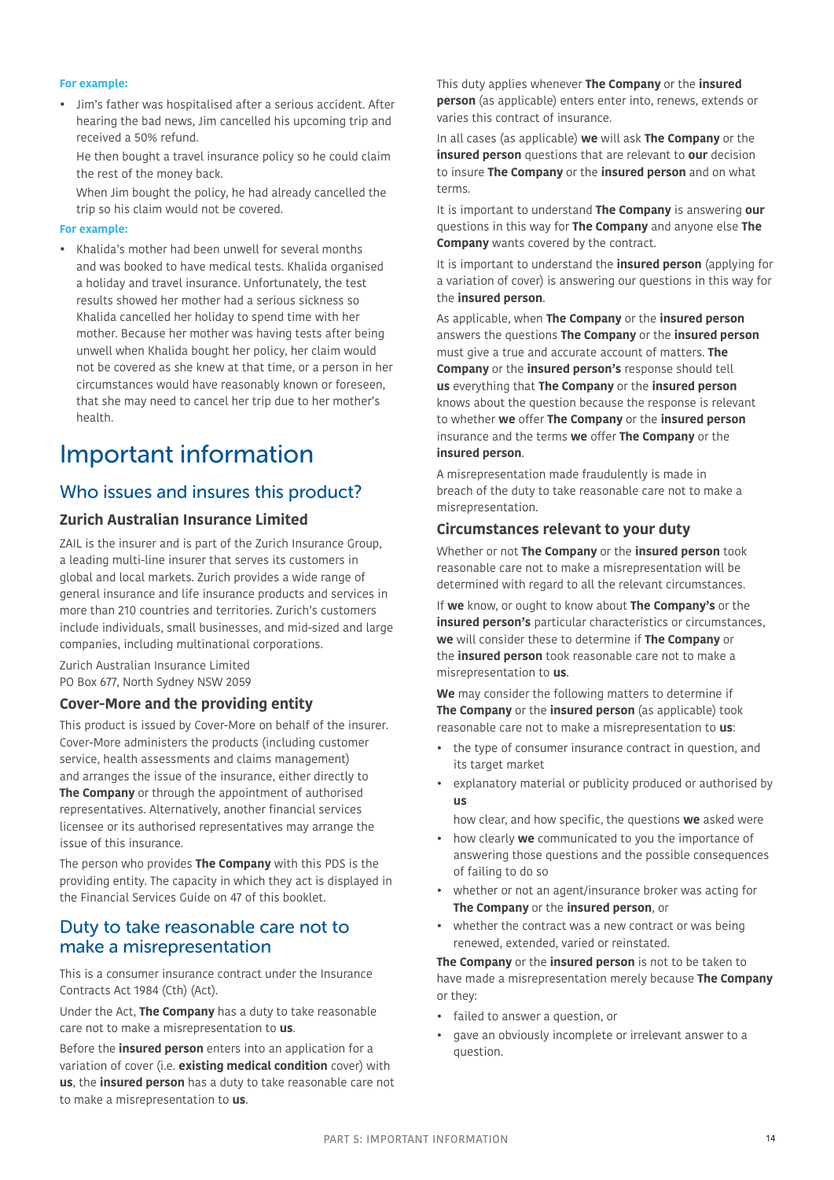**For example:**

- Jim's father was hospitalised after a serious accident. After hearing the bad news, Jim cancelled his upcoming trip and received a 50% refund.

  He then bought a travel insurance policy so he could claim the rest of the money back.

  When Jim bought the policy, he had already cancelled the trip so his claim would not be covered.

**For example:**

- Khalida's mother had been unwell for several months and was booked to have medical tests. Khalida organised a holiday and travel insurance. Unfortunately, the test results showed her mother had a serious sickness so Khalida cancelled her holiday to spend time with her mother. Because her mother was having tests after being unwell when Khalida bought her policy, her claim would not be covered as she knew at that time, or a person in her circumstances would have reasonably known or foreseen, that she may need to cancel her trip due to her mother's health.

# Important information

## Who issues and insures this product?

### Zurich Australian Insurance Limited

ZAIL is the insurer and is part of the Zurich Insurance Group, a leading multi-line insurer that serves its customers in global and local markets. Zurich provides a wide range of general insurance and life insurance products and services in more than 210 countries and territories. Zurich's customers include individuals, small businesses, and mid-sized and large companies, including multinational corporations.

Zurich Australian Insurance Limited
PO Box 677, North Sydney NSW 2059

### Cover-More and the providing entity

This product is issued by Cover-More on behalf of the insurer. Cover-More administers the products (including customer service, health assessments and claims management) and arranges the issue of the insurance, either directly to **The Company** or through the appointment of authorised representatives. Alternatively, another financial services licensee or its authorised representatives may arrange the issue of this insurance.

The person who provides **The Company** with this PDS is the providing entity. The capacity in which they act is displayed in the Financial Services Guide on 47 of this booklet.

## Duty to take reasonable care not to make a misrepresentation

This is a consumer insurance contract under the Insurance Contracts Act 1984 (Cth) (Act).

Under the Act, **The Company** has a duty to take reasonable care not to make a misrepresentation to **us**.

Before the **insured person** enters into an application for a variation of cover (i.e. **existing medical condition** cover) with **us**, the **insured person** has a duty to take reasonable care not to make a misrepresentation to **us**.

This duty applies whenever **The Company** or the **insured person** (as applicable) enters enter into, renews, extends or varies this contract of insurance.

In all cases (as applicable) **we** will ask **The Company** or the **insured person** questions that are relevant to **our** decision to insure **The Company** or the **insured person** and on what terms.

It is important to understand **The Company** is answering **our** questions in this way for **The Company** and anyone else **The Company** wants covered by the contract.

It is important to understand the **insured person** (applying for a variation of cover) is answering our questions in this way for the **insured person**.

As applicable, when **The Company** or the **insured person** answers the questions **The Company** or the **insured person** must give a true and accurate account of matters. **The Company** or the **insured person's** response should tell **us** everything that **The Company** or the **insured person** knows about the question because the response is relevant to whether **we** offer **The Company** or the **insured person** insurance and the terms **we** offer **The Company** or the **insured person**.

A misrepresentation made fraudulently is made in breach of the duty to take reasonable care not to make a misrepresentation.

### Circumstances relevant to your duty

Whether or not **The Company** or the **insured person** took reasonable care not to make a misrepresentation will be determined with regard to all the relevant circumstances.

If **we** know, or ought to know about **The Company's** or the **insured person's** particular characteristics or circumstances, **we** will consider these to determine if **The Company** or the **insured person** took reasonable care not to make a misrepresentation to **us**.

**We** may consider the following matters to determine if **The Company** or the **insured person** (as applicable) took reasonable care not to make a misrepresentation to **us**:

- the type of consumer insurance contract in question, and its target market
- explanatory material or publicity produced or authorised by **us**

  how clear, and how specific, the questions **we** asked were
- how clearly **we** communicated to you the importance of answering those questions and the possible consequences of failing to do so
- whether or not an agent/insurance broker was acting for **The Company** or the **insured person**, or
- whether the contract was a new contract or was being renewed, extended, varied or reinstated.

**The Company** or the **insured person** is not to be taken to have made a misrepresentation merely because **The Company** or they:

- failed to answer a question, or
- gave an obviously incomplete or irrelevant answer to a question.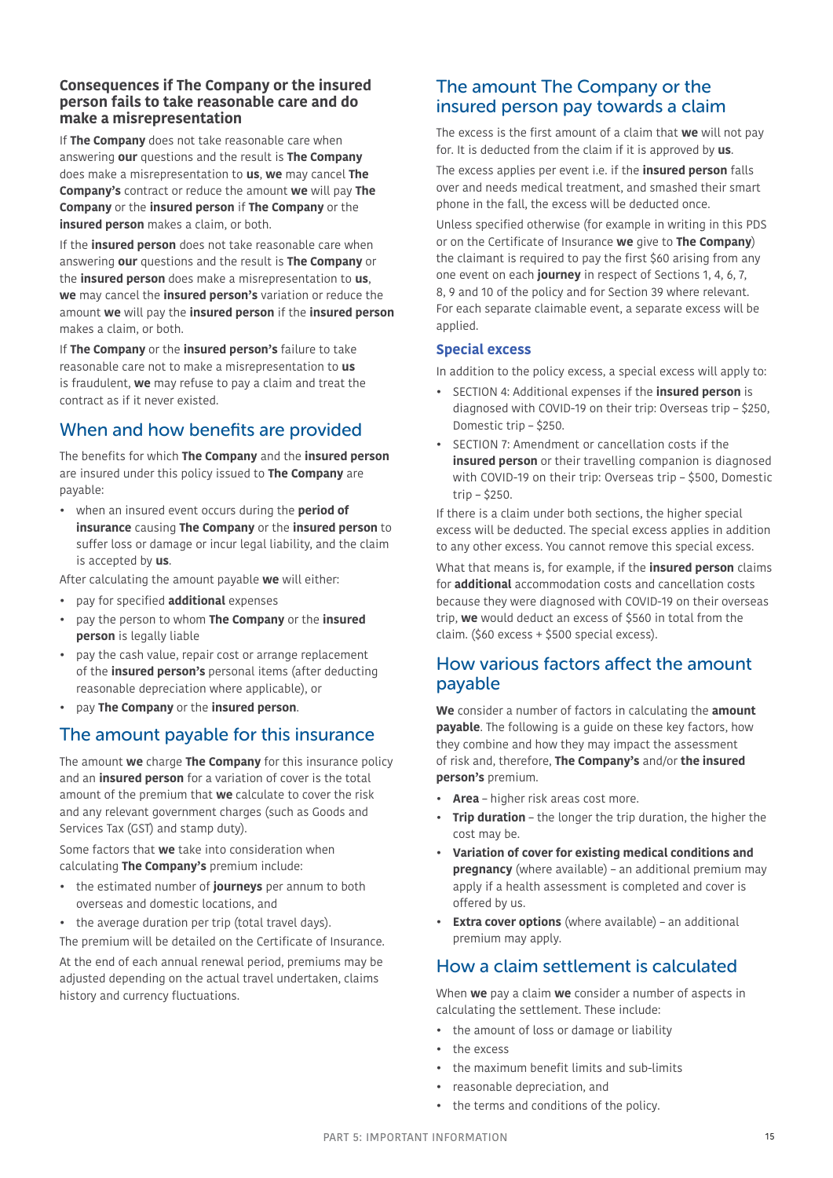### Consequences if The Company or the insured person fails to take reasonable care and do make a misrepresentation

If **The Company** does not take reasonable care when answering **our** questions and the result is **The Company** does make a misrepresentation to **us**, **we** may cancel **The Company's** contract or reduce the amount **we** will pay **The Company** or the **insured person** if **The Company** or the **insured person** makes a claim, or both.

If the **insured person** does not take reasonable care when answering **our** questions and the result is **The Company** or the **insured person** does make a misrepresentation to **us**, **we** may cancel the **insured person's** variation or reduce the amount **we** will pay the **insured person** if the **insured person** makes a claim, or both.

If **The Company** or the **insured person's** failure to take reasonable care not to make a misrepresentation to **us** is fraudulent, **we** may refuse to pay a claim and treat the contract as if it never existed.

## When and how benefits are provided

The benefits for which **The Company** and the **insured person** are insured under this policy issued to **The Company** are payable:

- when an insured event occurs during the **period of insurance** causing **The Company** or the **insured person** to suffer loss or damage or incur legal liability, and the claim is accepted by **us**.

After calculating the amount payable **we** will either:

- pay for specified **additional** expenses
- pay the person to whom **The Company** or the **insured person** is legally liable
- pay the cash value, repair cost or arrange replacement of the **insured person's** personal items (after deducting reasonable depreciation where applicable), or
- pay **The Company** or the **insured person**.

## The amount payable for this insurance

The amount **we** charge **The Company** for this insurance policy and an **insured person** for a variation of cover is the total amount of the premium that **we** calculate to cover the risk and any relevant government charges (such as Goods and Services Tax (GST) and stamp duty).

Some factors that **we** take into consideration when calculating **The Company's** premium include:

- the estimated number of **journeys** per annum to both overseas and domestic locations, and
- the average duration per trip (total travel days).

The premium will be detailed on the Certificate of Insurance.

At the end of each annual renewal period, premiums may be adjusted depending on the actual travel undertaken, claims history and currency fluctuations.

## The amount The Company or the insured person pay towards a claim

The excess is the first amount of a claim that **we** will not pay for. It is deducted from the claim if it is approved by **us**.

The excess applies per event i.e. if the **insured person** falls over and needs medical treatment, and smashed their smart phone in the fall, the excess will be deducted once.

Unless specified otherwise (for example in writing in this PDS or on the Certificate of Insurance **we** give to **The Company**) the claimant is required to pay the first $60 arising from any one event on each **journey** in respect of Sections 1, 4, 6, 7, 8, 9 and 10 of the policy and for Section 39 where relevant. For each separate claimable event, a separate excess will be applied.

### Special excess

In addition to the policy excess, a special excess will apply to:

- SECTION 4: Additional expenses if the **insured person** is diagnosed with COVID-19 on their trip: Overseas trip – $250, Domestic trip – $250.
- SECTION 7: Amendment or cancellation costs if the **insured person** or their travelling companion is diagnosed with COVID-19 on their trip: Overseas trip – $500, Domestic trip – $250.

If there is a claim under both sections, the higher special excess will be deducted. The special excess applies in addition to any other excess. You cannot remove this special excess.

What that means is, for example, if the **insured person** claims for **additional** accommodation costs and cancellation costs because they were diagnosed with COVID-19 on their overseas trip, **we** would deduct an excess of $560 in total from the claim. ($60 excess + $500 special excess).

## How various factors affect the amount payable

**We** consider a number of factors in calculating the **amount payable**. The following is a guide on these key factors, how they combine and how they may impact the assessment of risk and, therefore, **The Company's** and/or **the insured person's** premium.

- **Area** – higher risk areas cost more.
- **Trip duration** – the longer the trip duration, the higher the cost may be.
- **Variation of cover for existing medical conditions and pregnancy** (where available) – an additional premium may apply if a health assessment is completed and cover is offered by us.
- **Extra cover options** (where available) – an additional premium may apply.

## How a claim settlement is calculated

When **we** pay a claim **we** consider a number of aspects in calculating the settlement. These include:

- the amount of loss or damage or liability
- the excess
- the maximum benefit limits and sub-limits
- reasonable depreciation, and
- the terms and conditions of the policy.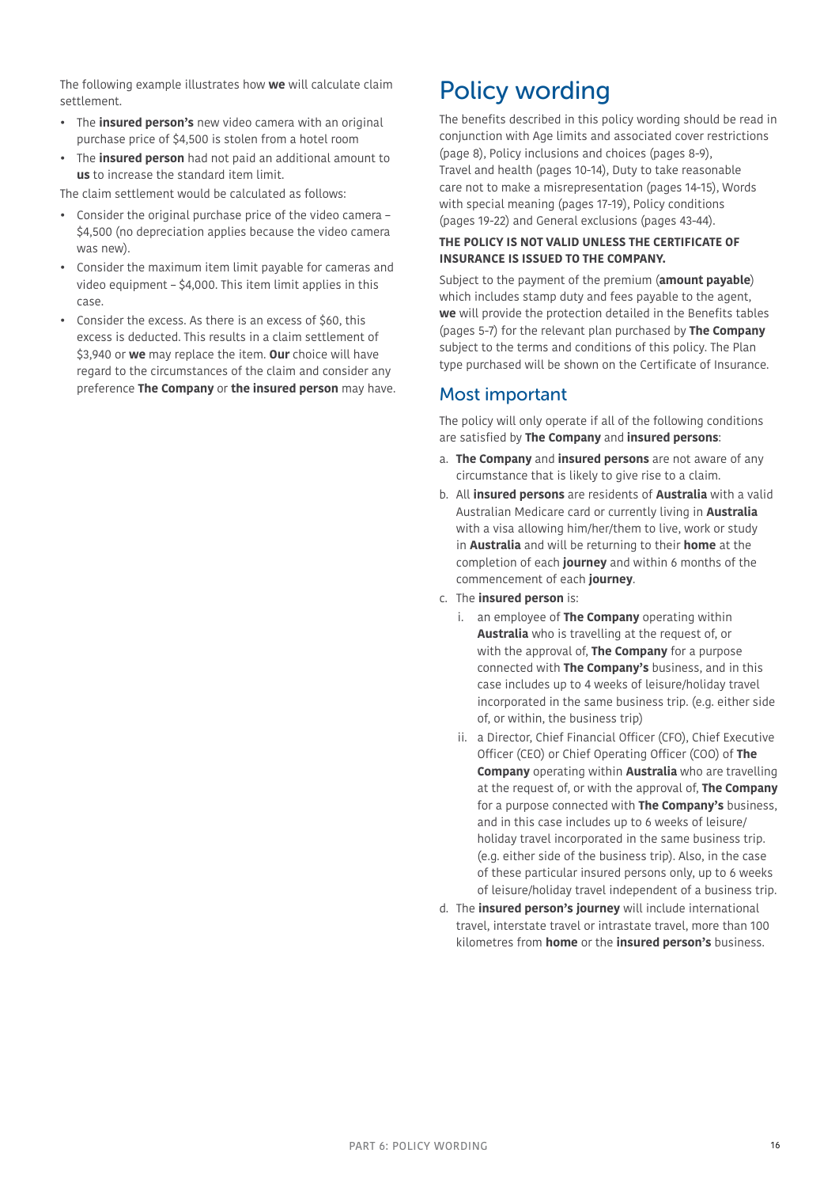The following example illustrates how **we** will calculate claim settlement.

- The **insured person's** new video camera with an original purchase price of $4,500 is stolen from a hotel room
- The **insured person** had not paid an additional amount to **us** to increase the standard item limit.

The claim settlement would be calculated as follows:

- Consider the original purchase price of the video camera – $4,500 (no depreciation applies because the video camera was new).
- Consider the maximum item limit payable for cameras and video equipment – $4,000. This item limit applies in this case.
- Consider the excess. As there is an excess of $60, this excess is deducted. This results in a claim settlement of $3,940 or **we** may replace the item. **Our** choice will have regard to the circumstances of the claim and consider any preference **The Company** or **the insured person** may have.

# Policy wording

The benefits described in this policy wording should be read in conjunction with Age limits and associated cover restrictions (page 8), Policy inclusions and choices (pages 8-9), Travel and health (pages 10-14), Duty to take reasonable care not to make a misrepresentation (pages 14-15), Words with special meaning (pages 17-19), Policy conditions (pages 19-22) and General exclusions (pages 43-44).

**THE POLICY IS NOT VALID UNLESS THE CERTIFICATE OF INSURANCE IS ISSUED TO THE COMPANY.**

Subject to the payment of the premium (**amount payable**) which includes stamp duty and fees payable to the agent, **we** will provide the protection detailed in the Benefits tables (pages 5-7) for the relevant plan purchased by **The Company** subject to the terms and conditions of this policy. The Plan type purchased will be shown on the Certificate of Insurance.

## Most important

The policy will only operate if all of the following conditions are satisfied by **The Company** and **insured persons**:

a. **The Company** and **insured persons** are not aware of any circumstance that is likely to give rise to a claim.

b. All **insured persons** are residents of **Australia** with a valid Australian Medicare card or currently living in **Australia** with a visa allowing him/her/them to live, work or study in **Australia** and will be returning to their **home** at the completion of each **journey** and within 6 months of the commencement of each **journey**.

c. The **insured person** is:

   i. an employee of **The Company** operating within **Australia** who is travelling at the request of, or with the approval of, **The Company** for a purpose connected with **The Company's** business, and in this case includes up to 4 weeks of leisure/holiday travel incorporated in the same business trip. (e.g. either side of, or within, the business trip)

   ii. a Director, Chief Financial Officer (CFO), Chief Executive Officer (CEO) or Chief Operating Officer (COO) of **The Company** operating within **Australia** who are travelling at the request of, or with the approval of, **The Company** for a purpose connected with **The Company's** business, and in this case includes up to 6 weeks of leisure/holiday travel incorporated in the same business trip. (e.g. either side of the business trip). Also, in the case of these particular insured persons only, up to 6 weeks of leisure/holiday travel independent of a business trip.

d. The **insured person's journey** will include international travel, interstate travel or intrastate travel, more than 100 kilometres from **home** or the **insured person's** business.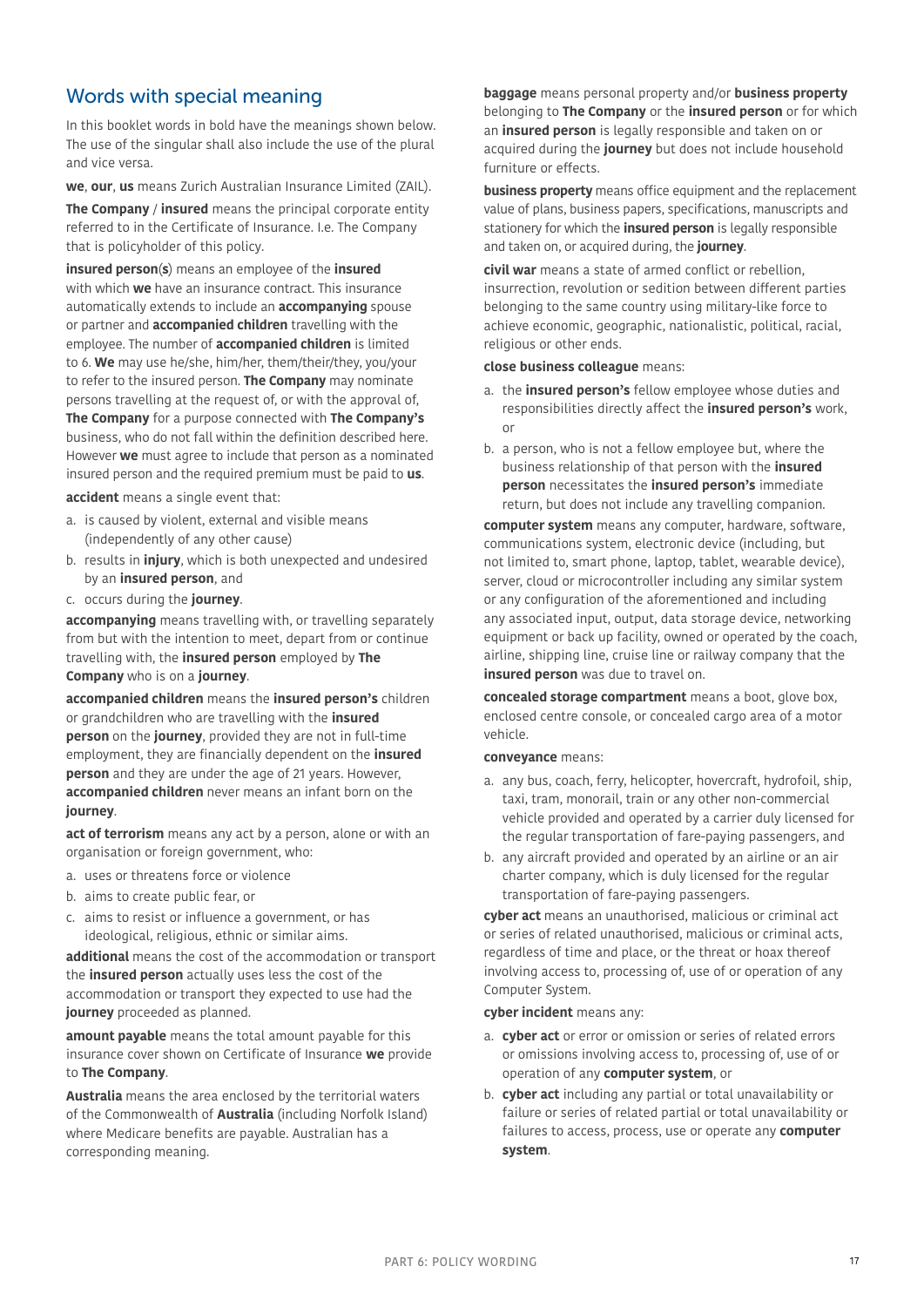## Words with special meaning

In this booklet words in bold have the meanings shown below. The use of the singular shall also include the use of the plural and vice versa.

**we**, **our**, **us** means Zurich Australian Insurance Limited (ZAIL).

**The Company** / **insured** means the principal corporate entity referred to in the Certificate of Insurance. I.e. The Company that is policyholder of this policy.

**insured person**(**s**) means an employee of the **insured** with which **we** have an insurance contract. This insurance automatically extends to include an **accompanying** spouse or partner and **accompanied children** travelling with the employee. The number of **accompanied children** is limited to 6. **We** may use he/she, him/her, them/their/they, you/your to refer to the insured person. **The Company** may nominate persons travelling at the request of, or with the approval of, **The Company** for a purpose connected with **The Company's** business, who do not fall within the definition described here. However **we** must agree to include that person as a nominated insured person and the required premium must be paid to **us**.

**accident** means a single event that:

a. is caused by violent, external and visible means (independently of any other cause)
b. results in **injury**, which is both unexpected and undesired by an **insured person**, and
c. occurs during the **journey**.

**accompanying** means travelling with, or travelling separately from but with the intention to meet, depart from or continue travelling with, the **insured person** employed by **The Company** who is on a **journey**.

**accompanied children** means the **insured person's** children or grandchildren who are travelling with the **insured person** on the **journey**, provided they are not in full-time employment, they are financially dependent on the **insured person** and they are under the age of 21 years. However, **accompanied children** never means an infant born on the **journey**.

**act of terrorism** means any act by a person, alone or with an organisation or foreign government, who:

a. uses or threatens force or violence
b. aims to create public fear, or
c. aims to resist or influence a government, or has ideological, religious, ethnic or similar aims.

**additional** means the cost of the accommodation or transport the **insured person** actually uses less the cost of the accommodation or transport they expected to use had the **journey** proceeded as planned.

**amount payable** means the total amount payable for this insurance cover shown on Certificate of Insurance **we** provide to **The Company**.

**Australia** means the area enclosed by the territorial waters of the Commonwealth of **Australia** (including Norfolk Island) where Medicare benefits are payable. Australian has a corresponding meaning.

**baggage** means personal property and/or **business property** belonging to **The Company** or the **insured person** or for which an **insured person** is legally responsible and taken on or acquired during the **journey** but does not include household furniture or effects.

**business property** means office equipment and the replacement value of plans, business papers, specifications, manuscripts and stationery for which the **insured person** is legally responsible and taken on, or acquired during, the **journey**.

**civil war** means a state of armed conflict or rebellion, insurrection, revolution or sedition between different parties belonging to the same country using military-like force to achieve economic, geographic, nationalistic, political, racial, religious or other ends.

**close business colleague** means:

a. the **insured person's** fellow employee whose duties and responsibilities directly affect the **insured person's** work, or
b. a person, who is not a fellow employee but, where the business relationship of that person with the **insured person** necessitates the **insured person's** immediate return, but does not include any travelling companion.

**computer system** means any computer, hardware, software, communications system, electronic device (including, but not limited to, smart phone, laptop, tablet, wearable device), server, cloud or microcontroller including any similar system or any configuration of the aforementioned and including any associated input, output, data storage device, networking equipment or back up facility, owned or operated by the coach, airline, shipping line, cruise line or railway company that the **insured person** was due to travel on.

**concealed storage compartment** means a boot, glove box, enclosed centre console, or concealed cargo area of a motor vehicle.

**conveyance** means:

a. any bus, coach, ferry, helicopter, hovercraft, hydrofoil, ship, taxi, tram, monorail, train or any other non-commercial vehicle provided and operated by a carrier duly licensed for the regular transportation of fare-paying passengers, and
b. any aircraft provided and operated by an airline or an air charter company, which is duly licensed for the regular transportation of fare-paying passengers.

**cyber act** means an unauthorised, malicious or criminal act or series of related unauthorised, malicious or criminal acts, regardless of time and place, or the threat or hoax thereof involving access to, processing of, use of or operation of any Computer System.

**cyber incident** means any:

a. **cyber act** or error or omission or series of related errors or omissions involving access to, processing of, use of or operation of any **computer system**, or
b. **cyber act** including any partial or total unavailability or failure or series of related partial or total unavailability or failures to access, process, use or operate any **computer system**.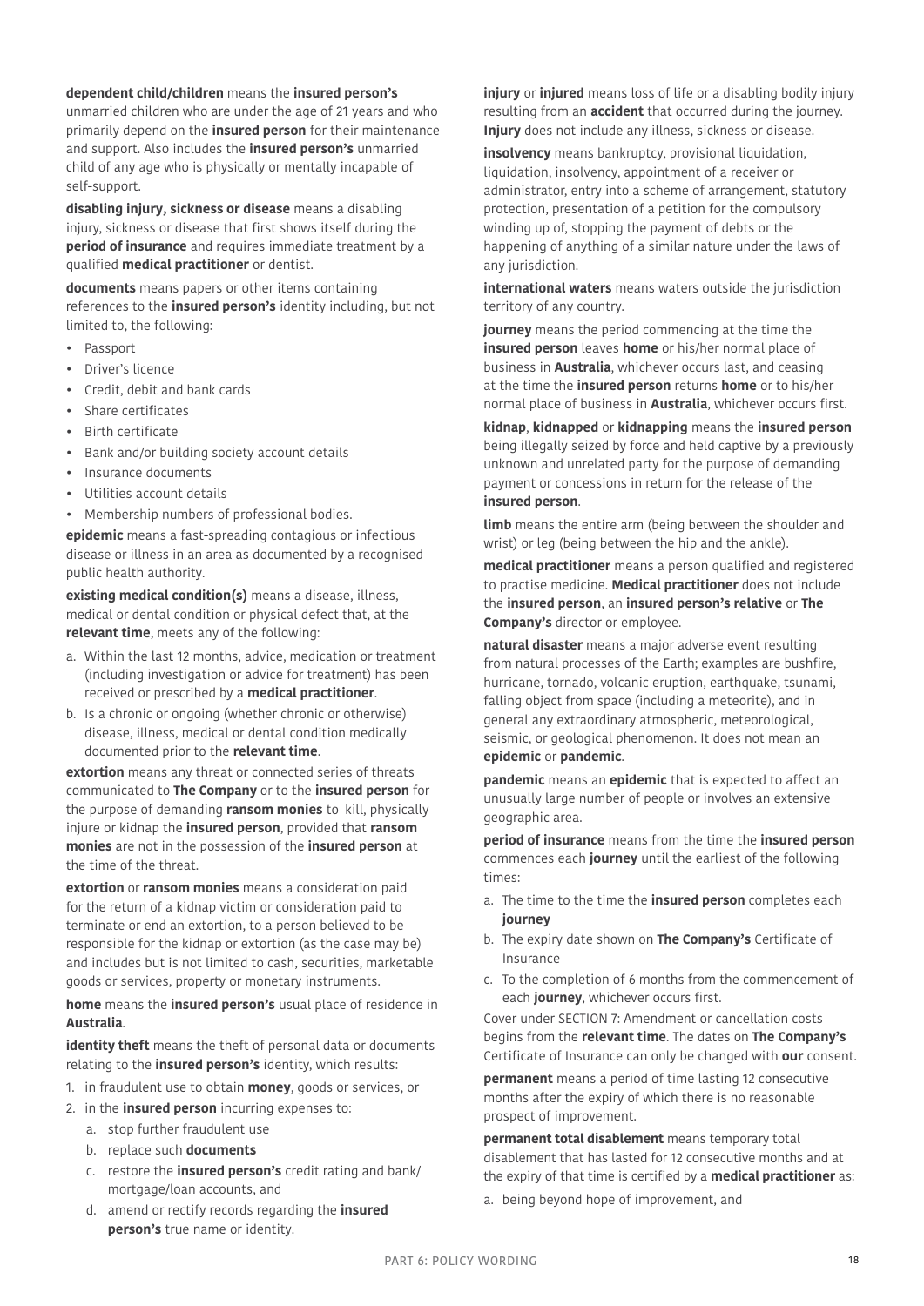**dependent child/children** means the **insured person's** unmarried children who are under the age of 21 years and who primarily depend on the **insured person** for their maintenance and support. Also includes the **insured person's** unmarried child of any age who is physically or mentally incapable of self-support.

**disabling injury, sickness or disease** means a disabling injury, sickness or disease that first shows itself during the **period of insurance** and requires immediate treatment by a qualified **medical practitioner** or dentist.

**documents** means papers or other items containing references to the **insured person's** identity including, but not limited to, the following:

- Passport
- Driver's licence
- Credit, debit and bank cards
- Share certificates
- Birth certificate
- Bank and/or building society account details
- Insurance documents
- Utilities account details
- Membership numbers of professional bodies.

**epidemic** means a fast-spreading contagious or infectious disease or illness in an area as documented by a recognised public health authority.

**existing medical condition(s)** means a disease, illness, medical or dental condition or physical defect that, at the **relevant time**, meets any of the following:

a. Within the last 12 months, advice, medication or treatment (including investigation or advice for treatment) has been received or prescribed by a **medical practitioner**.
b. Is a chronic or ongoing (whether chronic or otherwise) disease, illness, medical or dental condition medically documented prior to the **relevant time**.

**extortion** means any threat or connected series of threats communicated to **The Company** or to the **insured person** for the purpose of demanding **ransom monies** to kill, physically injure or kidnap the **insured person**, provided that **ransom monies** are not in the possession of the **insured person** at the time of the threat.

**extortion** or **ransom monies** means a consideration paid for the return of a kidnap victim or consideration paid to terminate or end an extortion, to a person believed to be responsible for the kidnap or extortion (as the case may be) and includes but is not limited to cash, securities, marketable goods or services, property or monetary instruments.

**home** means the **insured person's** usual place of residence in **Australia**.

**identity theft** means the theft of personal data or documents relating to the **insured person's** identity, which results:

1. in fraudulent use to obtain **money**, goods or services, or
2. in the **insured person** incurring expenses to:
   a. stop further fraudulent use
   b. replace such **documents**
   c. restore the **insured person's** credit rating and bank/mortgage/loan accounts, and
   d. amend or rectify records regarding the **insured person's** true name or identity.

**injury** or **injured** means loss of life or a disabling bodily injury resulting from an **accident** that occurred during the journey. **Injury** does not include any illness, sickness or disease.

**insolvency** means bankruptcy, provisional liquidation, liquidation, insolvency, appointment of a receiver or administrator, entry into a scheme of arrangement, statutory protection, presentation of a petition for the compulsory winding up of, stopping the payment of debts or the happening of anything of a similar nature under the laws of any jurisdiction.

**international waters** means waters outside the jurisdiction territory of any country.

**journey** means the period commencing at the time the **insured person** leaves **home** or his/her normal place of business in **Australia**, whichever occurs last, and ceasing at the time the **insured person** returns **home** or to his/her normal place of business in **Australia**, whichever occurs first.

**kidnap**, **kidnapped** or **kidnapping** means the **insured person** being illegally seized by force and held captive by a previously unknown and unrelated party for the purpose of demanding payment or concessions in return for the release of the **insured person**.

**limb** means the entire arm (being between the shoulder and wrist) or leg (being between the hip and the ankle).

**medical practitioner** means a person qualified and registered to practise medicine. **Medical practitioner** does not include the **insured person**, an **insured person's relative** or **The Company's** director or employee.

**natural disaster** means a major adverse event resulting from natural processes of the Earth; examples are bushfire, hurricane, tornado, volcanic eruption, earthquake, tsunami, falling object from space (including a meteorite), and in general any extraordinary atmospheric, meteorological, seismic, or geological phenomenon. It does not mean an **epidemic** or **pandemic**.

**pandemic** means an **epidemic** that is expected to affect an unusually large number of people or involves an extensive geographic area.

**period of insurance** means from the time the **insured person** commences each **journey** until the earliest of the following times:

a. The time to the time the **insured person** completes each **journey**
b. The expiry date shown on **The Company's** Certificate of Insurance
c. To the completion of 6 months from the commencement of each **journey**, whichever occurs first.

Cover under SECTION 7: Amendment or cancellation costs begins from the **relevant time**. The dates on **The Company's** Certificate of Insurance can only be changed with **our** consent.

**permanent** means a period of time lasting 12 consecutive months after the expiry of which there is no reasonable prospect of improvement.

**permanent total disablement** means temporary total disablement that has lasted for 12 consecutive months and at the expiry of that time is certified by a **medical practitioner** as:

a. being beyond hope of improvement, and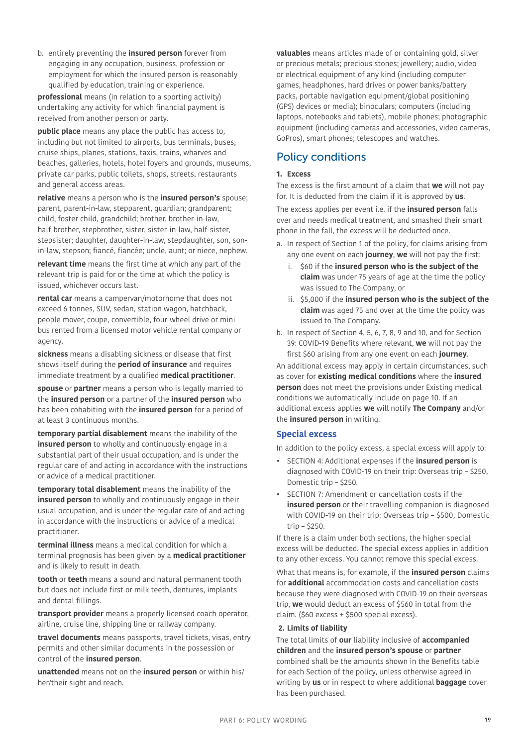b. entirely preventing the **insured person** forever from engaging in any occupation, business, profession or employment for which the insured person is reasonably qualified by education, training or experience.

**professional** means (in relation to a sporting activity) undertaking any activity for which financial payment is received from another person or party.

**public place** means any place the public has access to, including but not limited to airports, bus terminals, buses, cruise ships, planes, stations, taxis, trains, wharves and beaches, galleries, hotels, hotel foyers and grounds, museums, private car parks, public toilets, shops, streets, restaurants and general access areas.

**relative** means a person who is the **insured person's** spouse; parent, parent-in-law, stepparent, guardian; grandparent; child, foster child, grandchild; brother, brother-in-law, half-brother, stepbrother, sister, sister-in-law, half-sister, stepsister; daughter, daughter-in-law, stepdaughter, son, son-in-law, stepson; fiancé, fiancée; uncle, aunt; or niece, nephew.

**relevant time** means the first time at which any part of the relevant trip is paid for or the time at which the policy is issued, whichever occurs last.

**rental car** means a campervan/motorhome that does not exceed 6 tonnes, SUV, sedan, station wagon, hatchback, people mover, coupe, convertible, four-wheel drive or mini bus rented from a licensed motor vehicle rental company or agency.

**sickness** means a disabling sickness or disease that first shows itself during the **period of insurance** and requires immediate treatment by a qualified **medical practitioner**.

**spouse** or **partner** means a person who is legally married to the **insured person** or a partner of the **insured person** who has been cohabiting with the **insured person** for a period of at least 3 continuous months.

**temporary partial disablement** means the inability of the **insured person** to wholly and continuously engage in a substantial part of their usual occupation, and is under the regular care of and acting in accordance with the instructions or advice of a medical practitioner.

**temporary total disablement** means the inability of the **insured person** to wholly and continuously engage in their usual occupation, and is under the regular care of and acting in accordance with the instructions or advice of a medical practitioner.

**terminal illness** means a medical condition for which a terminal prognosis has been given by a **medical practitioner** and is likely to result in death.

**tooth** or **teeth** means a sound and natural permanent tooth but does not include first or milk teeth, dentures, implants and dental fillings.

**transport provider** means a properly licensed coach operator, airline, cruise line, shipping line or railway company.

**travel documents** means passports, travel tickets, visas, entry permits and other similar documents in the possession or control of the **insured person**.

**unattended** means not on the **insured person** or within his/her/their sight and reach.

**valuables** means articles made of or containing gold, silver or precious metals; precious stones; jewellery; audio, video or electrical equipment of any kind (including computer games, headphones, hard drives or power banks/battery packs, portable navigation equipment/global positioning (GPS) devices or media); binoculars; computers (including laptops, notebooks and tablets), mobile phones; photographic equipment (including cameras and accessories, video cameras, GoPros), smart phones; telescopes and watches.

## Policy conditions

#### 1. Excess

The excess is the first amount of a claim that **we** will not pay for. It is deducted from the claim if it is approved by **us**.

The excess applies per event i.e. if the **insured person** falls over and needs medical treatment, and smashed their smart phone in the fall, the excess will be deducted once.

a. In respect of Section 1 of the policy, for claims arising from any one event on each **journey**, **we** will not pay the first:
   i. $60 if the **insured person who is the subject of the claim** was under 75 years of age at the time the policy was issued to The Company, or
   ii. $5,000 if the **insured person who is the subject of the claim** was aged 75 and over at the time the policy was issued to The Company.

b. In respect of Section 4, 5, 6, 7, 8, 9 and 10, and for Section 39: COVID-19 Benefits where relevant, **we** will not pay the first $60 arising from any one event on each **journey**.

An additional excess may apply in certain circumstances, such as cover for **existing medical conditions** where the **insured person** does not meet the provisions under Existing medical conditions we automatically include on page 10. If an additional excess applies **we** will notify **The Company** and/or the **insured person** in writing.

### Special excess

In addition to the policy excess, a special excess will apply to:

- SECTION 4: Additional expenses if the **insured person** is diagnosed with COVID-19 on their trip: Overseas trip – $250, Domestic trip – $250.
- SECTION 7: Amendment or cancellation costs if the **insured person** or their travelling companion is diagnosed with COVID-19 on their trip: Overseas trip – $500, Domestic trip – $250.

If there is a claim under both sections, the higher special excess will be deducted. The special excess applies in addition to any other excess. You cannot remove this special excess.

What that means is, for example, if the **insured person** claims for **additional** accommodation costs and cancellation costs because they were diagnosed with COVID-19 on their overseas trip, **we** would deduct an excess of $560 in total from the claim. ($60 excess + $500 special excess).

#### 2. Limits of liability

The total limits of **our** liability inclusive of **accompanied children** and the **insured person's spouse** or **partner** combined shall be the amounts shown in the Benefits table for each Section of the policy, unless otherwise agreed in writing by **us** or in respect to where additional **baggage** cover has been purchased.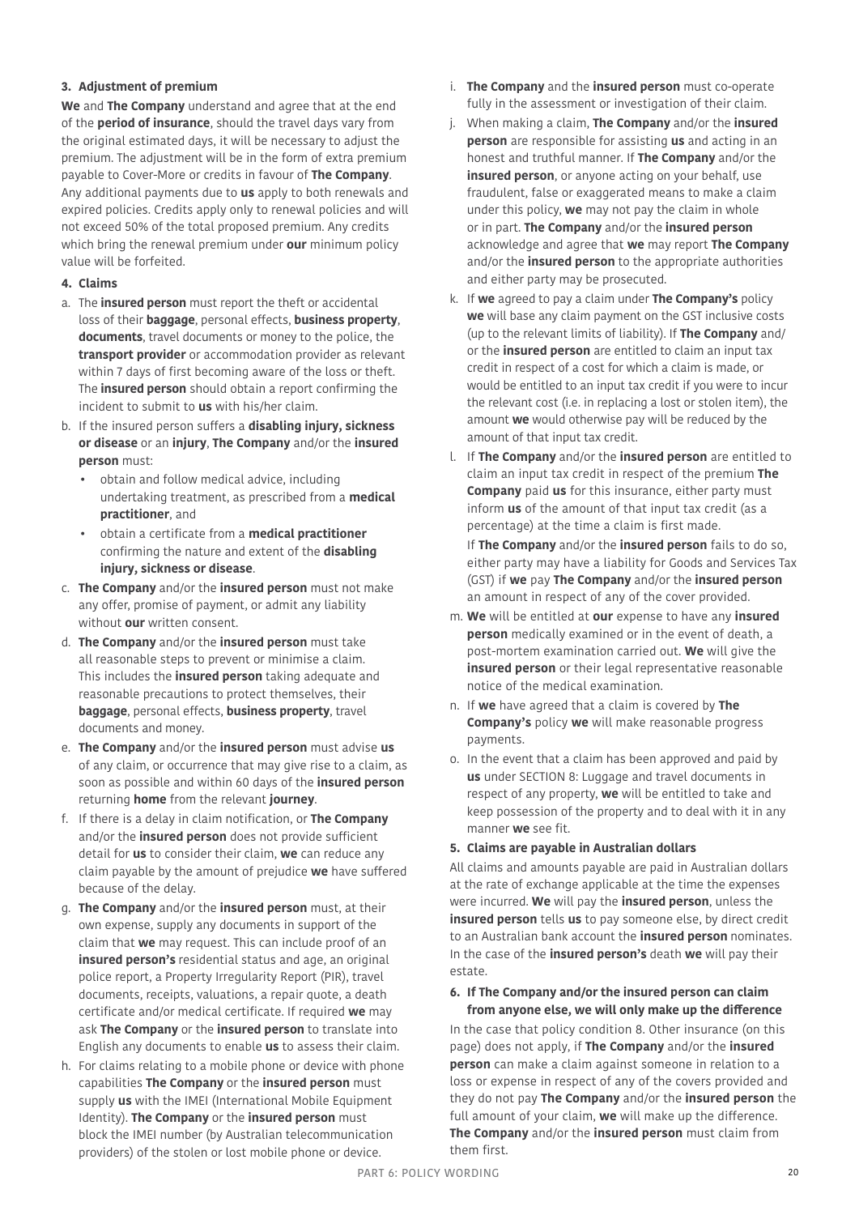**3. Adjustment of premium**

**We** and **The Company** understand and agree that at the end of the **period of insurance**, should the travel days vary from the original estimated days, it will be necessary to adjust the premium. The adjustment will be in the form of extra premium payable to Cover-More or credits in favour of **The Company**. Any additional payments due to **us** apply to both renewals and expired policies. Credits apply only to renewal policies and will not exceed 50% of the total proposed premium. Any credits which bring the renewal premium under **our** minimum policy value will be forfeited.

**4. Claims**

a. The **insured person** must report the theft or accidental loss of their **baggage**, personal effects, **business property**, **documents**, travel documents or money to the police, the **transport provider** or accommodation provider as relevant within 7 days of first becoming aware of the loss or theft. The **insured person** should obtain a report confirming the incident to submit to **us** with his/her claim.

b. If the insured person suffers a **disabling injury, sickness or disease** or an **injury**, **The Company** and/or the **insured person** must:
   - obtain and follow medical advice, including undertaking treatment, as prescribed from a **medical practitioner**, and
   - obtain a certificate from a **medical practitioner** confirming the nature and extent of the **disabling injury, sickness or disease**.

c. **The Company** and/or the **insured person** must not make any offer, promise of payment, or admit any liability without **our** written consent.

d. **The Company** and/or the **insured person** must take all reasonable steps to prevent or minimise a claim. This includes the **insured person** taking adequate and reasonable precautions to protect themselves, their **baggage**, personal effects, **business property**, travel documents and money.

e. **The Company** and/or the **insured person** must advise **us** of any claim, or occurrence that may give rise to a claim, as soon as possible and within 60 days of the **insured person** returning **home** from the relevant **journey**.

f. If there is a delay in claim notification, or **The Company** and/or the **insured person** does not provide sufficient detail for **us** to consider their claim, **we** can reduce any claim payable by the amount of prejudice **we** have suffered because of the delay.

g. **The Company** and/or the **insured person** must, at their own expense, supply any documents in support of the claim that **we** may request. This can include proof of an **insured person's** residential status and age, an original police report, a Property Irregularity Report (PIR), travel documents, receipts, valuations, a repair quote, a death certificate and/or medical certificate. If required **we** may ask **The Company** or the **insured person** to translate into English any documents to enable **us** to assess their claim.

h. For claims relating to a mobile phone or device with phone capabilities **The Company** or the **insured person** must supply **us** with the IMEI (International Mobile Equipment Identity). **The Company** or the **insured person** must block the IMEI number (by Australian telecommunication providers) of the stolen or lost mobile phone or device.

i. **The Company** and the **insured person** must co-operate fully in the assessment or investigation of their claim.

j. When making a claim, **The Company** and/or the **insured person** are responsible for assisting **us** and acting in an honest and truthful manner. If **The Company** and/or the **insured person**, or anyone acting on your behalf, use fraudulent, false or exaggerated means to make a claim under this policy, **we** may not pay the claim in whole or in part. **The Company** and/or the **insured person** acknowledge and agree that **we** may report **The Company** and/or the **insured person** to the appropriate authorities and either party may be prosecuted.

k. If **we** agreed to pay a claim under **The Company's** policy **we** will base any claim payment on the GST inclusive costs (up to the relevant limits of liability). If **The Company** and/or the **insured person** are entitled to claim an input tax credit in respect of a cost for which a claim is made, or would be entitled to an input tax credit if you were to incur the relevant cost (i.e. in replacing a lost or stolen item), the amount **we** would otherwise pay will be reduced by the amount of that input tax credit.

l. If **The Company** and/or the **insured person** are entitled to claim an input tax credit in respect of the premium **The Company** paid **us** for this insurance, either party must inform **us** of the amount of that input tax credit (as a percentage) at the time a claim is first made.

   If **The Company** and/or the **insured person** fails to do so, either party may have a liability for Goods and Services Tax (GST) if **we** pay **The Company** and/or the **insured person** an amount in respect of any of the cover provided.

m. **We** will be entitled at **our** expense to have any **insured person** medically examined or in the event of death, a post-mortem examination carried out. **We** will give the **insured person** or their legal representative reasonable notice of the medical examination.

n. If **we** have agreed that a claim is covered by **The Company's** policy **we** will make reasonable progress payments.

o. In the event that a claim has been approved and paid by **us** under SECTION 8: Luggage and travel documents in respect of any property, **we** will be entitled to take and keep possession of the property and to deal with it in any manner **we** see fit.

**5. Claims are payable in Australian dollars**

All claims and amounts payable are paid in Australian dollars at the rate of exchange applicable at the time the expenses were incurred. **We** will pay the **insured person**, unless the **insured person** tells **us** to pay someone else, by direct credit to an Australian bank account the **insured person** nominates. In the case of the **insured person's** death **we** will pay their estate.

**6. If The Company and/or the insured person can claim from anyone else, we will only make up the difference**

In the case that policy condition 8. Other insurance (on this page) does not apply, if **The Company** and/or the **insured person** can make a claim against someone in relation to a loss or expense in respect of any of the covers provided and they do not pay **The Company** and/or the **insured person** the full amount of your claim, **we** will make up the difference. **The Company** and/or the **insured person** must claim from them first.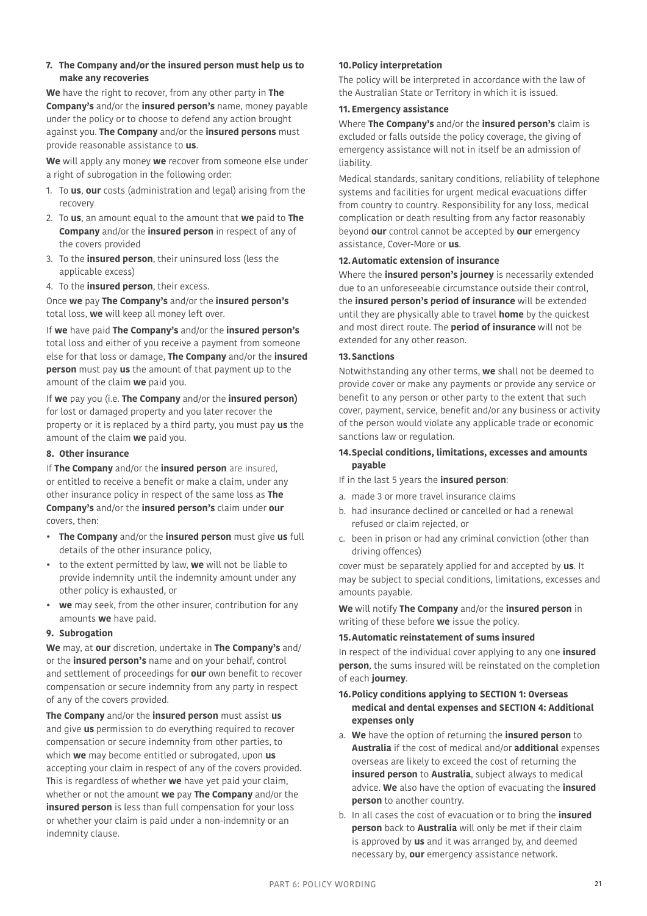**7. The Company and/or the insured person must help us to make any recoveries**

**We** have the right to recover, from any other party in **The Company's** and/or the **insured person's** name, money payable under the policy or to choose to defend any action brought against you. **The Company** and/or the **insured persons** must provide reasonable assistance to **us**.

**We** will apply any money **we** recover from someone else under a right of subrogation in the following order:

1. To **us**, **our** costs (administration and legal) arising from the recovery
2. To **us**, an amount equal to the amount that **we** paid to **The Company** and/or the **insured person** in respect of any of the covers provided
3. To the **insured person**, their uninsured loss (less the applicable excess)
4. To the **insured person**, their excess.

Once **we** pay **The Company's** and/or the **insured person's** total loss, **we** will keep all money left over.

If **we** have paid **The Company's** and/or the **insured person's** total loss and either of you receive a payment from someone else for that loss or damage, **The Company** and/or the **insured person** must pay **us** the amount of that payment up to the amount of the claim **we** paid you.

If **we** pay you (i.e. **The Company** and/or the **insured person)** for lost or damaged property and you later recover the property or it is replaced by a third party, you must pay **us** the amount of the claim **we** paid you.

**8. Other insurance**

If **The Company** and/or the **insured person** are insured, or entitled to receive a benefit or make a claim, under any other insurance policy in respect of the same loss as **The Company's** and/or the **insured person's** claim under **our** covers, then:

- **The Company** and/or the **insured person** must give **us** full details of the other insurance policy,
- to the extent permitted by law, **we** will not be liable to provide indemnity until the indemnity amount under any other policy is exhausted, or
- **we** may seek, from the other insurer, contribution for any amounts **we** have paid.

**9. Subrogation**

**We** may, at **our** discretion, undertake in **The Company's** and/or the **insured person's** name and on your behalf, control and settlement of proceedings for **our** own benefit to recover compensation or secure indemnity from any party in respect of any of the covers provided.

**The Company** and/or the **insured person** must assist **us** and give **us** permission to do everything required to recover compensation or secure indemnity from other parties, to which **we** may become entitled or subrogated, upon **us** accepting your claim in respect of any of the covers provided. This is regardless of whether **we** have yet paid your claim, whether or not the amount **we** pay **The Company** and/or the **insured person** is less than full compensation for your loss or whether your claim is paid under a non-indemnity or an indemnity clause.

**10. Policy interpretation**

The policy will be interpreted in accordance with the law of the Australian State or Territory in which it is issued.

**11. Emergency assistance**

Where **The Company's** and/or the **insured person's** claim is excluded or falls outside the policy coverage, the giving of emergency assistance will not in itself be an admission of liability.

Medical standards, sanitary conditions, reliability of telephone systems and facilities for urgent medical evacuations differ from country to country. Responsibility for any loss, medical complication or death resulting from any factor reasonably beyond **our** control cannot be accepted by **our** emergency assistance, Cover-More or **us**.

**12. Automatic extension of insurance**

Where the **insured person's journey** is necessarily extended due to an unforeseeable circumstance outside their control, the **insured person's period of insurance** will be extended until they are physically able to travel **home** by the quickest and most direct route. The **period of insurance** will not be extended for any other reason.

**13. Sanctions**

Notwithstanding any other terms, **we** shall not be deemed to provide cover or make any payments or provide any service or benefit to any person or other party to the extent that such cover, payment, service, benefit and/or any business or activity of the person would violate any applicable trade or economic sanctions law or regulation.

**14. Special conditions, limitations, excesses and amounts payable**

If in the last 5 years the **insured person**:

a. made 3 or more travel insurance claims
b. had insurance declined or cancelled or had a renewal refused or claim rejected, or
c. been in prison or had any criminal conviction (other than driving offences)

cover must be separately applied for and accepted by **us**. It may be subject to special conditions, limitations, excesses and amounts payable.

**We** will notify **The Company** and/or the **insured person** in writing of these before **we** issue the policy.

**15. Automatic reinstatement of sums insured**

In respect of the individual cover applying to any one **insured person**, the sums insured will be reinstated on the completion of each **journey**.

**16. Policy conditions applying to SECTION 1: Overseas medical and dental expenses and SECTION 4: Additional expenses only**

a. **We** have the option of returning the **insured person** to **Australia** if the cost of medical and/or **additional** expenses overseas are likely to exceed the cost of returning the **insured person** to **Australia**, subject always to medical advice. **We** also have the option of evacuating the **insured person** to another country.
b. In all cases the cost of evacuation or to bring the **insured person** back to **Australia** will only be met if their claim is approved by **us** and it was arranged by, and deemed necessary by, **our** emergency assistance network.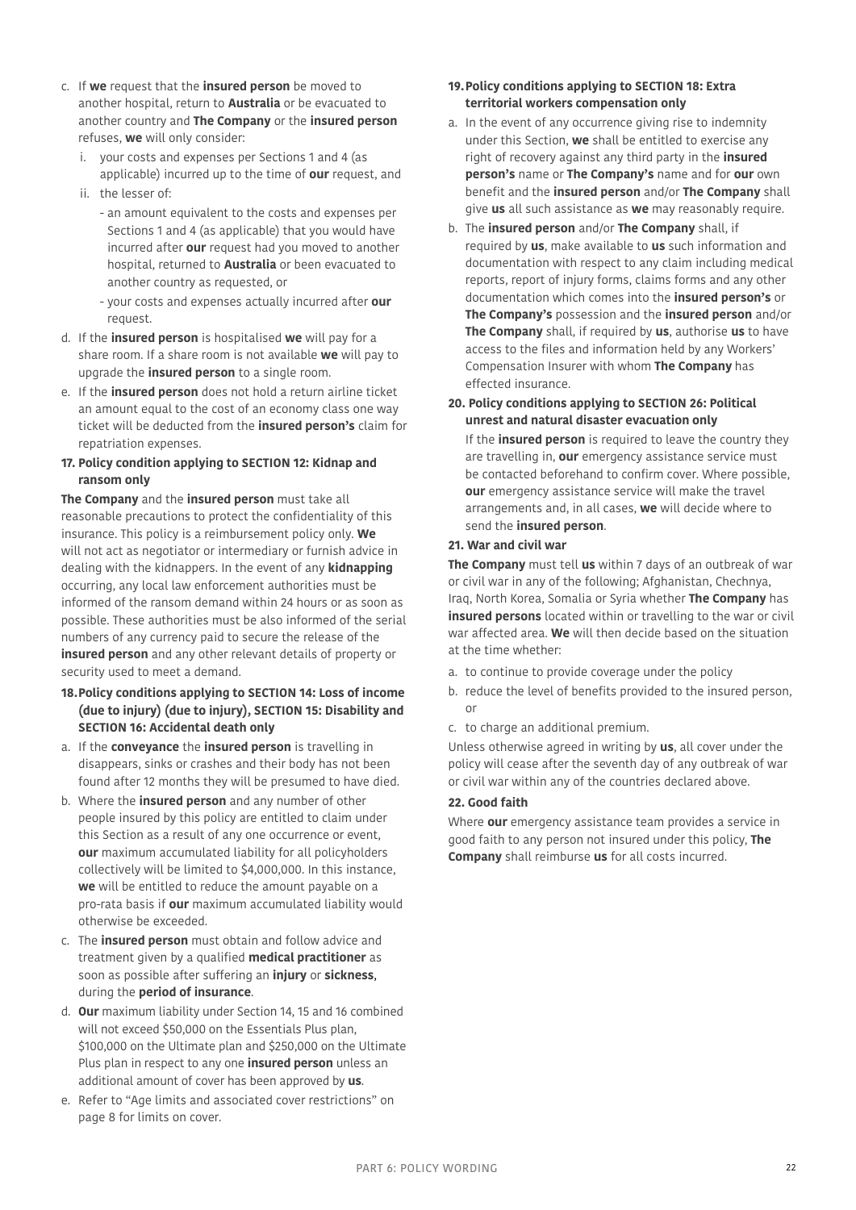c. If **we** request that the **insured person** be moved to another hospital, return to **Australia** or be evacuated to another country and **The Company** or the **insured person** refuses, **we** will only consider:

   i. your costs and expenses per Sections 1 and 4 (as applicable) incurred up to the time of **our** request, and

   ii. the lesser of:

      - an amount equivalent to the costs and expenses per Sections 1 and 4 (as applicable) that you would have incurred after **our** request had you moved to another hospital, returned to **Australia** or been evacuated to another country as requested, or

      - your costs and expenses actually incurred after **our** request.

d. If the **insured person** is hospitalised **we** will pay for a share room. If a share room is not available **we** will pay to upgrade the **insured person** to a single room.

e. If the **insured person** does not hold a return airline ticket an amount equal to the cost of an economy class one way ticket will be deducted from the **insured person's** claim for repatriation expenses.

**17. Policy condition applying to SECTION 12: Kidnap and ransom only**

**The Company** and the **insured person** must take all reasonable precautions to protect the confidentiality of this insurance. This policy is a reimbursement policy only. **We** will not act as negotiator or intermediary or furnish advice in dealing with the kidnappers. In the event of any **kidnapping** occurring, any local law enforcement authorities must be informed of the ransom demand within 24 hours or as soon as possible. These authorities must be also informed of the serial numbers of any currency paid to secure the release of the **insured person** and any other relevant details of property or security used to meet a demand.

**18. Policy conditions applying to SECTION 14: Loss of income (due to injury) (due to injury), SECTION 15: Disability and SECTION 16: Accidental death only**

a. If the **conveyance** the **insured person** is travelling in disappears, sinks or crashes and their body has not been found after 12 months they will be presumed to have died.

b. Where the **insured person** and any number of other people insured by this policy are entitled to claim under this Section as a result of any one occurrence or event, **our** maximum accumulated liability for all policyholders collectively will be limited to $4,000,000. In this instance, **we** will be entitled to reduce the amount payable on a pro-rata basis if **our** maximum accumulated liability would otherwise be exceeded.

c. The **insured person** must obtain and follow advice and treatment given by a qualified **medical practitioner** as soon as possible after suffering an **injury** or **sickness**, during the **period of insurance**.

d. **Our** maximum liability under Section 14, 15 and 16 combined will not exceed $50,000 on the Essentials Plus plan, $100,000 on the Ultimate plan and $250,000 on the Ultimate Plus plan in respect to any one **insured person** unless an additional amount of cover has been approved by **us**.

e. Refer to "Age limits and associated cover restrictions" on page 8 for limits on cover.

**19. Policy conditions applying to SECTION 18: Extra territorial workers compensation only**

a. In the event of any occurrence giving rise to indemnity under this Section, **we** shall be entitled to exercise any right of recovery against any third party in the **insured person's** name or **The Company's** name and for **our** own benefit and the **insured person** and/or **The Company** shall give **us** all such assistance as **we** may reasonably require.

b. The **insured person** and/or **The Company** shall, if required by **us**, make available to **us** such information and documentation with respect to any claim including medical reports, report of injury forms, claims forms and any other documentation which comes into the **insured person's** or **The Company's** possession and the **insured person** and/or **The Company** shall, if required by **us**, authorise **us** to have access to the files and information held by any Workers' Compensation Insurer with whom **The Company** has effected insurance.

**20. Policy conditions applying to SECTION 26: Political unrest and natural disaster evacuation only**

If the **insured person** is required to leave the country they are travelling in, **our** emergency assistance service must be contacted beforehand to confirm cover. Where possible, **our** emergency assistance service will make the travel arrangements and, in all cases, **we** will decide where to send the **insured person**.

**21. War and civil war**

**The Company** must tell **us** within 7 days of an outbreak of war or civil war in any of the following; Afghanistan, Chechnya, Iraq, North Korea, Somalia or Syria whether **The Company** has **insured persons** located within or travelling to the war or civil war affected area. **We** will then decide based on the situation at the time whether:

a. to continue to provide coverage under the policy

b. reduce the level of benefits provided to the insured person, or

c. to charge an additional premium.

Unless otherwise agreed in writing by **us**, all cover under the policy will cease after the seventh day of any outbreak of war or civil war within any of the countries declared above.

**22. Good faith**

Where **our** emergency assistance team provides a service in good faith to any person not insured under this policy, **The Company** shall reimburse **us** for all costs incurred.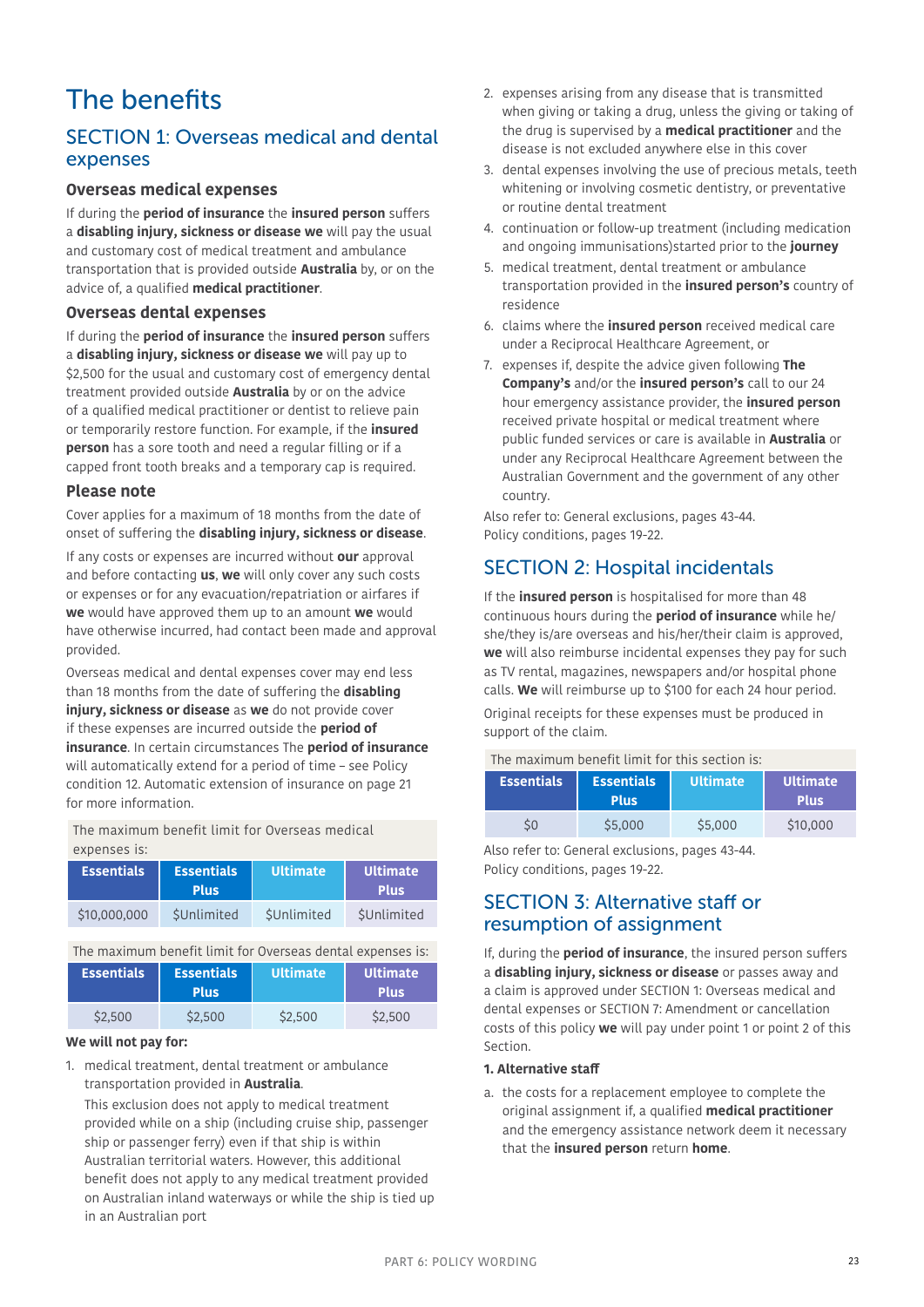# The benefits

## SECTION 1: Overseas medical and dental expenses

### Overseas medical expenses

If during the **period of insurance** the **insured person** suffers a **disabling injury, sickness or disease we** will pay the usual and customary cost of medical treatment and ambulance transportation that is provided outside **Australia** by, or on the advice of, a qualified **medical practitioner**.

### Overseas dental expenses

If during the **period of insurance** the **insured person** suffers a **disabling injury, sickness or disease we** will pay up to $2,500 for the usual and customary cost of emergency dental treatment provided outside **Australia** by or on the advice of a qualified medical practitioner or dentist to relieve pain or temporarily restore function. For example, if the **insured person** has a sore tooth and need a regular filling or if a capped front tooth breaks and a temporary cap is required.

### Please note

Cover applies for a maximum of 18 months from the date of onset of suffering the **disabling injury, sickness or disease**.

If any costs or expenses are incurred without **our** approval and before contacting **us**, **we** will only cover any such costs or expenses or for any evacuation/repatriation or airfares if **we** would have approved them up to an amount **we** would have otherwise incurred, had contact been made and approval provided.

Overseas medical and dental expenses cover may end less than 18 months from the date of suffering the **disabling injury, sickness or disease** as **we** do not provide cover if these expenses are incurred outside the **period of insurance**. In certain circumstances The **period of insurance** will automatically extend for a period of time – see Policy condition 12. Automatic extension of insurance on page 21 for more information.

The maximum benefit limit for Overseas medical expenses is:

| Essentials | Essentials Plus | Ultimate | Ultimate Plus |
|---|---|---|---|
| $10,000,000 | $Unlimited | $Unlimited | $Unlimited |

The maximum benefit limit for Overseas dental expenses is:

| Essentials | Essentials Plus | Ultimate | Ultimate Plus |
|---|---|---|---|
| $2,500 | $2,500 | $2,500 | $2,500 |

**We will not pay for:**

1. medical treatment, dental treatment or ambulance transportation provided in **Australia**.

   This exclusion does not apply to medical treatment provided while on a ship (including cruise ship, passenger ship or passenger ferry) even if that ship is within Australian territorial waters. However, this additional benefit does not apply to any medical treatment provided on Australian inland waterways or while the ship is tied up in an Australian port
2. expenses arising from any disease that is transmitted when giving or taking a drug, unless the giving or taking of the drug is supervised by a **medical practitioner** and the disease is not excluded anywhere else in this cover
3. dental expenses involving the use of precious metals, teeth whitening or involving cosmetic dentistry, or preventative or routine dental treatment
4. continuation or follow-up treatment (including medication and ongoing immunisations)started prior to the **journey**
5. medical treatment, dental treatment or ambulance transportation provided in the **insured person's** country of residence
6. claims where the **insured person** received medical care under a Reciprocal Healthcare Agreement, or
7. expenses if, despite the advice given following **The Company's** and/or the **insured person's** call to our 24 hour emergency assistance provider, the **insured person** received private hospital or medical treatment where public funded services or care is available in **Australia** or under any Reciprocal Healthcare Agreement between the Australian Government and the government of any other country.

Also refer to: General exclusions, pages 43-44.
Policy conditions, pages 19-22.

## SECTION 2: Hospital incidentals

If the **insured person** is hospitalised for more than 48 continuous hours during the **period of insurance** while he/she/they is/are overseas and his/her/their claim is approved, **we** will also reimburse incidental expenses they pay for such as TV rental, magazines, newspapers and/or hospital phone calls. **We** will reimburse up to $100 for each 24 hour period.

Original receipts for these expenses must be produced in support of the claim.

The maximum benefit limit for this section is:

| Essentials | Essentials Plus | Ultimate | Ultimate Plus |
|---|---|---|---|
| $0 | $5,000 | $5,000 | $10,000 |

Also refer to: General exclusions, pages 43-44.
Policy conditions, pages 19-22.

## SECTION 3: Alternative staff or resumption of assignment

If, during the **period of insurance**, the insured person suffers a **disabling injury, sickness or disease** or passes away and a claim is approved under SECTION 1: Overseas medical and dental expenses or SECTION 7: Amendment or cancellation costs of this policy **we** will pay under point 1 or point 2 of this Section.

**1. Alternative staff**

a. the costs for a replacement employee to complete the original assignment if, a qualified **medical practitioner** and the emergency assistance network deem it necessary that the **insured person** return **home**.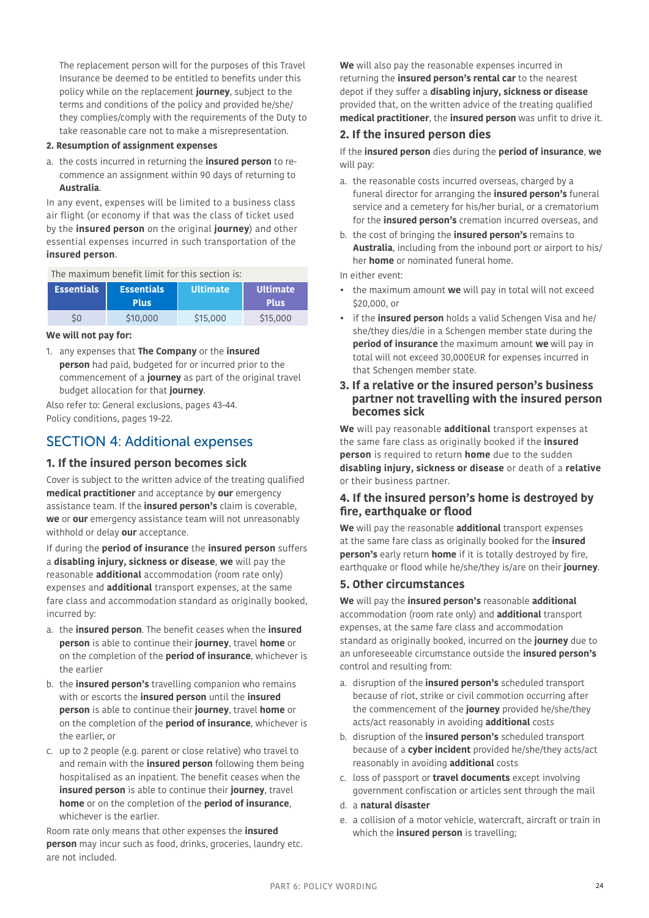The replacement person will for the purposes of this Travel Insurance be deemed to be entitled to benefits under this policy while on the replacement **journey**, subject to the terms and conditions of the policy and provided he/she/they complies/comply with the requirements of the Duty to take reasonable care not to make a misrepresentation.

**2. Resumption of assignment expenses**

a. the costs incurred in returning the **insured person** to re-commence an assignment within 90 days of returning to **Australia**.

In any event, expenses will be limited to a business class air flight (or economy if that was the class of ticket used by the **insured person** on the original **journey**) and other essential expenses incurred in such transportation of the **insured person**.

| The maximum benefit limit for this section is: | | | |
|---|---|---|---|
| **Essentials** | **Essentials Plus** | **Ultimate** | **Ultimate Plus** |
| $0 | $10,000 | $15,000 | $15,000 |

**We will not pay for:**

1. any expenses that **The Company** or the **insured person** had paid, budgeted for or incurred prior to the commencement of a **journey** as part of the original travel budget allocation for that **journey**.

Also refer to: General exclusions, pages 43-44.
Policy conditions, pages 19-22.

## SECTION 4: Additional expenses

### 1. If the insured person becomes sick

Cover is subject to the written advice of the treating qualified **medical practitioner** and acceptance by **our** emergency assistance team. If the **insured person's** claim is coverable, **we** or **our** emergency assistance team will not unreasonably withhold or delay **our** acceptance.

If during the **period of insurance** the **insured person** suffers a **disabling injury, sickness or disease**, **we** will pay the reasonable **additional** accommodation (room rate only) expenses and **additional** transport expenses, at the same fare class and accommodation standard as originally booked, incurred by:

a. the **insured person**. The benefit ceases when the **insured person** is able to continue their **journey**, travel **home** or on the completion of the **period of insurance**, whichever is the earlier
b. the **insured person's** travelling companion who remains with or escorts the **insured person** until the **insured person** is able to continue their **journey**, travel **home** or on the completion of the **period of insurance**, whichever is the earlier, or
c. up to 2 people (e.g. parent or close relative) who travel to and remain with the **insured person** following them being hospitalised as an inpatient. The benefit ceases when the **insured person** is able to continue their **journey**, travel **home** or on the completion of the **period of insurance**, whichever is the earlier.

Room rate only means that other expenses the **insured person** may incur such as food, drinks, groceries, laundry etc. are not included.

**We** will also pay the reasonable expenses incurred in returning the **insured person's rental car** to the nearest depot if they suffer a **disabling injury, sickness or disease** provided that, on the written advice of the treating qualified **medical practitioner**, the **insured person** was unfit to drive it.

### 2. If the insured person dies

If the **insured person** dies during the **period of insurance**, **we** will pay:

a. the reasonable costs incurred overseas, charged by a funeral director for arranging the **insured person's** funeral service and a cemetery for his/her burial, or a crematorium for the **insured person's** cremation incurred overseas, and
b. the cost of bringing the **insured person's** remains to **Australia**, including from the inbound port or airport to his/her **home** or nominated funeral home.

In either event:

- the maximum amount **we** will pay in total will not exceed $20,000, or
- if the **insured person** holds a valid Schengen Visa and he/she/they dies/die in a Schengen member state during the **period of insurance** the maximum amount **we** will pay in total will not exceed 30,000EUR for expenses incurred in that Schengen member state.

### 3. If a relative or the insured person's business partner not travelling with the insured person becomes sick

**We** will pay reasonable **additional** transport expenses at the same fare class as originally booked if the **insured person** is required to return **home** due to the sudden **disabling injury, sickness or disease** or death of a **relative** or their business partner.

### 4. If the insured person's home is destroyed by fire, earthquake or flood

**We** will pay the reasonable **additional** transport expenses at the same fare class as originally booked for the **insured person's** early return **home** if it is totally destroyed by fire, earthquake or flood while he/she/they is/are on their **journey**.

### 5. Other circumstances

**We** will pay the **insured person's** reasonable **additional** accommodation (room rate only) and **additional** transport expenses, at the same fare class and accommodation standard as originally booked, incurred on the **journey** due to an unforeseeable circumstance outside the **insured person's** control and resulting from:

a. disruption of the **insured person's** scheduled transport because of riot, strike or civil commotion occurring after the commencement of the **journey** provided he/she/they acts/act reasonably in avoiding **additional** costs
b. disruption of the **insured person's** scheduled transport because of a **cyber incident** provided he/she/they acts/act reasonably in avoiding **additional** costs
c. loss of passport or **travel documents** except involving government confiscation or articles sent through the mail
d. a **natural disaster**
e. a collision of a motor vehicle, watercraft, aircraft or train in which the **insured person** is travelling;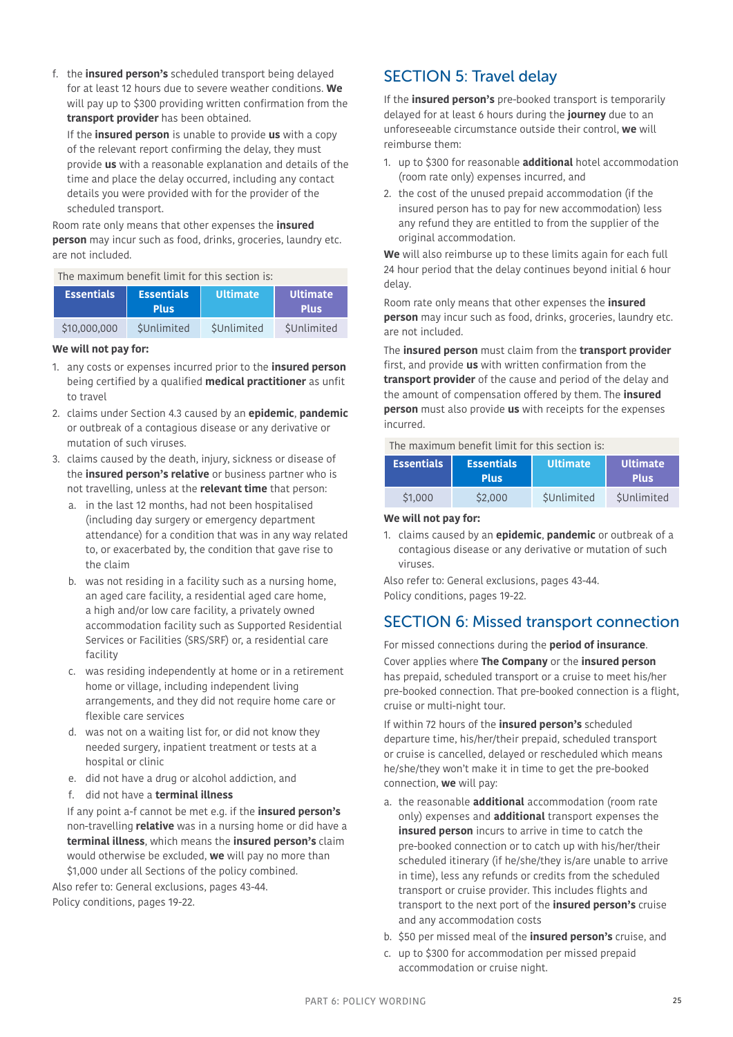f. the **insured person's** scheduled transport being delayed for at least 12 hours due to severe weather conditions. **We** will pay up to $300 providing written confirmation from the **transport provider** has been obtained.

   If the **insured person** is unable to provide **us** with a copy of the relevant report confirming the delay, they must provide **us** with a reasonable explanation and details of the time and place the delay occurred, including any contact details you were provided with for the provider of the scheduled transport.

Room rate only means that other expenses the **insured person** may incur such as food, drinks, groceries, laundry etc. are not included.

| The maximum benefit limit for this section is: | | | |
|---|---|---|---|
| **Essentials** | **Essentials Plus** | **Ultimate** | **Ultimate Plus** |
| $10,000,000 | $Unlimited | $Unlimited | $Unlimited |

**We will not pay for:**

1. any costs or expenses incurred prior to the **insured person** being certified by a qualified **medical practitioner** as unfit to travel
2. claims under Section 4.3 caused by an **epidemic**, **pandemic** or outbreak of a contagious disease or any derivative or mutation of such viruses.
3. claims caused by the death, injury, sickness or disease of the **insured person's relative** or business partner who is not travelling, unless at the **relevant time** that person:
   a. in the last 12 months, had not been hospitalised (including day surgery or emergency department attendance) for a condition that was in any way related to, or exacerbated by, the condition that gave rise to the claim
   b. was not residing in a facility such as a nursing home, an aged care facility, a residential aged care home, a high and/or low care facility, a privately owned accommodation facility such as Supported Residential Services or Facilities (SRS/SRF) or, a residential care facility
   c. was residing independently at home or in a retirement home or village, including independent living arrangements, and they did not require home care or flexible care services
   d. was not on a waiting list for, or did not know they needed surgery, inpatient treatment or tests at a hospital or clinic
   e. did not have a drug or alcohol addiction, and
   f. did not have a **terminal illness**

   If any point a-f cannot be met e.g. if the **insured person's** non-travelling **relative** was in a nursing home or did have a **terminal illness**, which means the **insured person's** claim would otherwise be excluded, **we** will pay no more than $1,000 under all Sections of the policy combined.

Also refer to: General exclusions, pages 43-44.
Policy conditions, pages 19-22.

## SECTION 5: Travel delay

If the **insured person's** pre-booked transport is temporarily delayed for at least 6 hours during the **journey** due to an unforeseeable circumstance outside their control, **we** will reimburse them:

1. up to $300 for reasonable **additional** hotel accommodation (room rate only) expenses incurred, and
2. the cost of the unused prepaid accommodation (if the insured person has to pay for new accommodation) less any refund they are entitled to from the supplier of the original accommodation.

**We** will also reimburse up to these limits again for each full 24 hour period that the delay continues beyond initial 6 hour delay.

Room rate only means that other expenses the **insured person** may incur such as food, drinks, groceries, laundry etc. are not included.

The **insured person** must claim from the **transport provider** first, and provide **us** with written confirmation from the **transport provider** of the cause and period of the delay and the amount of compensation offered by them. The **insured person** must also provide **us** with receipts for the expenses incurred.

| The maximum benefit limit for this section is: | | | |
|---|---|---|---|
| **Essentials** | **Essentials Plus** | **Ultimate** | **Ultimate Plus** |
| $1,000 | $2,000 | $Unlimited | $Unlimited |

**We will not pay for:**

1. claims caused by an **epidemic**, **pandemic** or outbreak of a contagious disease or any derivative or mutation of such viruses.

Also refer to: General exclusions, pages 43-44.
Policy conditions, pages 19-22.

## SECTION 6: Missed transport connection

For missed connections during the **period of insurance**.

Cover applies where **The Company** or the **insured person** has prepaid, scheduled transport or a cruise to meet his/her pre-booked connection. That pre-booked connection is a flight, cruise or multi-night tour.

If within 72 hours of the **insured person's** scheduled departure time, his/her/their prepaid, scheduled transport or cruise is cancelled, delayed or rescheduled which means he/she/they won't make it in time to get the pre-booked connection, **we** will pay:

a. the reasonable **additional** accommodation (room rate only) expenses and **additional** transport expenses the **insured person** incurs to arrive in time to catch the pre-booked connection or to catch up with his/her/their scheduled itinerary (if he/she/they is/are unable to arrive in time), less any refunds or credits from the scheduled transport or cruise provider. This includes flights and transport to the next port of the **insured person's** cruise and any accommodation costs
b. $50 per missed meal of the **insured person's** cruise, and
c. up to $300 for accommodation per missed prepaid accommodation or cruise night.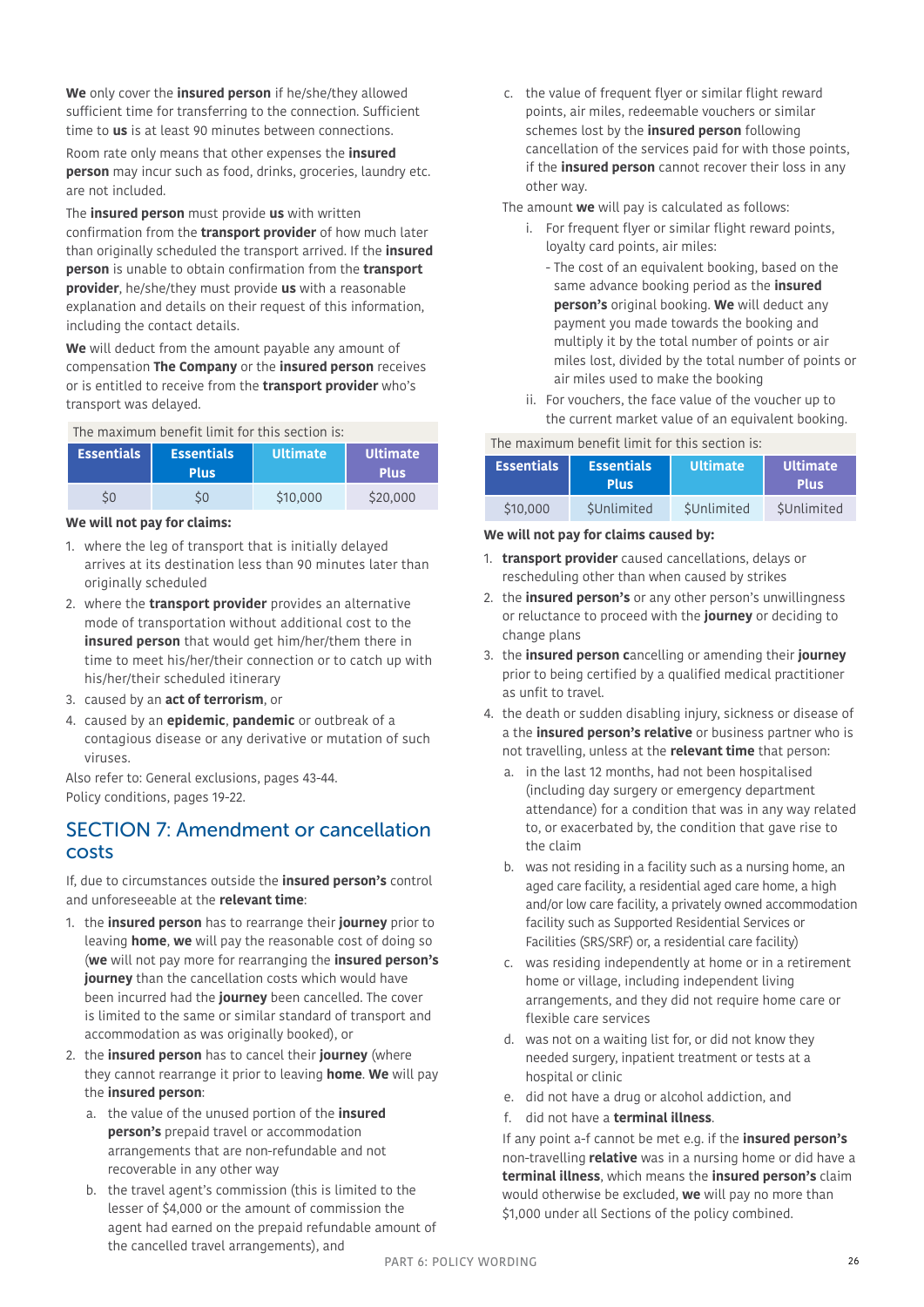**We** only cover the **insured person** if he/she/they allowed sufficient time for transferring to the connection. Sufficient time to **us** is at least 90 minutes between connections.

Room rate only means that other expenses the **insured person** may incur such as food, drinks, groceries, laundry etc. are not included.

The **insured person** must provide **us** with written confirmation from the **transport provider** of how much later than originally scheduled the transport arrived. If the **insured person** is unable to obtain confirmation from the **transport provider**, he/she/they must provide **us** with a reasonable explanation and details on their request of this information, including the contact details.

**We** will deduct from the amount payable any amount of compensation **The Company** or the **insured person** receives or is entitled to receive from the **transport provider** who's transport was delayed.

The maximum benefit limit for this section is:

| Essentials | Essentials Plus | Ultimate | Ultimate Plus |
|---|---|---|---|
| $0 | $0 | $10,000 | $20,000 |

**We will not pay for claims:**

1. where the leg of transport that is initially delayed arrives at its destination less than 90 minutes later than originally scheduled
2. where the **transport provider** provides an alternative mode of transportation without additional cost to the **insured person** that would get him/her/them there in time to meet his/her/their connection or to catch up with his/her/their scheduled itinerary
3. caused by an **act of terrorism**, or
4. caused by an **epidemic**, **pandemic** or outbreak of a contagious disease or any derivative or mutation of such viruses.

Also refer to: General exclusions, pages 43-44.
Policy conditions, pages 19-22.

## SECTION 7: Amendment or cancellation costs

If, due to circumstances outside the **insured person's** control and unforeseeable at the **relevant time**:

1. the **insured person** has to rearrange their **journey** prior to leaving **home**, **we** will pay the reasonable cost of doing so (**we** will not pay more for rearranging the **insured person's journey** than the cancellation costs which would have been incurred had the **journey** been cancelled. The cover is limited to the same or similar standard of transport and accommodation as was originally booked), or
2. the **insured person** has to cancel their **journey** (where they cannot rearrange it prior to leaving **home**. **We** will pay the **insured person**:
   a. the value of the unused portion of the **insured person's** prepaid travel or accommodation arrangements that are non-refundable and not recoverable in any other way
   b. the travel agent's commission (this is limited to the lesser of $4,000 or the amount of commission the agent had earned on the prepaid refundable amount of the cancelled travel arrangements), and
   c. the value of frequent flyer or similar flight reward points, air miles, redeemable vouchers or similar schemes lost by the **insured person** following cancellation of the services paid for with those points, if the **insured person** cannot recover their loss in any other way.

The amount **we** will pay is calculated as follows:

   i. For frequent flyer or similar flight reward points, loyalty card points, air miles:
      - The cost of an equivalent booking, based on the same advance booking period as the **insured person's** original booking. **We** will deduct any payment you made towards the booking and multiply it by the total number of points or air miles lost, divided by the total number of points or air miles used to make the booking
   ii. For vouchers, the face value of the voucher up to the current market value of an equivalent booking.

The maximum benefit limit for this section is:

| Essentials | Essentials Plus | Ultimate | Ultimate Plus |
|---|---|---|---|
| $10,000 | $Unlimited | $Unlimited | $Unlimited |

**We will not pay for claims caused by:**

1. **transport provider** caused cancellations, delays or rescheduling other than when caused by strikes
2. the **insured person's** or any other person's unwillingness or reluctance to proceed with the **journey** or deciding to change plans
3. the **insured person c**ancelling or amending their **journey** prior to being certified by a qualified medical practitioner as unfit to travel.
4. the death or sudden disabling injury, sickness or disease of a the **insured person's relative** or business partner who is not travelling, unless at the **relevant time** that person:
   a. in the last 12 months, had not been hospitalised (including day surgery or emergency department attendance) for a condition that was in any way related to, or exacerbated by, the condition that gave rise to the claim
   b. was not residing in a facility such as a nursing home, an aged care facility, a residential aged care home, a high and/or low care facility, a privately owned accommodation facility such as Supported Residential Services or Facilities (SRS/SRF) or, a residential care facility)
   c. was residing independently at home or in a retirement home or village, including independent living arrangements, and they did not require home care or flexible care services
   d. was not on a waiting list for, or did not know they needed surgery, inpatient treatment or tests at a hospital or clinic
   e. did not have a drug or alcohol addiction, and
   f. did not have a **terminal illness**.

If any point a-f cannot be met e.g. if the **insured person's** non-travelling **relative** was in a nursing home or did have a **terminal illness**, which means the **insured person's** claim would otherwise be excluded, **we** will pay no more than $1,000 under all Sections of the policy combined.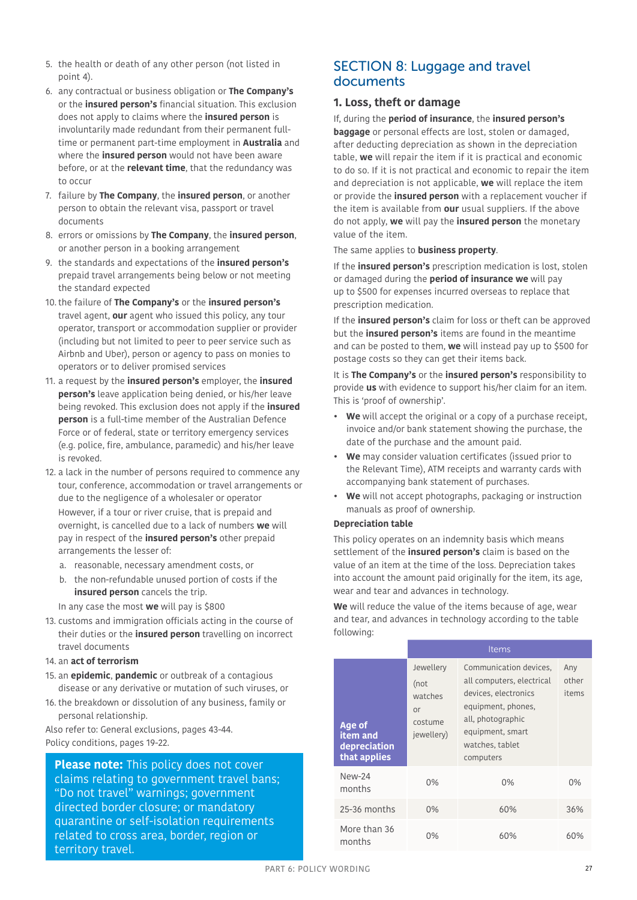5. the health or death of any other person (not listed in point 4).
6. any contractual or business obligation or **The Company's** or the **insured person's** financial situation. This exclusion does not apply to claims where the **insured person** is involuntarily made redundant from their permanent full-time or permanent part-time employment in **Australia** and where the **insured person** would not have been aware before, or at the **relevant time**, that the redundancy was to occur
7. failure by **The Company**, the **insured person**, or another person to obtain the relevant visa, passport or travel documents
8. errors or omissions by **The Company**, the **insured person**, or another person in a booking arrangement
9. the standards and expectations of the **insured person's** prepaid travel arrangements being below or not meeting the standard expected
10. the failure of **The Company's** or the **insured person's** travel agent, **our** agent who issued this policy, any tour operator, transport or accommodation supplier or provider (including but not limited to peer to peer service such as Airbnb and Uber), person or agency to pass on monies to operators or to deliver promised services
11. a request by the **insured person's** employer, the **insured person's** leave application being denied, or his/her leave being revoked. This exclusion does not apply if the **insured person** is a full-time member of the Australian Defence Force or of federal, state or territory emergency services (e.g. police, fire, ambulance, paramedic) and his/her leave is revoked.
12. a lack in the number of persons required to commence any tour, conference, accommodation or travel arrangements or due to the negligence of a wholesaler or operator

    However, if a tour or river cruise, that is prepaid and overnight, is cancelled due to a lack of numbers **we** will pay in respect of the **insured person's** other prepaid arrangements the lesser of:

    a. reasonable, necessary amendment costs, or
    b. the non-refundable unused portion of costs if the **insured person** cancels the trip.

    In any case the most **we** will pay is $800
13. customs and immigration officials acting in the course of their duties or the **insured person** travelling on incorrect travel documents
14. an **act of terrorism**
15. an **epidemic**, **pandemic** or outbreak of a contagious disease or any derivative or mutation of such viruses, or
16. the breakdown or dissolution of any business, family or personal relationship.

Also refer to: General exclusions, pages 43-44.
Policy conditions, pages 19-22.

**Please note:** This policy does not cover claims relating to government travel bans; "Do not travel" warnings; government directed border closure; or mandatory quarantine or self-isolation requirements related to cross area, border, region or territory travel.

## SECTION 8: Luggage and travel documents

### 1. Loss, theft or damage

If, during the **period of insurance**, the **insured person's baggage** or personal effects are lost, stolen or damaged, after deducting depreciation as shown in the depreciation table, **we** will repair the item if it is practical and economic to do so. If it is not practical and economic to repair the item and depreciation is not applicable, **we** will replace the item or provide the **insured person** with a replacement voucher if the item is available from **our** usual suppliers. If the above do not apply, **we** will pay the **insured person** the monetary value of the item.

The same applies to **business property**.

If the **insured person's** prescription medication is lost, stolen or damaged during the **period of insurance we** will pay up to $500 for expenses incurred overseas to replace that prescription medication.

If the **insured person's** claim for loss or theft can be approved but the **insured person's** items are found in the meantime and can be posted to them, **we** will instead pay up to $500 for postage costs so they can get their items back.

It is **The Company's** or the **insured person's** responsibility to provide **us** with evidence to support his/her claim for an item. This is 'proof of ownership'.

- **We** will accept the original or a copy of a purchase receipt, invoice and/or bank statement showing the purchase, the date of the purchase and the amount paid.
- **We** may consider valuation certificates (issued prior to the Relevant Time), ATM receipts and warranty cards with accompanying bank statement of purchases.
- **We** will not accept photographs, packaging or instruction manuals as proof of ownership.

**Depreciation table**

This policy operates on an indemnity basis which means settlement of the **insured person's** claim is based on the value of an item at the time of the loss. Depreciation takes into account the amount paid originally for the item, its age, wear and tear and advances in technology.

**We** will reduce the value of the items because of age, wear and tear, and advances in technology according to the table following:

| | Items | | |
|---|---|---|---|
| **Age of item and depreciation that applies** | Jewellery (not watches or costume jewellery) | Communication devices, all computers, electrical devices, electronics equipment, phones, all, photographic equipment, smart watches, tablet computers | Any other items |
| New-24 months | 0% | 0% | 0% |
| 25-36 months | 0% | 60% | 36% |
| More than 36 months | 0% | 60% | 60% |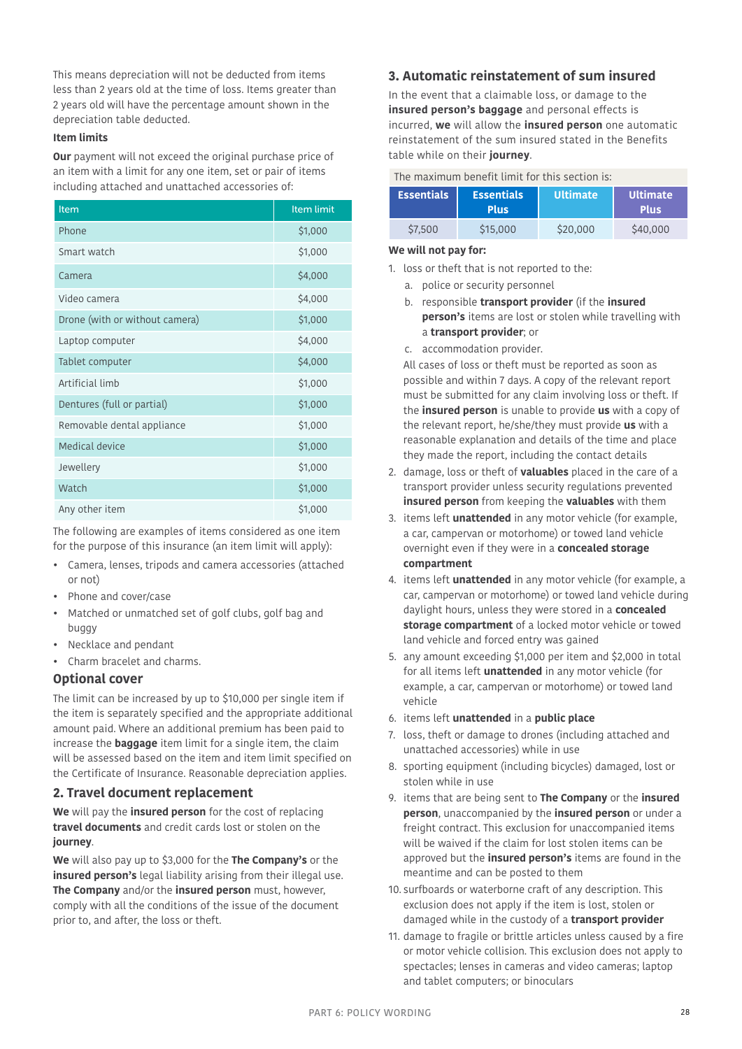This means depreciation will not be deducted from items less than 2 years old at the time of loss. Items greater than 2 years old will have the percentage amount shown in the depreciation table deducted.

**Item limits**

**Our** payment will not exceed the original purchase price of an item with a limit for any one item, set or pair of items including attached and unattached accessories of:

| Item | Item limit |
|---|---|
| Phone | $1,000 |
| Smart watch | $1,000 |
| Camera | $4,000 |
| Video camera | $4,000 |
| Drone (with or without camera) | $1,000 |
| Laptop computer | $4,000 |
| Tablet computer | $4,000 |
| Artificial limb | $1,000 |
| Dentures (full or partial) | $1,000 |
| Removable dental appliance | $1,000 |
| Medical device | $1,000 |
| Jewellery | $1,000 |
| Watch | $1,000 |
| Any other item | $1,000 |

The following are examples of items considered as one item for the purpose of this insurance (an item limit will apply):

- Camera, lenses, tripods and camera accessories (attached or not)
- Phone and cover/case
- Matched or unmatched set of golf clubs, golf bag and buggy
- Necklace and pendant
- Charm bracelet and charms.

## Optional cover

The limit can be increased by up to $10,000 per single item if the item is separately specified and the appropriate additional amount paid. Where an additional premium has been paid to increase the **baggage** item limit for a single item, the claim will be assessed based on the item and item limit specified on the Certificate of Insurance. Reasonable depreciation applies.

## 2. Travel document replacement

**We** will pay the **insured person** for the cost of replacing **travel documents** and credit cards lost or stolen on the **journey**.

**We** will also pay up to $3,000 for the **The Company's** or the **insured person's** legal liability arising from their illegal use. **The Company** and/or the **insured person** must, however, comply with all the conditions of the issue of the document prior to, and after, the loss or theft.

## 3. Automatic reinstatement of sum insured

In the event that a claimable loss, or damage to the **insured person's baggage** and personal effects is incurred, **we** will allow the **insured person** one automatic reinstatement of the sum insured stated in the Benefits table while on their **journey**.

The maximum benefit limit for this section is:

| Essentials | Essentials Plus | Ultimate | Ultimate Plus |
|---|---|---|---|
| $7,500 | $15,000 | $20,000 | $40,000 |

**We will not pay for:**

1. loss or theft that is not reported to the:
   a. police or security personnel
   b. responsible **transport provider** (if the **insured person's** items are lost or stolen while travelling with a **transport provider**; or
   c. accommodation provider.

   All cases of loss or theft must be reported as soon as possible and within 7 days. A copy of the relevant report must be submitted for any claim involving loss or theft. If the **insured person** is unable to provide **us** with a copy of the relevant report, he/she/they must provide **us** with a reasonable explanation and details of the time and place they made the report, including the contact details
2. damage, loss or theft of **valuables** placed in the care of a transport provider unless security regulations prevented **insured person** from keeping the **valuables** with them
3. items left **unattended** in any motor vehicle (for example, a car, campervan or motorhome) or towed land vehicle overnight even if they were in a **concealed storage compartment**
4. items left **unattended** in any motor vehicle (for example, a car, campervan or motorhome) or towed land vehicle during daylight hours, unless they were stored in a **concealed storage compartment** of a locked motor vehicle or towed land vehicle and forced entry was gained
5. any amount exceeding $1,000 per item and $2,000 in total for all items left **unattended** in any motor vehicle (for example, a car, campervan or motorhome) or towed land vehicle
6. items left **unattended** in a **public place**
7. loss, theft or damage to drones (including attached and unattached accessories) while in use
8. sporting equipment (including bicycles) damaged, lost or stolen while in use
9. items that are being sent to **The Company** or the **insured person**, unaccompanied by the **insured person** or under a freight contract. This exclusion for unaccompanied items will be waived if the claim for lost stolen items can be approved but the **insured person's** items are found in the meantime and can be posted to them
10. surfboards or waterborne craft of any description. This exclusion does not apply if the item is lost, stolen or damaged while in the custody of a **transport provider**
11. damage to fragile or brittle articles unless caused by a fire or motor vehicle collision. This exclusion does not apply to spectacles; lenses in cameras and video cameras; laptop and tablet computers; or binoculars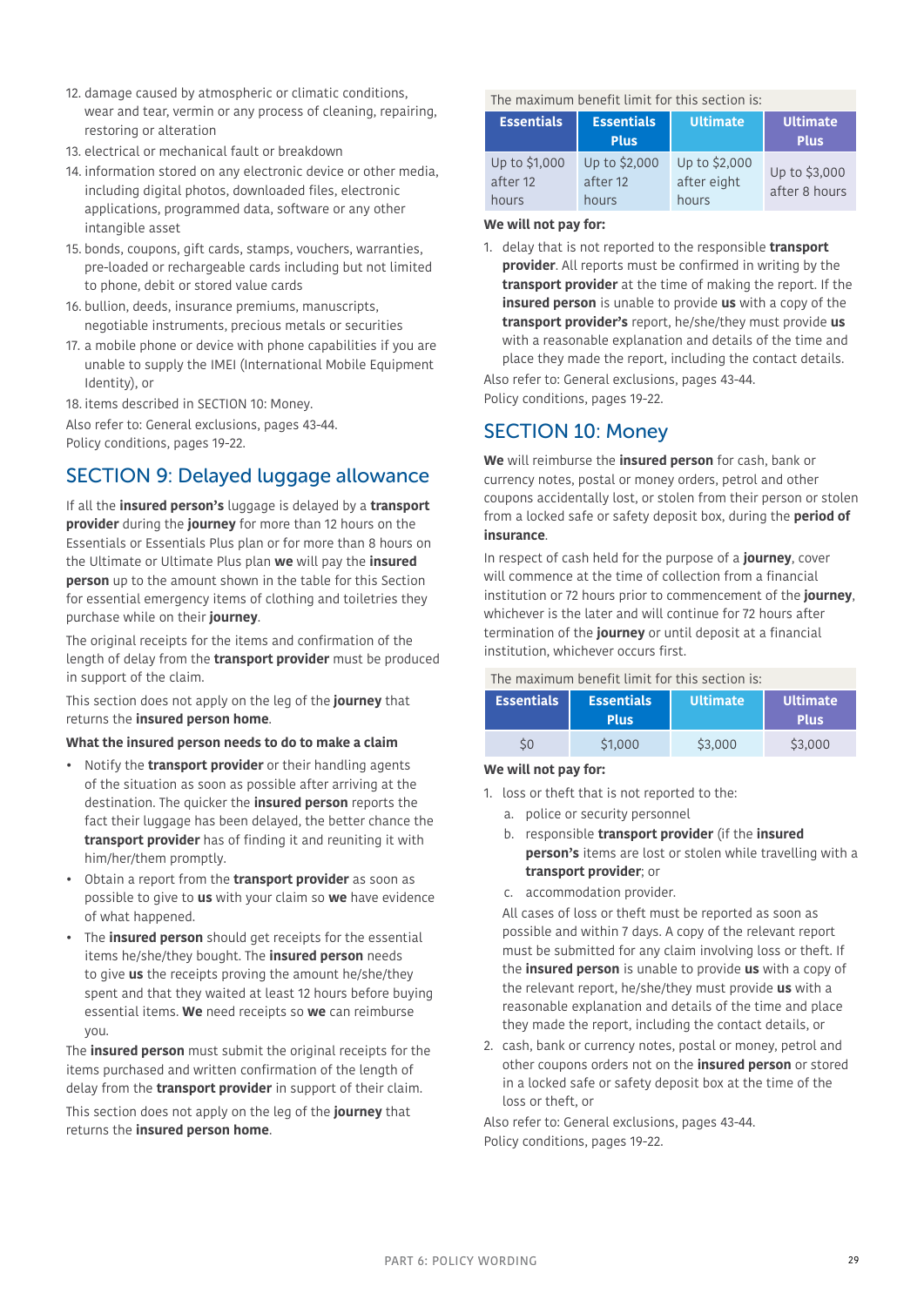12. damage caused by atmospheric or climatic conditions, wear and tear, vermin or any process of cleaning, repairing, restoring or alteration
13. electrical or mechanical fault or breakdown
14. information stored on any electronic device or other media, including digital photos, downloaded files, electronic applications, programmed data, software or any other intangible asset
15. bonds, coupons, gift cards, stamps, vouchers, warranties, pre-loaded or rechargeable cards including but not limited to phone, debit or stored value cards
16. bullion, deeds, insurance premiums, manuscripts, negotiable instruments, precious metals or securities
17. a mobile phone or device with phone capabilities if you are unable to supply the IMEI (International Mobile Equipment Identity), or
18. items described in SECTION 10: Money.

Also refer to: General exclusions, pages 43-44.
Policy conditions, pages 19-22.

## SECTION 9: Delayed luggage allowance

If all the **insured person's** luggage is delayed by a **transport provider** during the **journey** for more than 12 hours on the Essentials or Essentials Plus plan or for more than 8 hours on the Ultimate or Ultimate Plus plan **we** will pay the **insured person** up to the amount shown in the table for this Section for essential emergency items of clothing and toiletries they purchase while on their **journey**.

The original receipts for the items and confirmation of the length of delay from the **transport provider** must be produced in support of the claim.

This section does not apply on the leg of the **journey** that returns the **insured person home**.

**What the insured person needs to do to make a claim**

- Notify the **transport provider** or their handling agents of the situation as soon as possible after arriving at the destination. The quicker the **insured person** reports the fact their luggage has been delayed, the better chance the **transport provider** has of finding it and reuniting it with him/her/them promptly.
- Obtain a report from the **transport provider** as soon as possible to give to **us** with your claim so **we** have evidence of what happened.
- The **insured person** should get receipts for the essential items he/she/they bought. The **insured person** needs to give **us** the receipts proving the amount he/she/they spent and that they waited at least 12 hours before buying essential items. **We** need receipts so **we** can reimburse you.

The **insured person** must submit the original receipts for the items purchased and written confirmation of the length of delay from the **transport provider** in support of their claim.

This section does not apply on the leg of the **journey** that returns the **insured person home**.

The maximum benefit limit for this section is:

| Essentials | Essentials Plus | Ultimate | Ultimate Plus |
|---|---|---|---|
| Up to $1,000 after 12 hours | Up to $2,000 after 12 hours | Up to $2,000 after eight hours | Up to $3,000 after 8 hours |

**We will not pay for:**

1. delay that is not reported to the responsible **transport provider**. All reports must be confirmed in writing by the **transport provider** at the time of making the report. If the **insured person** is unable to provide **us** with a copy of the **transport provider's** report, he/she/they must provide **us** with a reasonable explanation and details of the time and place they made the report, including the contact details.

Also refer to: General exclusions, pages 43-44.
Policy conditions, pages 19-22.

## SECTION 10: Money

**We** will reimburse the **insured person** for cash, bank or currency notes, postal or money orders, petrol and other coupons accidentally lost, or stolen from their person or stolen from a locked safe or safety deposit box, during the **period of insurance**.

In respect of cash held for the purpose of a **journey**, cover will commence at the time of collection from a financial institution or 72 hours prior to commencement of the **journey**, whichever is the later and will continue for 72 hours after termination of the **journey** or until deposit at a financial institution, whichever occurs first.

The maximum benefit limit for this section is:

| Essentials | Essentials Plus | Ultimate | Ultimate Plus |
|---|---|---|---|
| $0 | $1,000 | $3,000 | $3,000 |

**We will not pay for:**

1. loss or theft that is not reported to the:
   a. police or security personnel
   b. responsible **transport provider** (if the **insured person's** items are lost or stolen while travelling with a **transport provider**; or
   c. accommodation provider.

   All cases of loss or theft must be reported as soon as possible and within 7 days. A copy of the relevant report must be submitted for any claim involving loss or theft. If the **insured person** is unable to provide **us** with a copy of the relevant report, he/she/they must provide **us** with a reasonable explanation and details of the time and place they made the report, including the contact details, or
2. cash, bank or currency notes, postal or money, petrol and other coupons orders not on the **insured person** or stored in a locked safe or safety deposit box at the time of the loss or theft, or

Also refer to: General exclusions, pages 43-44.
Policy conditions, pages 19-22.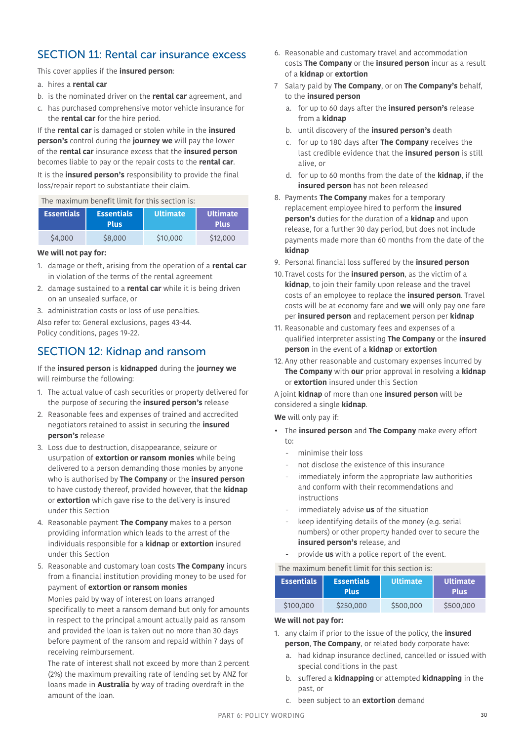## SECTION 11: Rental car insurance excess

This cover applies if the **insured person**:

a. hires a **rental car**

b. is the nominated driver on the **rental car** agreement, and

c. has purchased comprehensive motor vehicle insurance for the **rental car** for the hire period.

If the **rental car** is damaged or stolen while in the **insured person's** control during the **journey we** will pay the lower of the **rental car** insurance excess that the **insured person** becomes liable to pay or the repair costs to the **rental car**.

It is the **insured person's** responsibility to provide the final loss/repair report to substantiate their claim.

The maximum benefit limit for this section is:

| Essentials | Essentials Plus | Ultimate | Ultimate Plus |
|---|---|---|---|
| $4,000 | $8,000 | $10,000 | $12,000 |

**We will not pay for:**

1. damage or theft, arising from the operation of a **rental car** in violation of the terms of the rental agreement
2. damage sustained to a **rental car** while it is being driven on an unsealed surface, or
3. administration costs or loss of use penalties.

Also refer to: General exclusions, pages 43-44.
Policy conditions, pages 19-22.

## SECTION 12: Kidnap and ransom

If the **insured person** is **kidnapped** during the **journey we** will reimburse the following:

1. The actual value of cash securities or property delivered for the purpose of securing the **insured person's** release
2. Reasonable fees and expenses of trained and accredited negotiators retained to assist in securing the **insured person's** release
3. Loss due to destruction, disappearance, seizure or usurpation of **extortion or ransom monies** while being delivered to a person demanding those monies by anyone who is authorised by **The Company** or the **insured person** to have custody thereof, provided however, that the **kidnap** or **extortion** which gave rise to the delivery is insured under this Section
4. Reasonable payment **The Company** makes to a person providing information which leads to the arrest of the individuals responsible for a **kidnap** or **extortion** insured under this Section
5. Reasonable and customary loan costs **The Company** incurs from a financial institution providing money to be used for payment of **extortion or ransom monies**

   Monies paid by way of interest on loans arranged specifically to meet a ransom demand but only for amounts in respect to the principal amount actually paid as ransom and provided the loan is taken out no more than 30 days before payment of the ransom and repaid within 7 days of receiving reimbursement.

   The rate of interest shall not exceed by more than 2 percent (2%) the maximum prevailing rate of lending set by ANZ for loans made in **Australia** by way of trading overdraft in the amount of the loan.
6. Reasonable and customary travel and accommodation costs **The Company** or the **insured person** incur as a result of a **kidnap** or **extortion**
7. Salary paid by **The Company**, or on **The Company's** behalf, to the **insured person**
   a. for up to 60 days after the **insured person's** release from a **kidnap**
   b. until discovery of the **insured person's** death
   c. for up to 180 days after **The Company** receives the last credible evidence that the **insured person** is still alive, or
   d. for up to 60 months from the date of the **kidnap**, if the **insured person** has not been released
8. Payments **The Company** makes for a temporary replacement employee hired to perform the **insured person's** duties for the duration of a **kidnap** and upon release, for a further 30 day period, but does not include payments made more than 60 months from the date of the **kidnap**
9. Personal financial loss suffered by the **insured person**
10. Travel costs for the **insured person**, as the victim of a **kidnap**, to join their family upon release and the travel costs of an employee to replace the **insured person**. Travel costs will be at economy fare and **we** will only pay one fare per **insured person** and replacement person per **kidnap**
11. Reasonable and customary fees and expenses of a qualified interpreter assisting **The Company** or the **insured person** in the event of a **kidnap** or **extortion**
12. Any other reasonable and customary expenses incurred by **The Company** with **our** prior approval in resolving a **kidnap** or **extortion** insured under this Section

A joint **kidnap** of more than one **insured person** will be considered a single **kidnap**.

**We** will only pay if:

- The **insured person** and **The Company** make every effort to:
  - minimise their loss
  - not disclose the existence of this insurance
  - immediately inform the appropriate law authorities and conform with their recommendations and instructions
  - immediately advise **us** of the situation
  - keep identifying details of the money (e.g. serial numbers) or other property handed over to secure the **insured person's** release, and
  - provide **us** with a police report of the event.

The maximum benefit limit for this section is:

| Essentials | Essentials Plus | Ultimate | Ultimate Plus |
|---|---|---|---|
| $100,000 | $250,000 | $500,000 | $500,000 |

**We will not pay for:**

1. any claim if prior to the issue of the policy, the **insured person**, **The Company**, or related body corporate have:
   a. had kidnap insurance declined, cancelled or issued with special conditions in the past
   b. suffered a **kidnapping** or attempted **kidnapping** in the past, or
   c. been subject to an **extortion** demand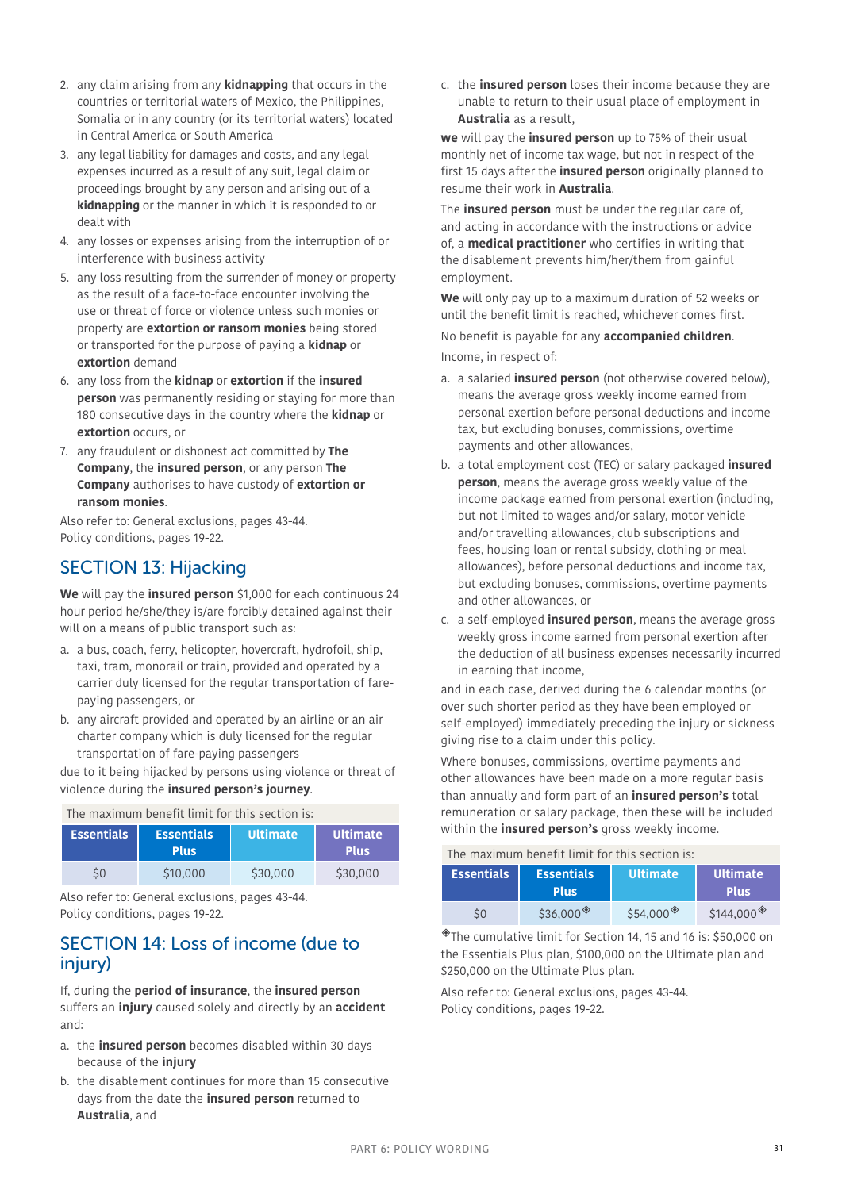2. any claim arising from any **kidnapping** that occurs in the countries or territorial waters of Mexico, the Philippines, Somalia or in any country (or its territorial waters) located in Central America or South America
3. any legal liability for damages and costs, and any legal expenses incurred as a result of any suit, legal claim or proceedings brought by any person and arising out of a **kidnapping** or the manner in which it is responded to or dealt with
4. any losses or expenses arising from the interruption of or interference with business activity
5. any loss resulting from the surrender of money or property as the result of a face-to-face encounter involving the use or threat of force or violence unless such monies or property are **extortion or ransom monies** being stored or transported for the purpose of paying a **kidnap** or **extortion** demand
6. any loss from the **kidnap** or **extortion** if the **insured person** was permanently residing or staying for more than 180 consecutive days in the country where the **kidnap** or **extortion** occurs, or
7. any fraudulent or dishonest act committed by **The Company**, the **insured person**, or any person **The Company** authorises to have custody of **extortion or ransom monies**.

Also refer to: General exclusions, pages 43-44.
Policy conditions, pages 19-22.

## SECTION 13: Hijacking

**We** will pay the **insured person** $1,000 for each continuous 24 hour period he/she/they is/are forcibly detained against their will on a means of public transport such as:

a. a bus, coach, ferry, helicopter, hovercraft, hydrofoil, ship, taxi, tram, monorail or train, provided and operated by a carrier duly licensed for the regular transportation of fare-paying passengers, or
b. any aircraft provided and operated by an airline or an air charter company which is duly licensed for the regular transportation of fare-paying passengers

due to it being hijacked by persons using violence or threat of violence during the **insured person's journey**.

The maximum benefit limit for this section is:

| Essentials | Essentials Plus | Ultimate | Ultimate Plus |
|---|---|---|---|
| $0 | $10,000 | $30,000 | $30,000 |

Also refer to: General exclusions, pages 43-44.
Policy conditions, pages 19-22.

## SECTION 14: Loss of income (due to injury)

If, during the **period of insurance**, the **insured person** suffers an **injury** caused solely and directly by an **accident** and:

a. the **insured person** becomes disabled within 30 days because of the **injury**
b. the disablement continues for more than 15 consecutive days from the date the **insured person** returned to **Australia**, and
c. the **insured person** loses their income because they are unable to return to their usual place of employment in **Australia** as a result,

**we** will pay the **insured person** up to 75% of their usual monthly net of income tax wage, but not in respect of the first 15 days after the **insured person** originally planned to resume their work in **Australia**.

The **insured person** must be under the regular care of, and acting in accordance with the instructions or advice of, a **medical practitioner** who certifies in writing that the disablement prevents him/her/them from gainful employment.

**We** will only pay up to a maximum duration of 52 weeks or until the benefit limit is reached, whichever comes first.

No benefit is payable for any **accompanied children**.

Income, in respect of:

a. a salaried **insured person** (not otherwise covered below), means the average gross weekly income earned from personal exertion before personal deductions and income tax, but excluding bonuses, commissions, overtime payments and other allowances,
b. a total employment cost (TEC) or salary packaged **insured person**, means the average gross weekly value of the income package earned from personal exertion (including, but not limited to wages and/or salary, motor vehicle and/or travelling allowances, club subscriptions and fees, housing loan or rental subsidy, clothing or meal allowances), before personal deductions and income tax, but excluding bonuses, commissions, overtime payments and other allowances, or
c. a self-employed **insured person**, means the average gross weekly gross income earned from personal exertion after the deduction of all business expenses necessarily incurred in earning that income,

and in each case, derived during the 6 calendar months (or over such shorter period as they have been employed or self-employed) immediately preceding the injury or sickness giving rise to a claim under this policy.

Where bonuses, commissions, overtime payments and other allowances have been made on a more regular basis than annually and form part of an **insured person's** total remuneration or salary package, then these will be included within the **insured person's** gross weekly income.

The maximum benefit limit for this section is:

| Essentials | Essentials Plus | Ultimate | Ultimate Plus |
|---|---|---|---|
| $0 | $36,000◈ | $54,000◈ | $144,000◈ |

◈The cumulative limit for Section 14, 15 and 16 is: $50,000 on the Essentials Plus plan, $100,000 on the Ultimate plan and $250,000 on the Ultimate Plus plan.

Also refer to: General exclusions, pages 43-44.
Policy conditions, pages 19-22.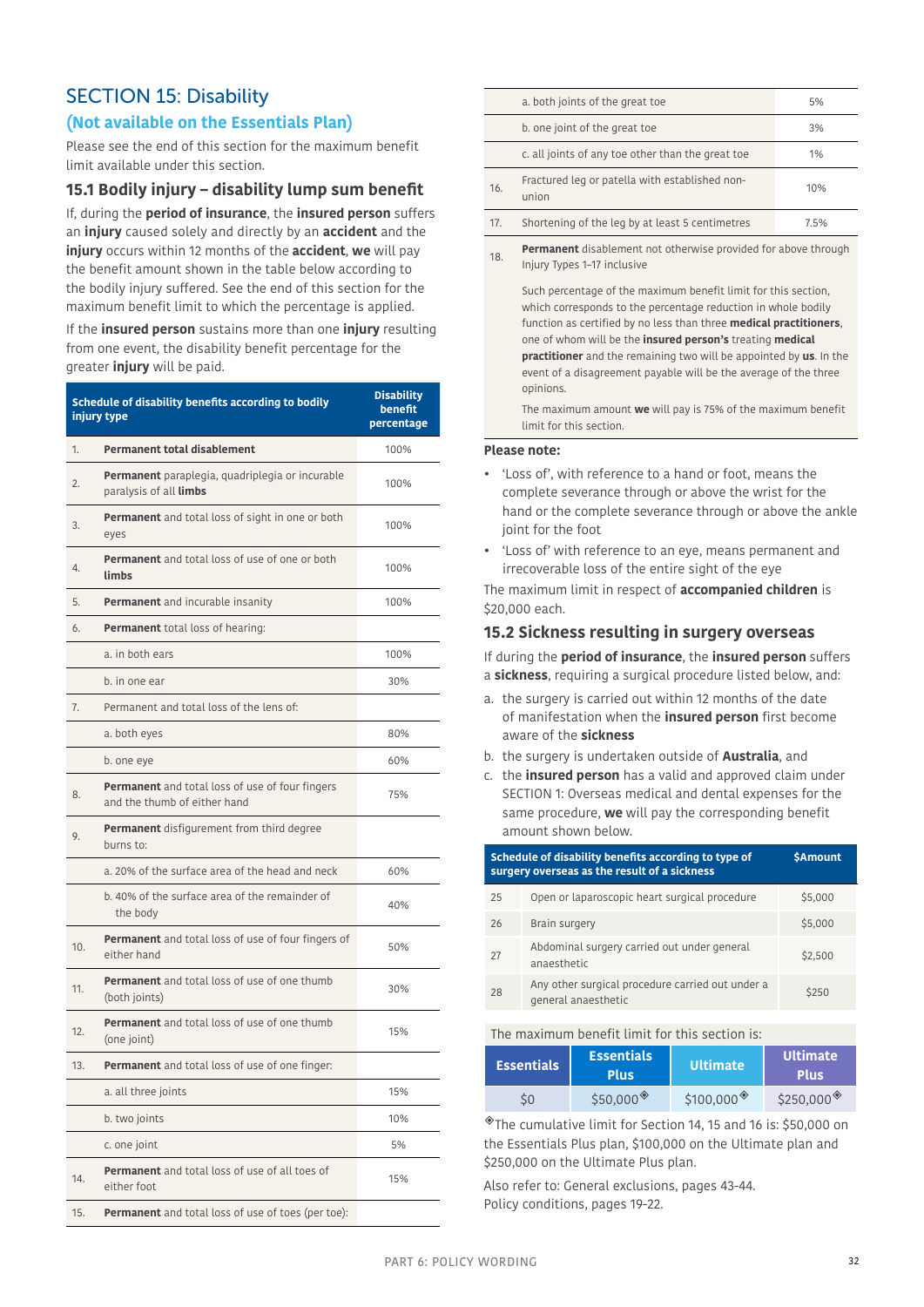## SECTION 15: Disability

### (Not available on the Essentials Plan)

Please see the end of this section for the maximum benefit limit available under this section.

### 15.1 Bodily injury – disability lump sum benefit

If, during the **period of insurance**, the **insured person** suffers an **injury** caused solely and directly by an **accident** and the **injury** occurs within 12 months of the **accident**, **we** will pay the benefit amount shown in the table below according to the bodily injury suffered. See the end of this section for the maximum benefit limit to which the percentage is applied.

If the **insured person** sustains more than one **injury** resulting from one event, the disability benefit percentage for the greater **injury** will be paid.

| | Schedule of disability benefits according to bodily injury type | Disability benefit percentage |
|---|---|---|
| 1. | **Permanent total disablement** | 100% |
| 2. | **Permanent** paraplegia, quadriplegia or incurable paralysis of all **limbs** | 100% |
| 3. | **Permanent** and total loss of sight in one or both eyes | 100% |
| 4. | **Permanent** and total loss of use of one or both **limbs** | 100% |
| 5. | **Permanent** and incurable insanity | 100% |
| 6. | **Permanent** total loss of hearing: | |
| | a. in both ears | 100% |
| | b. in one ear | 30% |
| 7. | Permanent and total loss of the lens of: | |
| | a. both eyes | 80% |
| | b. one eye | 60% |
| 8. | **Permanent** and total loss of use of four fingers and the thumb of either hand | 75% |
| 9. | **Permanent** disfigurement from third degree burns to: | |
| | a. 20% of the surface area of the head and neck | 60% |
| | b. 40% of the surface area of the remainder of the body | 40% |
| 10. | **Permanent** and total loss of use of four fingers of either hand | 50% |
| 11. | **Permanent** and total loss of use of one thumb (both joints) | 30% |
| 12. | **Permanent** and total loss of use of one thumb (one joint) | 15% |
| 13. | **Permanent** and total loss of use of one finger: | |
| | a. all three joints | 15% |
| | b. two joints | 10% |
| | c. one joint | 5% |
| 14. | **Permanent** and total loss of use of all toes of either foot | 15% |
| 15. | **Permanent** and total loss of use of toes (per toe): | |
| | a. both joints of the great toe | 5% |
| | b. one joint of the great toe | 3% |
| | c. all joints of any toe other than the great toe | 1% |
| 16. | Fractured leg or patella with established non-union | 10% |
| 17. | Shortening of the leg by at least 5 centimetres | 7.5% |
| 18. | **Permanent** disablement not otherwise provided for above through Injury Types 1–17 inclusive<br><br>Such percentage of the maximum benefit limit for this section, which corresponds to the percentage reduction in whole bodily function as certified by no less than three **medical practitioners**, one of whom will be the **insured person's** treating **medical practitioner** and the remaining two will be appointed by **us**. In the event of a disagreement payable will be the average of the three opinions.<br><br>The maximum amount **we** will pay is 75% of the maximum benefit limit for this section. | |

**Please note:**

- 'Loss of', with reference to a hand or foot, means the complete severance through or above the wrist for the hand or the complete severance through or above the ankle joint for the foot
- 'Loss of' with reference to an eye, means permanent and irrecoverable loss of the entire sight of the eye

The maximum limit in respect of **accompanied children** is $20,000 each.

### 15.2 Sickness resulting in surgery overseas

If during the **period of insurance**, the **insured person** suffers a **sickness**, requiring a surgical procedure listed below, and:

a. the surgery is carried out within 12 months of the date of manifestation when the **insured person** first become aware of the **sickness**
b. the surgery is undertaken outside of **Australia**, and
c. the **insured person** has a valid and approved claim under SECTION 1: Overseas medical and dental expenses for the same procedure, **we** will pay the corresponding benefit amount shown below.

| | Schedule of disability benefits according to type of surgery overseas as the result of a sickness | $Amount |
|---|---|---|
| 25 | Open or laparoscopic heart surgical procedure | $5,000 |
| 26 | Brain surgery | $5,000 |
| 27 | Abdominal surgery carried out under general anaesthetic | $2,500 |
| 28 | Any other surgical procedure carried out under a general anaesthetic | $250 |

The maximum benefit limit for this section is:

| Essentials | Essentials Plus | Ultimate | Ultimate Plus |
|---|---|---|---|
| $0 | $50,000◈ | $100,000◈ | $250,000◈ |

◈The cumulative limit for Section 14, 15 and 16 is: $50,000 on the Essentials Plus plan, $100,000 on the Ultimate plan and $250,000 on the Ultimate Plus plan.

Also refer to: General exclusions, pages 43-44.
Policy conditions, pages 19-22.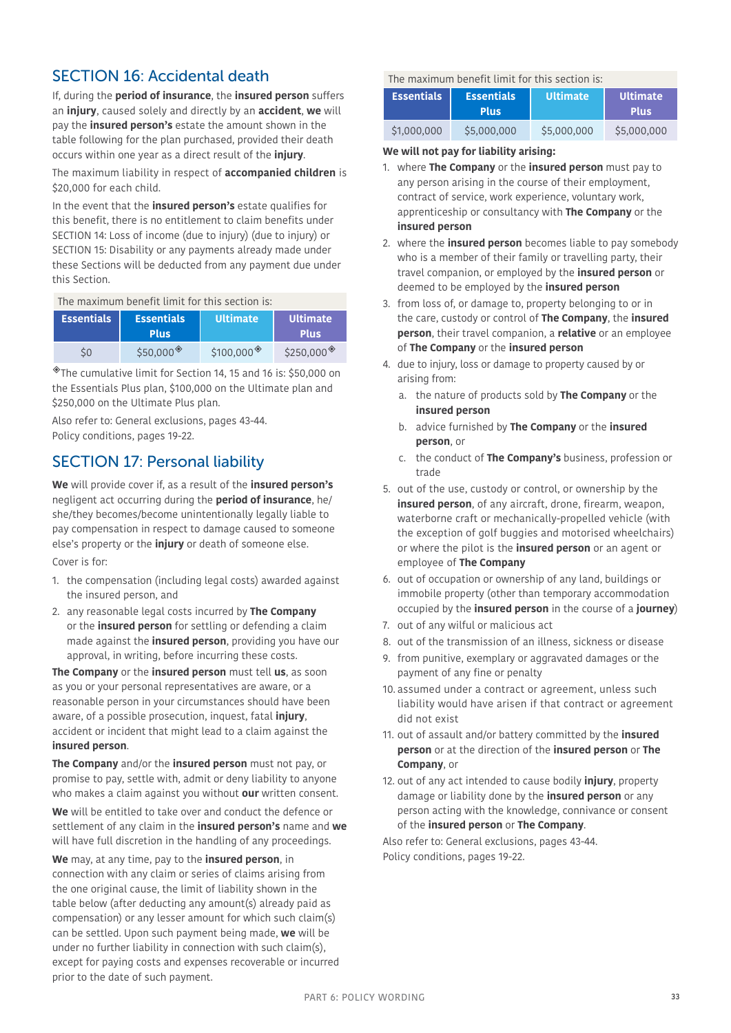## SECTION 16: Accidental death

If, during the **period of insurance**, the **insured person** suffers an **injury**, caused solely and directly by an **accident**, **we** will pay the **insured person's** estate the amount shown in the table following for the plan purchased, provided their death occurs within one year as a direct result of the **injury**.

The maximum liability in respect of **accompanied children** is $20,000 for each child.

In the event that the **insured person's** estate qualifies for this benefit, there is no entitlement to claim benefits under SECTION 14: Loss of income (due to injury) (due to injury) or SECTION 15: Disability or any payments already made under these Sections will be deducted from any payment due under this Section.

| The maximum benefit limit for this section is: | | | |
|---|---|---|---|
| **Essentials** | **Essentials Plus** | **Ultimate** | **Ultimate Plus** |
| $0 | $50,000◈ | $100,000◈ | $250,000◈ |

◈The cumulative limit for Section 14, 15 and 16 is: $50,000 on the Essentials Plus plan, $100,000 on the Ultimate plan and $250,000 on the Ultimate Plus plan.

Also refer to: General exclusions, pages 43-44.
Policy conditions, pages 19-22.

## SECTION 17: Personal liability

**We** will provide cover if, as a result of the **insured person's** negligent act occurring during the **period of insurance**, he/she/they becomes/become unintentionally legally liable to pay compensation in respect to damage caused to someone else's property or the **injury** or death of someone else.

Cover is for:

1. the compensation (including legal costs) awarded against the insured person, and
2. any reasonable legal costs incurred by **The Company** or the **insured person** for settling or defending a claim made against the **insured person**, providing you have our approval, in writing, before incurring these costs.

**The Company** or the **insured person** must tell **us**, as soon as you or your personal representatives are aware, or a reasonable person in your circumstances should have been aware, of a possible prosecution, inquest, fatal **injury**, accident or incident that might lead to a claim against the **insured person**.

**The Company** and/or the **insured person** must not pay, or promise to pay, settle with, admit or deny liability to anyone who makes a claim against you without **our** written consent.

**We** will be entitled to take over and conduct the defence or settlement of any claim in the **insured person's** name and **we** will have full discretion in the handling of any proceedings.

**We** may, at any time, pay to the **insured person**, in connection with any claim or series of claims arising from the one original cause, the limit of liability shown in the table below (after deducting any amount(s) already paid as compensation) or any lesser amount for which such claim(s) can be settled. Upon such payment being made, **we** will be under no further liability in connection with such claim(s), except for paying costs and expenses recoverable or incurred prior to the date of such payment.

| The maximum benefit limit for this section is: | | | |
|---|---|---|---|
| **Essentials** | **Essentials Plus** | **Ultimate** | **Ultimate Plus** |
| $1,000,000 | $5,000,000 | $5,000,000 | $5,000,000 |

**We will not pay for liability arising:**

1. where **The Company** or the **insured person** must pay to any person arising in the course of their employment, contract of service, work experience, voluntary work, apprenticeship or consultancy with **The Company** or the **insured person**
2. where the **insured person** becomes liable to pay somebody who is a member of their family or travelling party, their travel companion, or employed by the **insured person** or deemed to be employed by the **insured person**
3. from loss of, or damage to, property belonging to or in the care, custody or control of **The Company**, the **insured person**, their travel companion, a **relative** or an employee of **The Company** or the **insured person**
4. due to injury, loss or damage to property caused by or arising from:
   a. the nature of products sold by **The Company** or the **insured person**
   b. advice furnished by **The Company** or the **insured person**, or
   c. the conduct of **The Company's** business, profession or trade
5. out of the use, custody or control, or ownership by the **insured person**, of any aircraft, drone, firearm, weapon, waterborne craft or mechanically-propelled vehicle (with the exception of golf buggies and motorised wheelchairs) or where the pilot is the **insured person** or an agent or employee of **The Company**
6. out of occupation or ownership of any land, buildings or immobile property (other than temporary accommodation occupied by the **insured person** in the course of a **journey**)
7. out of any wilful or malicious act
8. out of the transmission of an illness, sickness or disease
9. from punitive, exemplary or aggravated damages or the payment of any fine or penalty
10. assumed under a contract or agreement, unless such liability would have arisen if that contract or agreement did not exist
11. out of assault and/or battery committed by the **insured person** or at the direction of the **insured person** or **The Company**, or
12. out of any act intended to cause bodily **injury**, property damage or liability done by the **insured person** or any person acting with the knowledge, connivance or consent of the **insured person** or **The Company**.

Also refer to: General exclusions, pages 43-44.
Policy conditions, pages 19-22.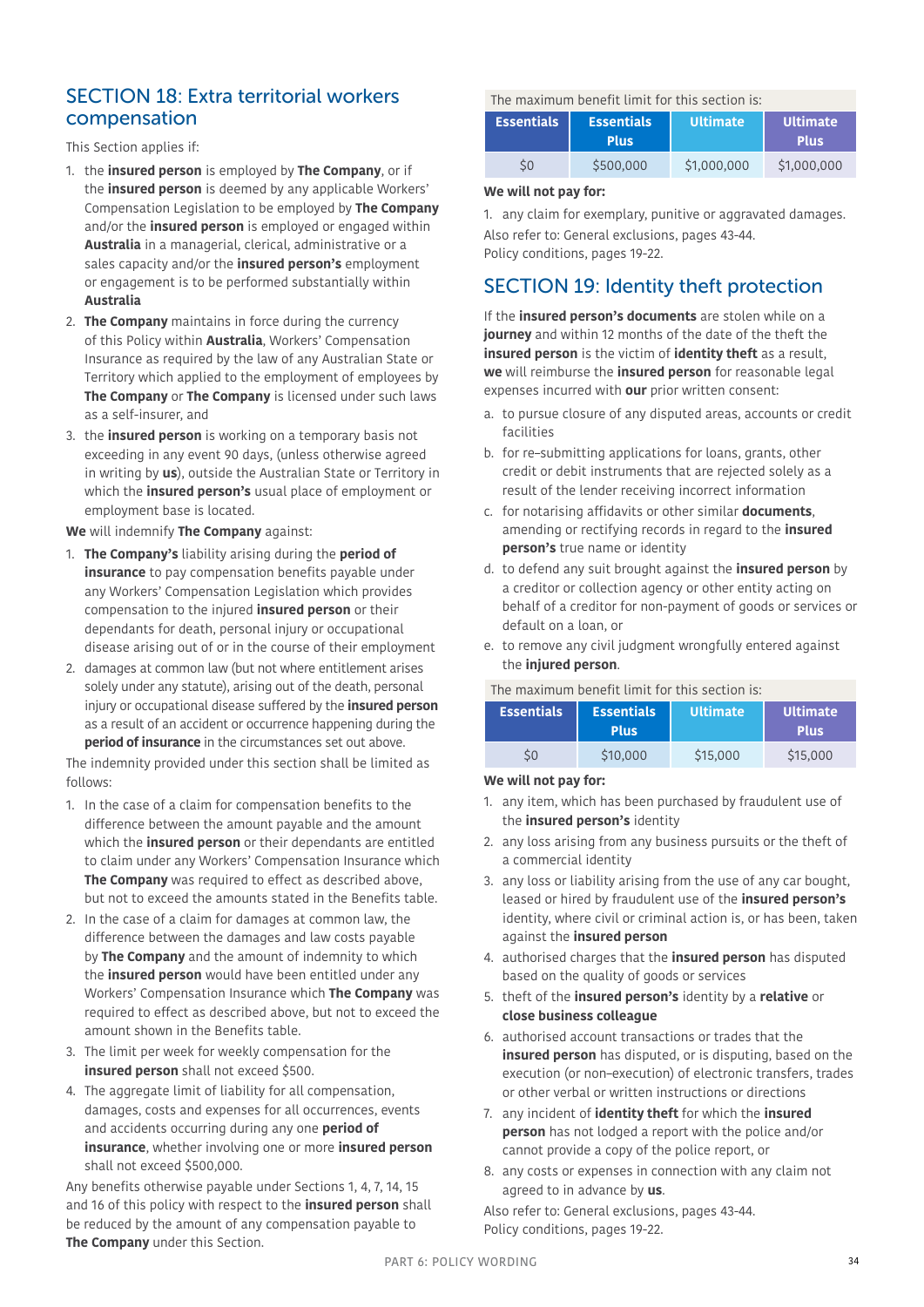## SECTION 18: Extra territorial workers compensation

This Section applies if:

1. the **insured person** is employed by **The Company**, or if the **insured person** is deemed by any applicable Workers' Compensation Legislation to be employed by **The Company** and/or the **insured person** is employed or engaged within **Australia** in a managerial, clerical, administrative or a sales capacity and/or the **insured person's** employment or engagement is to be performed substantially within **Australia**
2. **The Company** maintains in force during the currency of this Policy within **Australia**, Workers' Compensation Insurance as required by the law of any Australian State or Territory which applied to the employment of employees by **The Company** or **The Company** is licensed under such laws as a self-insurer, and
3. the **insured person** is working on a temporary basis not exceeding in any event 90 days, (unless otherwise agreed in writing by **us**), outside the Australian State or Territory in which the **insured person's** usual place of employment or employment base is located.

**We** will indemnify **The Company** against:

1. **The Company's** liability arising during the **period of insurance** to pay compensation benefits payable under any Workers' Compensation Legislation which provides compensation to the injured **insured person** or their dependants for death, personal injury or occupational disease arising out of or in the course of their employment
2. damages at common law (but not where entitlement arises solely under any statute), arising out of the death, personal injury or occupational disease suffered by the **insured person** as a result of an accident or occurrence happening during the **period of insurance** in the circumstances set out above.

The indemnity provided under this section shall be limited as follows:

1. In the case of a claim for compensation benefits to the difference between the amount payable and the amount which the **insured person** or their dependants are entitled to claim under any Workers' Compensation Insurance which **The Company** was required to effect as described above, but not to exceed the amounts stated in the Benefits table.
2. In the case of a claim for damages at common law, the difference between the damages and law costs payable by **The Company** and the amount of indemnity to which the **insured person** would have been entitled under any Workers' Compensation Insurance which **The Company** was required to effect as described above, but not to exceed the amount shown in the Benefits table.
3. The limit per week for weekly compensation for the **insured person** shall not exceed $500.
4. The aggregate limit of liability for all compensation, damages, costs and expenses for all occurrences, events and accidents occurring during any one **period of insurance**, whether involving one or more **insured person** shall not exceed $500,000.

Any benefits otherwise payable under Sections 1, 4, 7, 14, 15 and 16 of this policy with respect to the **insured person** shall be reduced by the amount of any compensation payable to **The Company** under this Section.

The maximum benefit limit for this section is:

| Essentials | Essentials Plus | Ultimate | Ultimate Plus |
|---|---|---|---|
| $0 | $500,000 | $1,000,000 | $1,000,000 |

**We will not pay for:**

1. any claim for exemplary, punitive or aggravated damages.

Also refer to: General exclusions, pages 43-44.
Policy conditions, pages 19-22.

## SECTION 19: Identity theft protection

If the **insured person's documents** are stolen while on a **journey** and within 12 months of the date of the theft the **insured person** is the victim of **identity theft** as a result, **we** will reimburse the **insured person** for reasonable legal expenses incurred with **our** prior written consent:

a. to pursue closure of any disputed areas, accounts or credit facilities
b. for re–submitting applications for loans, grants, other credit or debit instruments that are rejected solely as a result of the lender receiving incorrect information
c. for notarising affidavits or other similar **documents**, amending or rectifying records in regard to the **insured person's** true name or identity
d. to defend any suit brought against the **insured person** by a creditor or collection agency or other entity acting on behalf of a creditor for non-payment of goods or services or default on a loan, or
e. to remove any civil judgment wrongfully entered against the **injured person**.

The maximum benefit limit for this section is:

| Essentials | Essentials Plus | Ultimate | Ultimate Plus |
|---|---|---|---|
| $0 | $10,000 | $15,000 | $15,000 |

**We will not pay for:**

1. any item, which has been purchased by fraudulent use of the **insured person's** identity
2. any loss arising from any business pursuits or the theft of a commercial identity
3. any loss or liability arising from the use of any car bought, leased or hired by fraudulent use of the **insured person's** identity, where civil or criminal action is, or has been, taken against the **insured person**
4. authorised charges that the **insured person** has disputed based on the quality of goods or services
5. theft of the **insured person's** identity by a **relative** or **close business colleague**
6. authorised account transactions or trades that the **insured person** has disputed, or is disputing, based on the execution (or non–execution) of electronic transfers, trades or other verbal or written instructions or directions
7. any incident of **identity theft** for which the **insured person** has not lodged a report with the police and/or cannot provide a copy of the police report, or
8. any costs or expenses in connection with any claim not agreed to in advance by **us**.

Also refer to: General exclusions, pages 43-44.
Policy conditions, pages 19-22.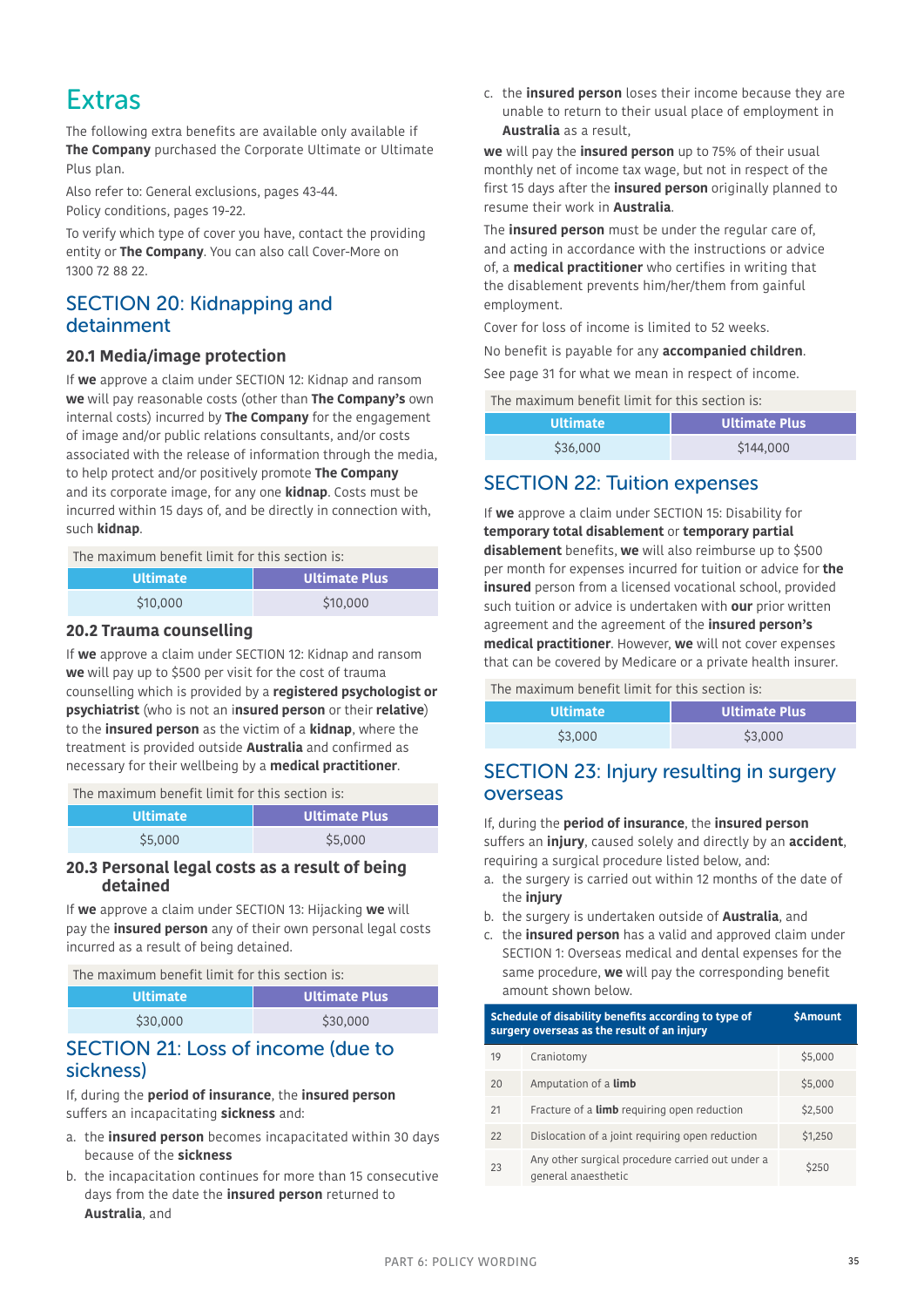# Extras

The following extra benefits are available only if **The Company** purchased the Corporate Ultimate or Ultimate Plus plan.

Also refer to: General exclusions, pages 43-44.
Policy conditions, pages 19-22.

To verify which type of cover you have, contact the providing entity or **The Company**. You can also call Cover-More on 1300 72 88 22.

## SECTION 20: Kidnapping and detainment

### 20.1 Media/image protection

If **we** approve a claim under SECTION 12: Kidnap and ransom **we** will pay reasonable costs (other than **The Company's** own internal costs) incurred by **The Company** for the engagement of image and/or public relations consultants, and/or costs associated with the release of information through the media, to help protect and/or positively promote **The Company** and its corporate image, for any one **kidnap**. Costs must be incurred within 15 days of, and be directly in connection with, such **kidnap**.

The maximum benefit limit for this section is:

| Ultimate | Ultimate Plus |
|---|---|
| $10,000 | $10,000 |

### 20.2 Trauma counselling

If **we** approve a claim under SECTION 12: Kidnap and ransom **we** will pay up to $500 per visit for the cost of trauma counselling which is provided by a **registered psychologist or psychiatrist** (who is not an i**nsured person** or their **relative**) to the **insured person** as the victim of a **kidnap**, where the treatment is provided outside **Australia** and confirmed as necessary for their wellbeing by a **medical practitioner**.

The maximum benefit limit for this section is:

| Ultimate | Ultimate Plus |
|---|---|
| $5,000 | $5,000 |

### 20.3 Personal legal costs as a result of being detained

If **we** approve a claim under SECTION 13: Hijacking **we** will pay the **insured person** any of their own personal legal costs incurred as a result of being detained.

The maximum benefit limit for this section is:

| Ultimate | Ultimate Plus |
|---|---|
| $30,000 | $30,000 |

## SECTION 21: Loss of income (due to sickness)

If, during the **period of insurance**, the **insured person** suffers an incapacitating **sickness** and:

a. the **insured person** becomes incapacitated within 30 days because of the **sickness**
b. the incapacitation continues for more than 15 consecutive days from the date the **insured person** returned to **Australia**, and
c. the **insured person** loses their income because they are unable to return to their usual place of employment in **Australia** as a result,

**we** will pay the **insured person** up to 75% of their usual monthly net of income tax wage, but not in respect of the first 15 days after the **insured person** originally planned to resume their work in **Australia**.

The **insured person** must be under the regular care of, and acting in accordance with the instructions or advice of, a **medical practitioner** who certifies in writing that the disablement prevents him/her/them from gainful employment.

Cover for loss of income is limited to 52 weeks.

No benefit is payable for any **accompanied children**.

See page 31 for what we mean in respect of income.

The maximum benefit limit for this section is:

| Ultimate | Ultimate Plus |
|---|---|
| $36,000 | $144,000 |

## SECTION 22: Tuition expenses

If **we** approve a claim under SECTION 15: Disability for **temporary total disablement** or **temporary partial disablement** benefits, **we** will also reimburse up to $500 per month for expenses incurred for tuition or advice for **the insured** person from a licensed vocational school, provided such tuition or advice is undertaken with **our** prior written agreement and the agreement of the **insured person's medical practitioner**. However, **we** will not cover expenses that can be covered by Medicare or a private health insurer.

The maximum benefit limit for this section is:

| Ultimate | Ultimate Plus |
|---|---|
| $3,000 | $3,000 |

## SECTION 23: Injury resulting in surgery overseas

If, during the **period of insurance**, the **insured person** suffers an **injury**, caused solely and directly by an **accident**, requiring a surgical procedure listed below, and:

a. the surgery is carried out within 12 months of the date of the **injury**
b. the surgery is undertaken outside of **Australia**, and
c. the **insured person** has a valid and approved claim under SECTION 1: Overseas medical and dental expenses for the same procedure, **we** will pay the corresponding benefit amount shown below.

| | Schedule of disability benefits according to type of surgery overseas as the result of an injury | $Amount |
|---|---|---|
| 19 | Craniotomy | $5,000 |
| 20 | Amputation of a **limb** | $5,000 |
| 21 | Fracture of a **limb** requiring open reduction | $2,500 |
| 22 | Dislocation of a joint requiring open reduction | $1,250 |
| 23 | Any other surgical procedure carried out under a general anaesthetic | $250 |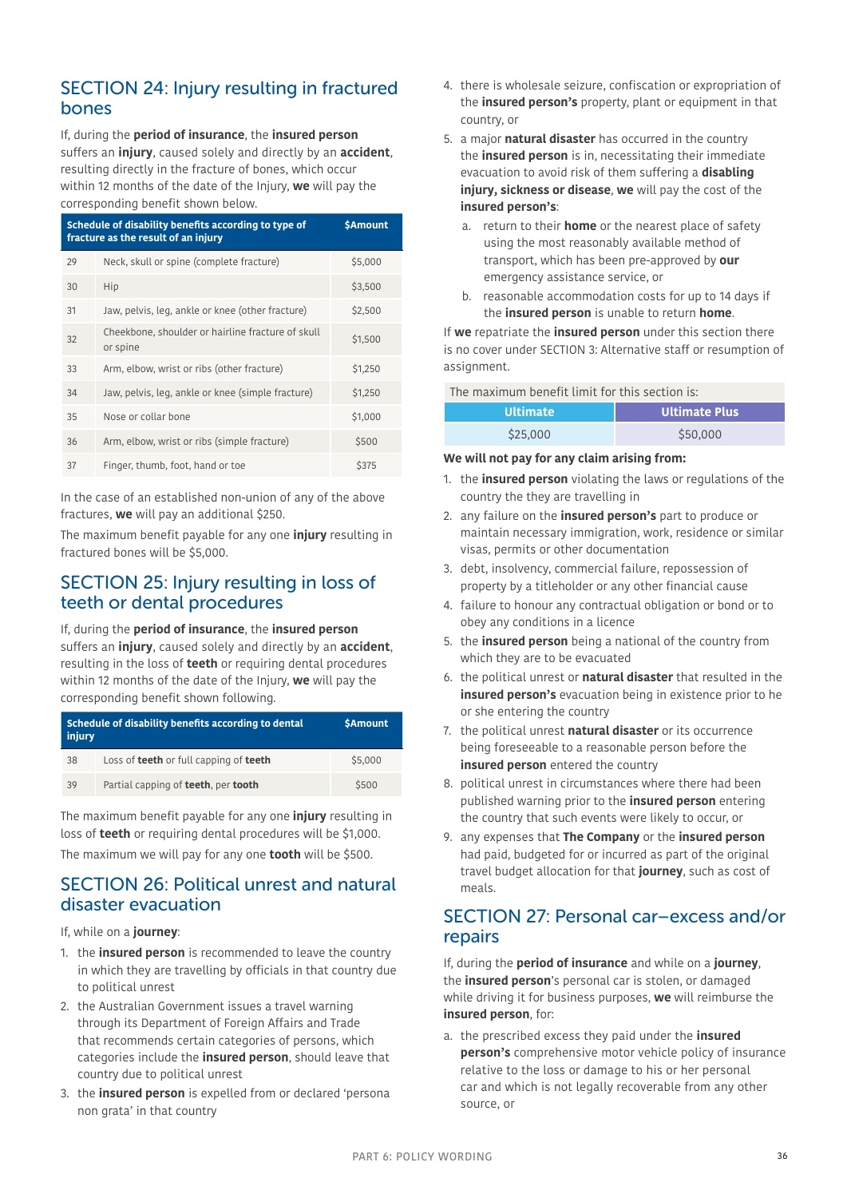## SECTION 24: Injury resulting in fractured bones

If, during the **period of insurance**, the **insured person** suffers an **injury**, caused solely and directly by an **accident**, resulting directly in the fracture of bones, which occur within 12 months of the date of the Injury, **we** will pay the corresponding benefit shown below.

| | Schedule of disability benefits according to type of fracture as the result of an injury | $Amount |
|---|---|---|
| 29 | Neck, skull or spine (complete fracture) | $5,000 |
| 30 | Hip | $3,500 |
| 31 | Jaw, pelvis, leg, ankle or knee (other fracture) | $2,500 |
| 32 | Cheekbone, shoulder or hairline fracture of skull or spine | $1,500 |
| 33 | Arm, elbow, wrist or ribs (other fracture) | $1,250 |
| 34 | Jaw, pelvis, leg, ankle or knee (simple fracture) | $1,250 |
| 35 | Nose or collar bone | $1,000 |
| 36 | Arm, elbow, wrist or ribs (simple fracture) | $500 |
| 37 | Finger, thumb, foot, hand or toe | $375 |

In the case of an established non-union of any of the above fractures, **we** will pay an additional $250.

The maximum benefit payable for any one **injury** resulting in fractured bones will be $5,000.

## SECTION 25: Injury resulting in loss of teeth or dental procedures

If, during the **period of insurance**, the **insured person** suffers an **injury**, caused solely and directly by an **accident**, resulting in the loss of **teeth** or requiring dental procedures within 12 months of the date of the Injury, **we** will pay the corresponding benefit shown following.

| | Schedule of disability benefits according to dental injury | $Amount |
|---|---|---|
| 38 | Loss of **teeth** or full capping of **teeth** | $5,000 |
| 39 | Partial capping of **teeth**, per **tooth** | $500 |

The maximum benefit payable for any one **injury** resulting in loss of **teeth** or requiring dental procedures will be $1,000.

The maximum we will pay for any one **tooth** will be $500.

## SECTION 26: Political unrest and natural disaster evacuation

If, while on a **journey**:

1. the **insured person** is recommended to leave the country in which they are travelling by officials in that country due to political unrest
2. the Australian Government issues a travel warning through its Department of Foreign Affairs and Trade that recommends certain categories of persons, which categories include the **insured person**, should leave that country due to political unrest
3. the **insured person** is expelled from or declared 'persona non grata' in that country
4. there is wholesale seizure, confiscation or expropriation of the **insured person's** property, plant or equipment in that country, or
5. a major **natural disaster** has occurred in the country the **insured person** is in, necessitating their immediate evacuation to avoid risk of them suffering a **disabling injury, sickness or disease**, **we** will pay the cost of the **insured person's**:
   a. return to their **home** or the nearest place of safety using the most reasonably available method of transport, which has been pre-approved by **our** emergency assistance service, or
   b. reasonable accommodation costs for up to 14 days if the **insured person** is unable to return **home**.

If **we** repatriate the **insured person** under this section there is no cover under SECTION 3: Alternative staff or resumption of assignment.

| The maximum benefit limit for this section is: | |
|---|---|
| **Ultimate** | **Ultimate Plus** |
| $25,000 | $50,000 |

**We will not pay for any claim arising from:**

1. the **insured person** violating the laws or regulations of the country the they are travelling in
2. any failure on the **insured person's** part to produce or maintain necessary immigration, work, residence or similar visas, permits or other documentation
3. debt, insolvency, commercial failure, repossession of property by a titleholder or any other financial cause
4. failure to honour any contractual obligation or bond or to obey any conditions in a licence
5. the **insured person** being a national of the country from which they are to be evacuated
6. the political unrest or **natural disaster** that resulted in the **insured person's** evacuation being in existence prior to he or she entering the country
7. the political unrest **natural disaster** or its occurrence being foreseeable to a reasonable person before the **insured person** entered the country
8. political unrest in circumstances where there had been published warning prior to the **insured person** entering the country that such events were likely to occur, or
9. any expenses that **The Company** or the **insured person** had paid, budgeted for or incurred as part of the original travel budget allocation for that **journey**, such as cost of meals.

## SECTION 27: Personal car–excess and/or repairs

If, during the **period of insurance** and while on a **journey**, the **insured person**'s personal car is stolen, or damaged while driving it for business purposes, **we** will reimburse the **insured person**, for:

a. the prescribed excess they paid under the **insured person's** comprehensive motor vehicle policy of insurance relative to the loss or damage to his or her personal car and which is not legally recoverable from any other source, or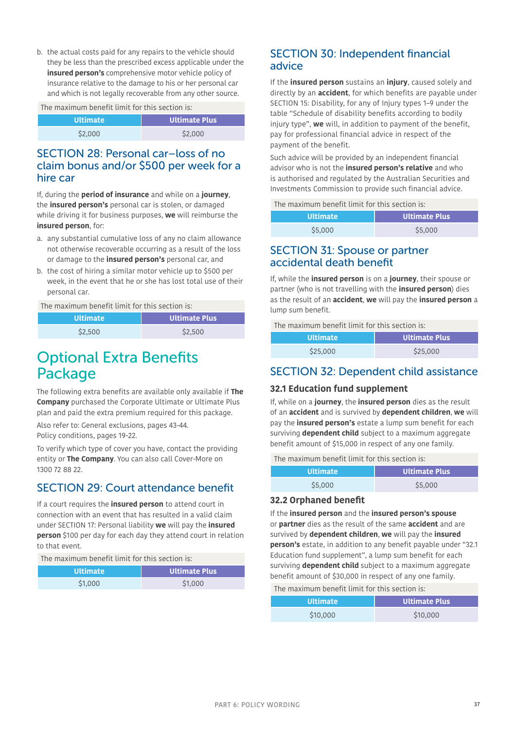b. the actual costs paid for any repairs to the vehicle should they be less than the prescribed excess applicable under the **insured person's** comprehensive motor vehicle policy of insurance relative to the damage to his or her personal car and which is not legally recoverable from any other source.

| The maximum benefit limit for this section is: | |
|---|---|
| **Ultimate** | **Ultimate Plus** |
| $2,000 | $2,000 |

## SECTION 28: Personal car–loss of no claim bonus and/or $500 per week for a hire car

If, during the **period of insurance** and while on a **journey**, the **insured person's** personal car is stolen, or damaged while driving it for business purposes, **we** will reimburse the **insured person**, for:

a. any substantial cumulative loss of any no claim allowance not otherwise recoverable occurring as a result of the loss or damage to the **insured person's** personal car, and
b. the cost of hiring a similar motor vehicle up to $500 per week, in the event that he or she has lost total use of their personal car.

| The maximum benefit limit for this section is: | |
|---|---|
| **Ultimate** | **Ultimate Plus** |
| $2,500 | $2,500 |

# Optional Extra Benefits Package

The following extra benefits are available only available if **The Company** purchased the Corporate Ultimate or Ultimate Plus plan and paid the extra premium required for this package.

Also refer to: General exclusions, pages 43-44.
Policy conditions, pages 19-22.

To verify which type of cover you have, contact the providing entity or **The Company**. You can also call Cover-More on 1300 72 88 22.

## SECTION 29: Court attendance benefit

If a court requires the **insured person** to attend court in connection with an event that has resulted in a valid claim under SECTION 17: Personal liability **we** will pay the **insured person** $100 per day for each day they attend court in relation to that event.

| The maximum benefit limit for this section is: | |
|---|---|
| **Ultimate** | **Ultimate Plus** |
| $1,000 | $1,000 |

## SECTION 30: Independent financial advice

If the **insured person** sustains an **injury**, caused solely and directly by an **accident**, for which benefits are payable under SECTION 15: Disability, for any of Injury types 1–9 under the table "Schedule of disability benefits according to bodily injury type", **we** will, in addition to payment of the benefit, pay for professional financial advice in respect of the payment of the benefit.

Such advice will be provided by an independent financial advisor who is not the **insured person's relative** and who is authorised and regulated by the Australian Securities and Investments Commission to provide such financial advice.

| The maximum benefit limit for this section is: | |
|---|---|
| **Ultimate** | **Ultimate Plus** |
| $5,000 | $5,000 |

## SECTION 31: Spouse or partner accidental death benefit

If, while the **insured person** is on a **journey**, their spouse or partner (who is not travelling with the **insured person**) dies as the result of an **accident**, **we** will pay the **insured person** a lump sum benefit.

| The maximum benefit limit for this section is: | |
|---|---|
| **Ultimate** | **Ultimate Plus** |
| $25,000 | $25,000 |

## SECTION 32: Dependent child assistance

### 32.1 Education fund supplement

If, while on a **journey**, the **insured person** dies as the result of an **accident** and is survived by **dependent children**, **we** will pay the **insured person's** estate a lump sum benefit for each surviving **dependent child** subject to a maximum aggregate benefit amount of $15,000 in respect of any one family.

| The maximum benefit limit for this section is: | |
|---|---|
| **Ultimate** | **Ultimate Plus** |
| $5,000 | $5,000 |

### 32.2 Orphaned benefit

If the **insured person** and the **insured person's spouse** or **partner** dies as the result of the same **accident** and are survived by **dependent children**, **we** will pay the **insured person's** estate, in addition to any benefit payable under "32.1 Education fund supplement", a lump sum benefit for each surviving **dependent child** subject to a maximum aggregate benefit amount of $30,000 in respect of any one family.

| The maximum benefit limit for this section is: | |
|---|---|
| **Ultimate** | **Ultimate Plus** |
| $10,000 | $10,000 |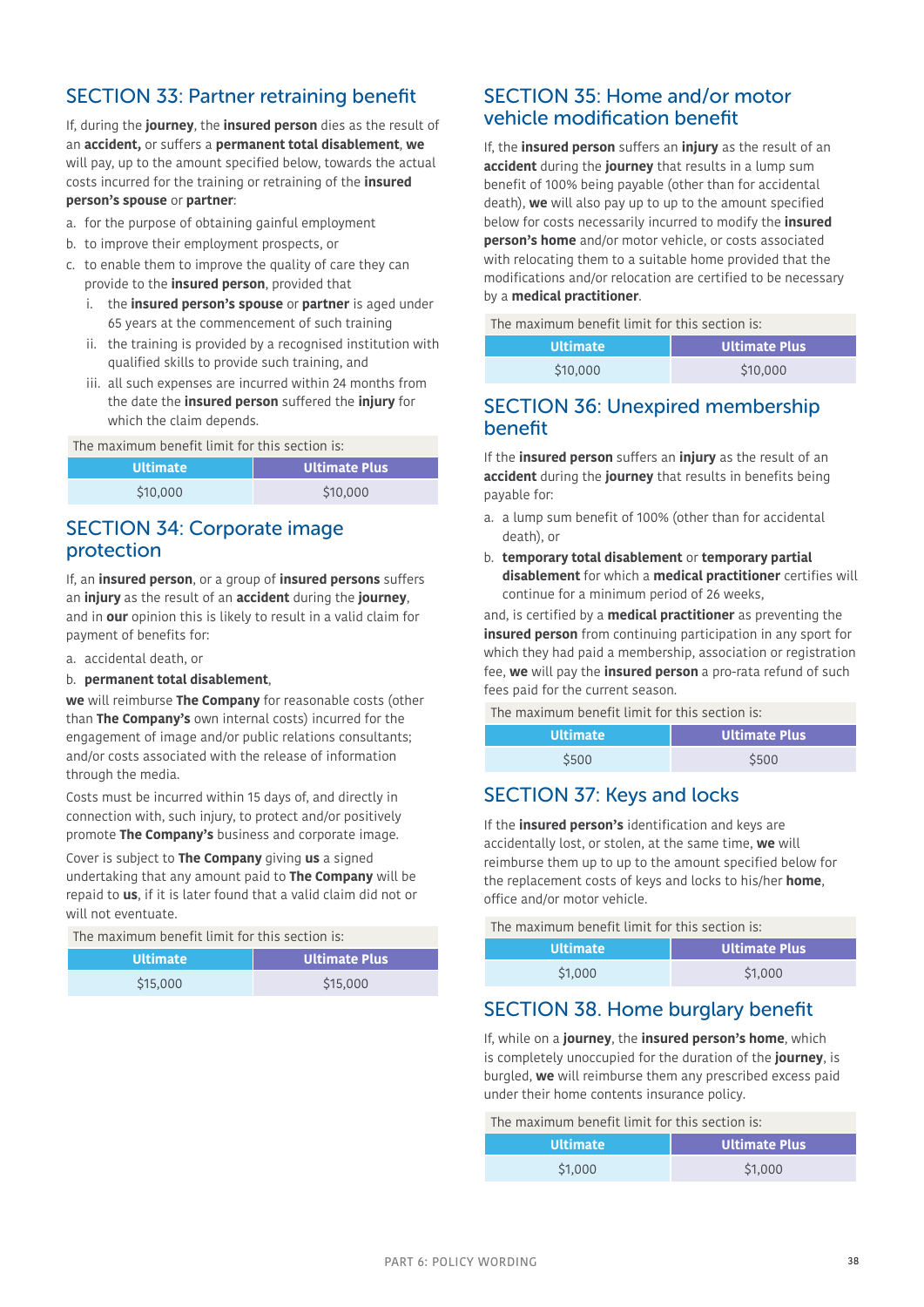## SECTION 33: Partner retraining benefit

If, during the **journey**, the **insured person** dies as the result of an **accident,** or suffers a **permanent total disablement**, **we** will pay, up to the amount specified below, towards the actual costs incurred for the training or retraining of the **insured person's spouse** or **partner**:

a. for the purpose of obtaining gainful employment
b. to improve their employment prospects, or
c. to enable them to improve the quality of care they can provide to the **insured person**, provided that
   i. the **insured person's spouse** or **partner** is aged under 65 years at the commencement of such training
   ii. the training is provided by a recognised institution with qualified skills to provide such training, and
   iii. all such expenses are incurred within 24 months from the date the **insured person** suffered the **injury** for which the claim depends.

The maximum benefit limit for this section is:

| Ultimate | Ultimate Plus |
|---|---|
| $10,000 | $10,000 |

## SECTION 34: Corporate image protection

If, an **insured person**, or a group of **insured persons** suffers an **injury** as the result of an **accident** during the **journey**, and in **our** opinion this is likely to result in a valid claim for payment of benefits for:

a. accidental death, or
b. **permanent total disablement**,

**we** will reimburse **The Company** for reasonable costs (other than **The Company's** own internal costs) incurred for the engagement of image and/or public relations consultants; and/or costs associated with the release of information through the media.

Costs must be incurred within 15 days of, and directly in connection with, such injury, to protect and/or positively promote **The Company's** business and corporate image.

Cover is subject to **The Company** giving **us** a signed undertaking that any amount paid to **The Company** will be repaid to **us**, if it is later found that a valid claim did not or will not eventuate.

The maximum benefit limit for this section is:

| Ultimate | Ultimate Plus |
|---|---|
| $15,000 | $15,000 |

## SECTION 35: Home and/or motor vehicle modification benefit

If, the **insured person** suffers an **injury** as the result of an **accident** during the **journey** that results in a lump sum benefit of 100% being payable (other than for accidental death), **we** will also pay up to up to the amount specified below for costs necessarily incurred to modify the **insured person's home** and/or motor vehicle, or costs associated with relocating them to a suitable home provided that the modifications and/or relocation are certified to be necessary by a **medical practitioner**.

The maximum benefit limit for this section is:

| Ultimate | Ultimate Plus |
|---|---|
| $10,000 | $10,000 |

## SECTION 36: Unexpired membership benefit

If the **insured person** suffers an **injury** as the result of an **accident** during the **journey** that results in benefits being payable for:

a. a lump sum benefit of 100% (other than for accidental death), or
b. **temporary total disablement** or **temporary partial disablement** for which a **medical practitioner** certifies will continue for a minimum period of 26 weeks,

and, is certified by a **medical practitioner** as preventing the **insured person** from continuing participation in any sport for which they had paid a membership, association or registration fee, **we** will pay the **insured person** a pro-rata refund of such fees paid for the current season.

The maximum benefit limit for this section is:

| Ultimate | Ultimate Plus |
|---|---|
| $500 | $500 |

## SECTION 37: Keys and locks

If the **insured person's** identification and keys are accidentally lost, or stolen, at the same time, **we** will reimburse them up to up to the amount specified below for the replacement costs of keys and locks to his/her **home**, office and/or motor vehicle.

The maximum benefit limit for this section is:

| Ultimate | Ultimate Plus |
|---|---|
| $1,000 | $1,000 |

## SECTION 38. Home burglary benefit

If, while on a **journey**, the **insured person's home**, which is completely unoccupied for the duration of the **journey**, is burgled, **we** will reimburse them any prescribed excess paid under their home contents insurance policy.

The maximum benefit limit for this section is:

| Ultimate | Ultimate Plus |
|---|---|
| $1,000 | $1,000 |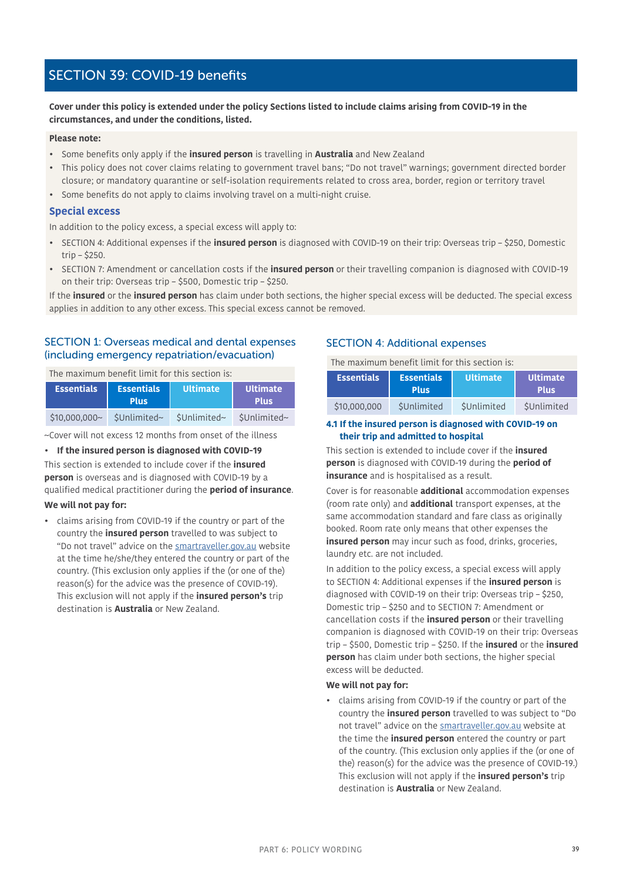# SECTION 39: COVID-19 benefits

**Cover under this policy is extended under the policy Sections listed to include claims arising from COVID-19 in the circumstances, and under the conditions, listed.**

**Please note:**

- Some benefits only apply if the **insured person** is travelling in **Australia** and New Zealand
- This policy does not cover claims relating to government travel bans; "Do not travel" warnings; government directed border closure; or mandatory quarantine or self-isolation requirements related to cross area, border, region or territory travel
- Some benefits do not apply to claims involving travel on a multi-night cruise.

### Special excess

In addition to the policy excess, a special excess will apply to:

- SECTION 4: Additional expenses if the **insured person** is diagnosed with COVID-19 on their trip: Overseas trip – $250, Domestic trip – $250.
- SECTION 7: Amendment or cancellation costs if the **insured person** or their travelling companion is diagnosed with COVID-19 on their trip: Overseas trip – $500, Domestic trip – $250.

If the **insured** or the **insured person** has claim under both sections, the higher special excess will be deducted. The special excess applies in addition to any other excess. This special excess cannot be removed.

## SECTION 1: Overseas medical and dental expenses (including emergency repatriation/evacuation)

The maximum benefit limit for this section is:

| Essentials | Essentials Plus | Ultimate | Ultimate Plus |
|---|---|---|---|
| $10,000,000~ | $Unlimited~ | $Unlimited~ | $Unlimited~ |

~Cover will not excess 12 months from onset of the illness

- **If the insured person is diagnosed with COVID-19**

This section is extended to include cover if the **insured person** is overseas and is diagnosed with COVID-19 by a qualified medical practitioner during the **period of insurance**.

**We will not pay for:**

- claims arising from COVID-19 if the country or part of the country the **insured person** travelled to was subject to "Do not travel" advice on the smartraveller.gov.au website at the time he/she/they entered the country or part of the country. (This exclusion only applies if the (or one of the) reason(s) for the advice was the presence of COVID-19). This exclusion will not apply if the **insured person's** trip destination is **Australia** or New Zealand.

## SECTION 4: Additional expenses

The maximum benefit limit for this section is:

| Essentials | Essentials Plus | Ultimate | Ultimate Plus |
|---|---|---|---|
| $10,000,000 | $Unlimited | $Unlimited | $Unlimited |

### 4.1 If the insured person is diagnosed with COVID-19 on their trip and admitted to hospital

This section is extended to include cover if the **insured person** is diagnosed with COVID-19 during the **period of insurance** and is hospitalised as a result.

Cover is for reasonable **additional** accommodation expenses (room rate only) and **additional** transport expenses, at the same accommodation standard and fare class as originally booked. Room rate only means that other expenses the **insured person** may incur such as food, drinks, groceries, laundry etc. are not included.

In addition to the policy excess, a special excess will apply to SECTION 4: Additional expenses if the **insured person** is diagnosed with COVID-19 on their trip: Overseas trip – $250, Domestic trip – $250 and to SECTION 7: Amendment or cancellation costs if the **insured person** or their travelling companion is diagnosed with COVID-19 on their trip: Overseas trip – $500, Domestic trip – $250. If the **insured** or the **insured person** has claim under both sections, the higher special excess will be deducted.

**We will not pay for:**

- claims arising from COVID-19 if the country or part of the country the **insured person** travelled to was subject to "Do not travel" advice on the smartraveller.gov.au website at the time the **insured person** entered the country or part of the country. (This exclusion only applies if the (or one of the) reason(s) for the advice was the presence of COVID-19.) This exclusion will not apply if the **insured person's** trip destination is **Australia** or New Zealand.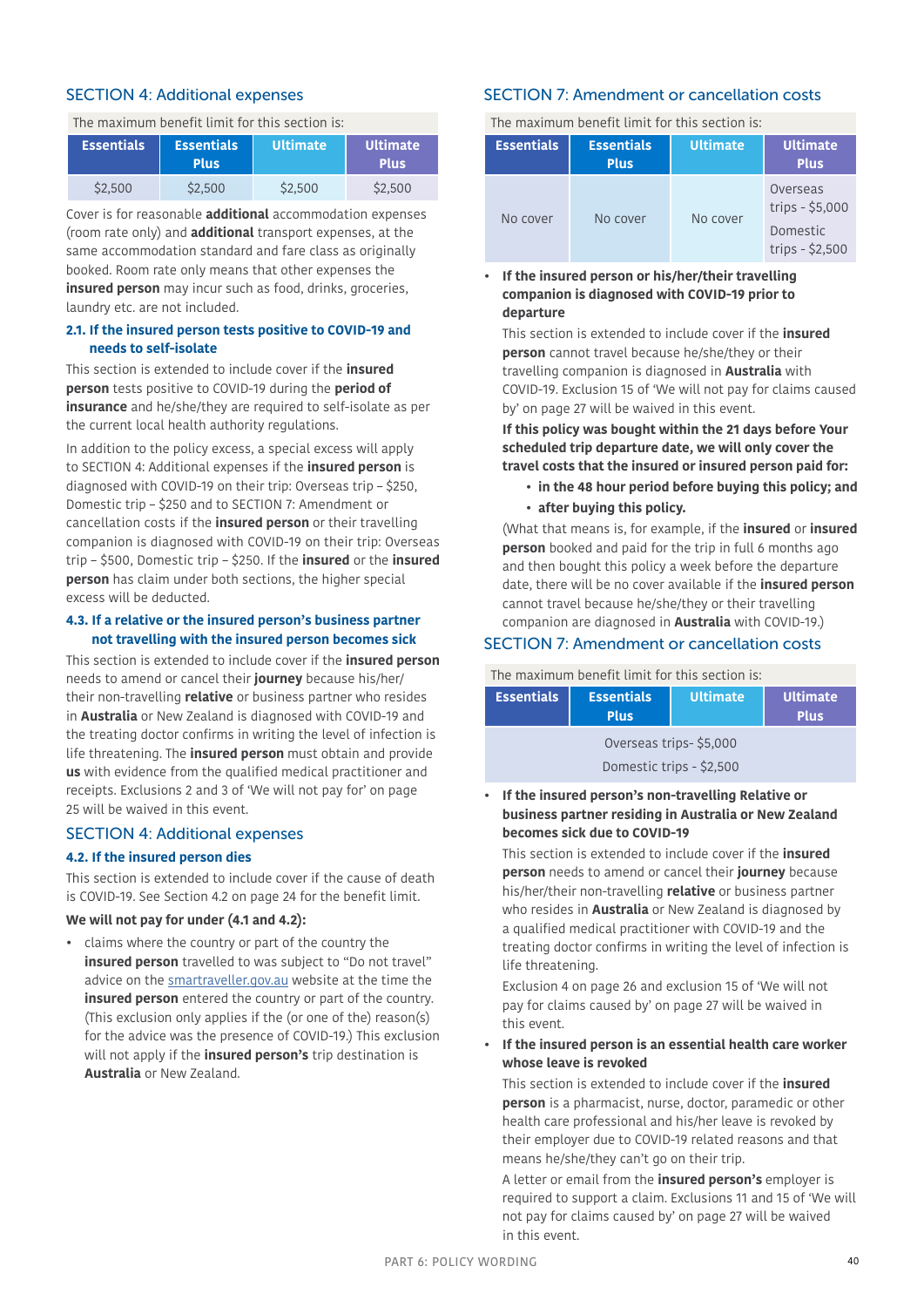## SECTION 4: Additional expenses

| The maximum benefit limit for this section is: | | | |
|---|---|---|---|
| **Essentials** | **Essentials Plus** | **Ultimate** | **Ultimate Plus** |
| $2,500 | $2,500 | $2,500 | $2,500 |

Cover is for reasonable **additional** accommodation expenses (room rate only) and **additional** transport expenses, at the same accommodation standard and fare class as originally booked. Room rate only means that other expenses the **insured person** may incur such as food, drinks, groceries, laundry etc. are not included.

### 2.1. If the insured person tests positive to COVID-19 and needs to self-isolate

This section is extended to include cover if the **insured person** tests positive to COVID-19 during the **period of insurance** and he/she/they are required to self-isolate as per the current local health authority regulations.

In addition to the policy excess, a special excess will apply to SECTION 4: Additional expenses if the **insured person** is diagnosed with COVID-19 on their trip: Overseas trip – $250, Domestic trip – $250 and to SECTION 7: Amendment or cancellation costs if the **insured person** or their travelling companion is diagnosed with COVID-19 on their trip: Overseas trip – $500, Domestic trip – $250. If the **insured** or the **insured person** has claim under both sections, the higher special excess will be deducted.

### 4.3. If a relative or the insured person's business partner not travelling with the insured person becomes sick

This section is extended to include cover if the **insured person** needs to amend or cancel their **journey** because his/her/their non-travelling **relative** or business partner who resides in **Australia** or New Zealand is diagnosed with COVID-19 and the treating doctor confirms in writing the level of infection is life threatening. The **insured person** must obtain and provide **us** with evidence from the qualified medical practitioner and receipts. Exclusions 2 and 3 of 'We will not pay for' on page 25 will be waived in this event.

## SECTION 4: Additional expenses

### 4.2. If the insured person dies

This section is extended to include cover if the cause of death is COVID-19. See Section 4.2 on page 24 for the benefit limit.

**We will not pay for under (4.1 and 4.2):**

- claims where the country or part of the country the **insured person** travelled to was subject to "Do not travel" advice on the smartraveller.gov.au website at the time the **insured person** entered the country or part of the country. (This exclusion only applies if the (or one of the) reason(s) for the advice was the presence of COVID-19.) This exclusion will not apply if the **insured person's** trip destination is **Australia** or New Zealand.

## SECTION 7: Amendment or cancellation costs

| The maximum benefit limit for this section is: | | | |
|---|---|---|---|
| **Essentials** | **Essentials Plus** | **Ultimate** | **Ultimate Plus** |
| No cover | No cover | No cover | Overseas trips - $5,000<br>Domestic trips - $2,500 |

- **If the insured person or his/her/their travelling companion is diagnosed with COVID-19 prior to departure**

  This section is extended to include cover if the **insured person** cannot travel because he/she/they or their travelling companion is diagnosed in **Australia** with COVID-19. Exclusion 15 of 'We will not pay for claims caused by' on page 27 will be waived in this event.

  **If this policy was bought within the 21 days before Your scheduled trip departure date, we will only cover the travel costs that the insured or insured person paid for:**

  - **in the 48 hour period before buying this policy; and**
  - **after buying this policy.**

  (What that means is, for example, if the **insured** or **insured person** booked and paid for the trip in full 6 months ago and then bought this policy a week before the departure date, there will be no cover available if the **insured person** cannot travel because he/she/they or their travelling companion are diagnosed in **Australia** with COVID-19.)

## SECTION 7: Amendment or cancellation costs

| The maximum benefit limit for this section is: | | | |
|---|---|---|---|
| **Essentials** | **Essentials Plus** | **Ultimate** | **Ultimate Plus** |
| Overseas trips- $5,000<br>Domestic trips - $2,500 | | | |

- **If the insured person's non-travelling Relative or business partner residing in Australia or New Zealand becomes sick due to COVID-19**

  This section is extended to include cover if the **insured person** needs to amend or cancel their **journey** because his/her/their non-travelling **relative** or business partner who resides in **Australia** or New Zealand is diagnosed by a qualified medical practitioner with COVID-19 and the treating doctor confirms in writing the level of infection is life threatening.

  Exclusion 4 on page 26 and exclusion 15 of 'We will not pay for claims caused by' on page 27 will be waived in this event.

- **If the insured person is an essential health care worker whose leave is revoked**

  This section is extended to include cover if the **insured person** is a pharmacist, nurse, doctor, paramedic or other health care professional and his/her leave is revoked by their employer due to COVID-19 related reasons and that means he/she/they can't go on their trip.

  A letter or email from the **insured person's** employer is required to support a claim. Exclusions 11 and 15 of 'We will not pay for claims caused by' on page 27 will be waived in this event.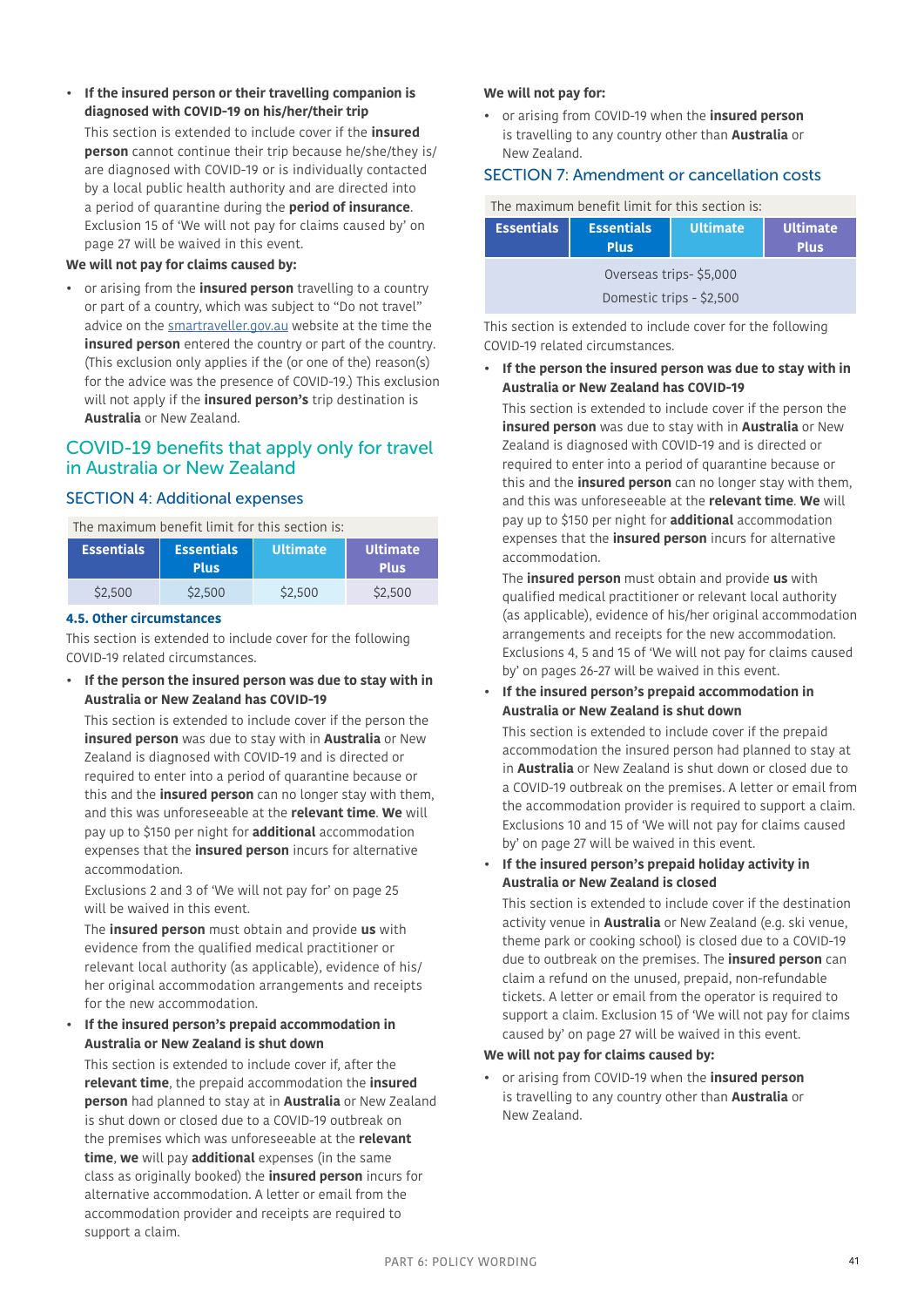- **If the insured person or their travelling companion is diagnosed with COVID-19 on his/her/their trip**

  This section is extended to include cover if the **insured person** cannot continue their trip because he/she/they is/are diagnosed with COVID-19 or is individually contacted by a local public health authority and are directed into a period of quarantine during the **period of insurance**. Exclusion 15 of 'We will not pay for claims caused by' on page 27 will be waived in this event.

**We will not pay for claims caused by:**

- or arising from the **insured person** travelling to a country or part of a country, which was subject to "Do not travel" advice on the smartraveller.gov.au website at the time the **insured person** entered the country or part of the country. (This exclusion only applies if the (or one of the) reason(s) for the advice was the presence of COVID-19.) This exclusion will not apply if the **insured person's** trip destination is **Australia** or New Zealand.

## COVID-19 benefits that apply only for travel in Australia or New Zealand

### SECTION 4: Additional expenses

| The maximum benefit limit for this section is: | | | |
|---|---|---|---|
| **Essentials** | **Essentials Plus** | **Ultimate** | **Ultimate Plus** |
| $2,500 | $2,500 | $2,500 | $2,500 |

#### 4.5. Other circumstances

This section is extended to include cover for the following COVID-19 related circumstances.

- **If the person the insured person was due to stay with in Australia or New Zealand has COVID-19**

  This section is extended to include cover if the person the **insured person** was due to stay with in **Australia** or New Zealand is diagnosed with COVID-19 and is directed or required to enter into a period of quarantine because or this and the **insured person** can no longer stay with them, and this was unforeseeable at the **relevant time**. **We** will pay up to $150 per night for **additional** accommodation expenses that the **insured person** incurs for alternative accommodation.

  Exclusions 2 and 3 of 'We will not pay for' on page 25 will be waived in this event.

  The **insured person** must obtain and provide **us** with evidence from the qualified medical practitioner or relevant local authority (as applicable), evidence of his/her original accommodation arrangements and receipts for the new accommodation.

- **If the insured person's prepaid accommodation in Australia or New Zealand is shut down**

  This section is extended to include cover if, after the **relevant time**, the prepaid accommodation the **insured person** had planned to stay at in **Australia** or New Zealand is shut down or closed due to a COVID-19 outbreak on the premises which was unforeseeable at the **relevant time**, **we** will pay **additional** expenses (in the same class as originally booked) the **insured person** incurs for alternative accommodation. A letter or email from the accommodation provider and receipts are required to support a claim.

**We will not pay for:**

- or arising from COVID-19 when the **insured person** is travelling to any country other than **Australia** or New Zealand.

### SECTION 7: Amendment or cancellation costs

| The maximum benefit limit for this section is: | | | |
|---|---|---|---|
| **Essentials** | **Essentials Plus** | **Ultimate** | **Ultimate Plus** |
| Overseas trips- $5,000<br>Domestic trips - $2,500 | | | |

This section is extended to include cover for the following COVID-19 related circumstances.

- **If the person the insured person was due to stay with in Australia or New Zealand has COVID-19**

  This section is extended to include cover if the person the **insured person** was due to stay with in **Australia** or New Zealand is diagnosed with COVID-19 and is directed or required to enter into a period of quarantine because or this and the **insured person** can no longer stay with them, and this was unforeseeable at the **relevant time**. **We** will pay up to $150 per night for **additional** accommodation expenses that the **insured person** incurs for alternative accommodation.

  The **insured person** must obtain and provide **us** with qualified medical practitioner or relevant local authority (as applicable), evidence of his/her original accommodation arrangements and receipts for the new accommodation. Exclusions 4, 5 and 15 of 'We will not pay for claims caused by' on pages 26-27 will be waived in this event.

- **If the insured person's prepaid accommodation in Australia or New Zealand is shut down**

  This section is extended to include cover if the prepaid accommodation the insured person had planned to stay at in **Australia** or New Zealand is shut down or closed due to a COVID-19 outbreak on the premises. A letter or email from the accommodation provider is required to support a claim. Exclusions 10 and 15 of 'We will not pay for claims caused by' on page 27 will be waived in this event.

- **If the insured person's prepaid holiday activity in Australia or New Zealand is closed**

  This section is extended to include cover if the destination activity venue in **Australia** or New Zealand (e.g. ski venue, theme park or cooking school) is closed due to a COVID-19 due to outbreak on the premises. The **insured person** can claim a refund on the unused, prepaid, non-refundable tickets. A letter or email from the operator is required to support a claim. Exclusion 15 of 'We will not pay for claims caused by' on page 27 will be waived in this event.

**We will not pay for claims caused by:**

- or arising from COVID-19 when the **insured person** is travelling to any country other than **Australia** or New Zealand.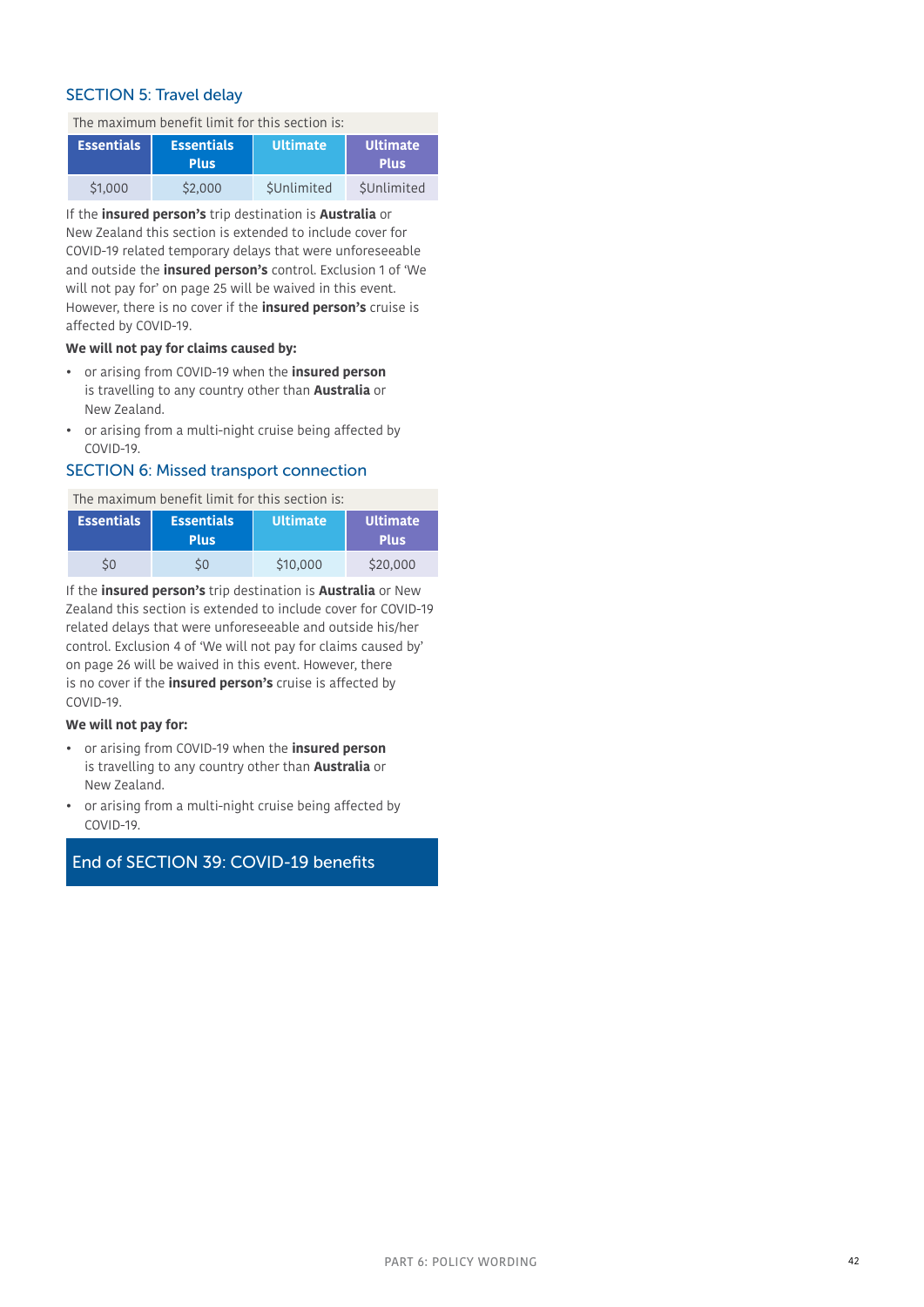## SECTION 5: Travel delay

| The maximum benefit limit for this section is: | | | |
|---|---|---|---|
| **Essentials** | **Essentials Plus** | **Ultimate** | **Ultimate Plus** |
| $1,000 | $2,000 | $Unlimited | $Unlimited |

If the **insured person's** trip destination is **Australia** or New Zealand this section is extended to include cover for COVID-19 related temporary delays that were unforeseeable and outside the **insured person's** control. Exclusion 1 of 'We will not pay for' on page 25 will be waived in this event. However, there is no cover if the **insured person's** cruise is affected by COVID-19.

**We will not pay for claims caused by:**

- or arising from COVID-19 when the **insured person** is travelling to any country other than **Australia** or New Zealand.
- or arising from a multi-night cruise being affected by COVID-19.

## SECTION 6: Missed transport connection

| The maximum benefit limit for this section is: | | | |
|---|---|---|---|
| **Essentials** | **Essentials Plus** | **Ultimate** | **Ultimate Plus** |
| $0 | $0 | $10,000 | $20,000 |

If the **insured person's** trip destination is **Australia** or New Zealand this section is extended to include cover for COVID-19 related delays that were unforeseeable and outside his/her control. Exclusion 4 of 'We will not pay for claims caused by' on page 26 will be waived in this event. However, there is no cover if the **insured person's** cruise is affected by COVID-19.

**We will not pay for:**

- or arising from COVID-19 when the **insured person** is travelling to any country other than **Australia** or New Zealand.
- or arising from a multi-night cruise being affected by COVID-19.

## End of SECTION 39: COVID-19 benefits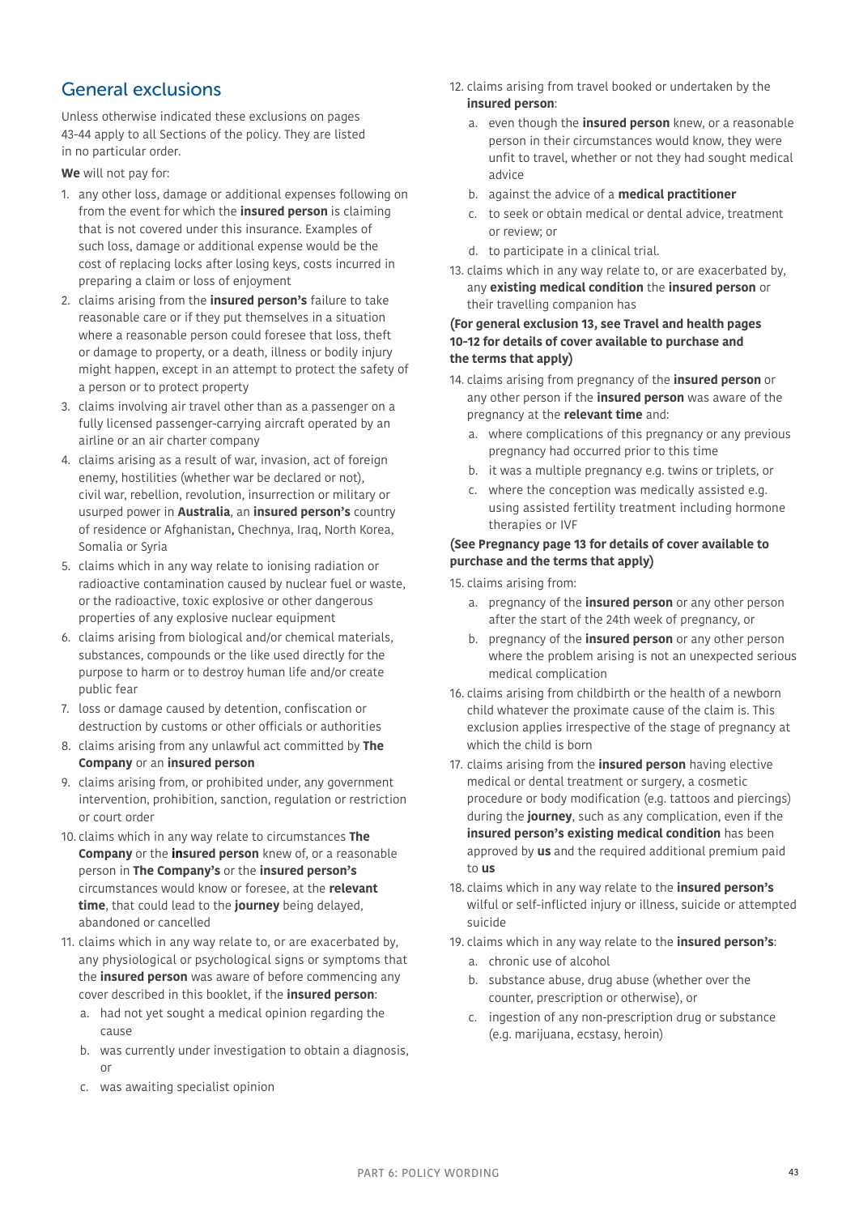## General exclusions

Unless otherwise indicated these exclusions on pages 43-44 apply to all Sections of the policy. They are listed in no particular order.

**We** will not pay for:

1. any other loss, damage or additional expenses following on from the event for which the **insured person** is claiming that is not covered under this insurance. Examples of such loss, damage or additional expense would be the cost of replacing locks after losing keys, costs incurred in preparing a claim or loss of enjoyment
2. claims arising from the **insured person's** failure to take reasonable care or if they put themselves in a situation where a reasonable person could foresee that loss, theft or damage to property, or a death, illness or bodily injury might happen, except in an attempt to protect the safety of a person or to protect property
3. claims involving air travel other than as a passenger on a fully licensed passenger-carrying aircraft operated by an airline or an air charter company
4. claims arising as a result of war, invasion, act of foreign enemy, hostilities (whether war be declared or not), civil war, rebellion, revolution, insurrection or military or usurped power in **Australia**, an **insured person's** country of residence or Afghanistan, Chechnya, Iraq, North Korea, Somalia or Syria
5. claims which in any way relate to ionising radiation or radioactive contamination caused by nuclear fuel or waste, or the radioactive, toxic explosive or other dangerous properties of any explosive nuclear equipment
6. claims arising from biological and/or chemical materials, substances, compounds or the like used directly for the purpose to harm or to destroy human life and/or create public fear
7. loss or damage caused by detention, confiscation or destruction by customs or other officials or authorities
8. claims arising from any unlawful act committed by **The Company** or an **insured person**
9. claims arising from, or prohibited under, any government intervention, prohibition, sanction, regulation or restriction or court order
10. claims which in any way relate to circumstances **The Company** or the **insured person** knew of, or a reasonable person in **The Company's** or the **insured person's** circumstances would know or foresee, at the **relevant time**, that could lead to the **journey** being delayed, abandoned or cancelled
11. claims which in any way relate to, or are exacerbated by, any physiological or psychological signs or symptoms that the **insured person** was aware of before commencing any cover described in this booklet, if the **insured person**:
    a. had not yet sought a medical opinion regarding the cause
    b. was currently under investigation to obtain a diagnosis, or
    c. was awaiting specialist opinion
12. claims arising from travel booked or undertaken by the **insured person**:
    a. even though the **insured person** knew, or a reasonable person in their circumstances would know, they were unfit to travel, whether or not they had sought medical advice
    b. against the advice of a **medical practitioner**
    c. to seek or obtain medical or dental advice, treatment or review; or
    d. to participate in a clinical trial.
13. claims which in any way relate to, or are exacerbated by, any **existing medical condition** the **insured person** or their travelling companion has

**(For general exclusion 13, see Travel and health pages 10-12 for details of cover available to purchase and the terms that apply)**

14. claims arising from pregnancy of the **insured person** or any other person if the **insured person** was aware of the pregnancy at the **relevant time** and:
    a. where complications of this pregnancy or any previous pregnancy had occurred prior to this time
    b. it was a multiple pregnancy e.g. twins or triplets, or
    c. where the conception was medically assisted e.g. using assisted fertility treatment including hormone therapies or IVF

**(See Pregnancy page 13 for details of cover available to purchase and the terms that apply)**

15. claims arising from:
    a. pregnancy of the **insured person** or any other person after the start of the 24th week of pregnancy, or
    b. pregnancy of the **insured person** or any other person where the problem arising is not an unexpected serious medical complication
16. claims arising from childbirth or the health of a newborn child whatever the proximate cause of the claim is. This exclusion applies irrespective of the stage of pregnancy at which the child is born
17. claims arising from the **insured person** having elective medical or dental treatment or surgery, a cosmetic procedure or body modification (e.g. tattoos and piercings) during the **journey**, such as any complication, even if the **insured person's existing medical condition** has been approved by **us** and the required additional premium paid to **us**
18. claims which in any way relate to the **insured person's** wilful or self-inflicted injury or illness, suicide or attempted suicide
19. claims which in any way relate to the **insured person's**:
    a. chronic use of alcohol
    b. substance abuse, drug abuse (whether over the counter, prescription or otherwise), or
    c. ingestion of any non-prescription drug or substance (e.g. marijuana, ecstasy, heroin)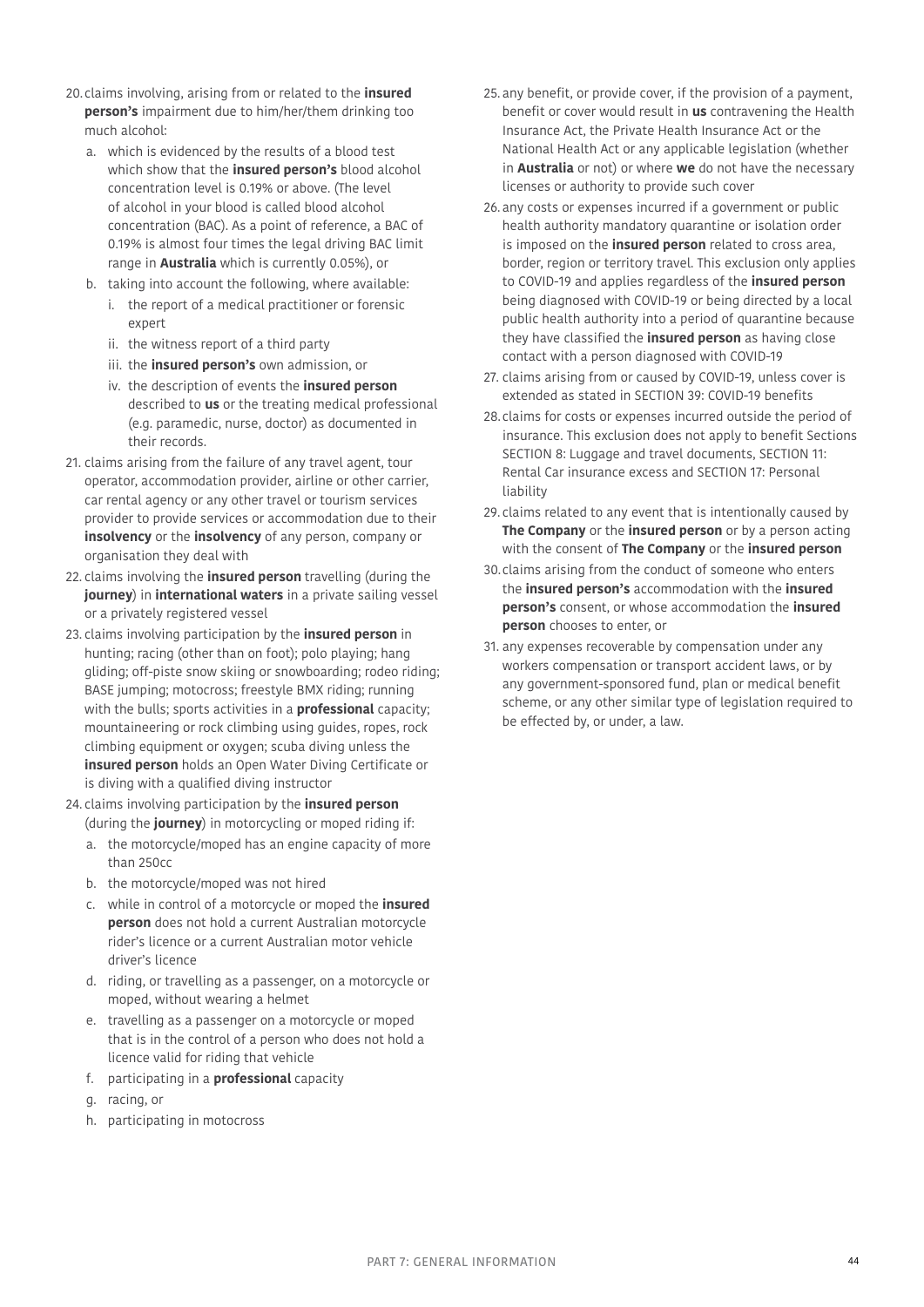20. claims involving, arising from or related to the **insured person's** impairment due to him/her/them drinking too much alcohol:
    a. which is evidenced by the results of a blood test which show that the **insured person's** blood alcohol concentration level is 0.19% or above. (The level of alcohol in your blood is called blood alcohol concentration (BAC). As a point of reference, a BAC of 0.19% is almost four times the legal driving BAC limit range in **Australia** which is currently 0.05%), or
    b. taking into account the following, where available:
        i. the report of a medical practitioner or forensic expert
        ii. the witness report of a third party
        iii. the **insured person's** own admission, or
        iv. the description of events the **insured person** described to **us** or the treating medical professional (e.g. paramedic, nurse, doctor) as documented in their records.
21. claims arising from the failure of any travel agent, tour operator, accommodation provider, airline or other carrier, car rental agency or any other travel or tourism services provider to provide services or accommodation due to their **insolvency** or the **insolvency** of any person, company or organisation they deal with
22. claims involving the **insured person** travelling (during the **journey**) in **international waters** in a private sailing vessel or a privately registered vessel
23. claims involving participation by the **insured person** in hunting; racing (other than on foot); polo playing; hang gliding; off-piste snow skiing or snowboarding; rodeo riding; BASE jumping; motocross; freestyle BMX riding; running with the bulls; sports activities in a **professional** capacity; mountaineering or rock climbing using guides, ropes, rock climbing equipment or oxygen; scuba diving unless the **insured person** holds an Open Water Diving Certificate or is diving with a qualified diving instructor
24. claims involving participation by the **insured person** (during the **journey**) in motorcycling or moped riding if:
    a. the motorcycle/moped has an engine capacity of more than 250cc
    b. the motorcycle/moped was not hired
    c. while in control of a motorcycle or moped the **insured person** does not hold a current Australian motorcycle rider's licence or a current Australian motor vehicle driver's licence
    d. riding, or travelling as a passenger, on a motorcycle or moped, without wearing a helmet
    e. travelling as a passenger on a motorcycle or moped that is in the control of a person who does not hold a licence valid for riding that vehicle
    f. participating in a **professional** capacity
    g. racing, or
    h. participating in motocross
25. any benefit, or provide cover, if the provision of a payment, benefit or cover would result in **us** contravening the Health Insurance Act, the Private Health Insurance Act or the National Health Act or any applicable legislation (whether in **Australia** or not) or where **we** do not have the necessary licenses or authority to provide such cover
26. any costs or expenses incurred if a government or public health authority mandatory quarantine or isolation order is imposed on the **insured person** related to cross area, border, region or territory travel. This exclusion only applies to COVID-19 and applies regardless of the **insured person** being diagnosed with COVID-19 or being directed by a local public health authority into a period of quarantine because they have classified the **insured person** as having close contact with a person diagnosed with COVID-19
27. claims arising from or caused by COVID-19, unless cover is extended as stated in SECTION 39: COVID-19 benefits
28. claims for costs or expenses incurred outside the period of insurance. This exclusion does not apply to benefit Sections SECTION 8: Luggage and travel documents, SECTION 11: Rental Car insurance excess and SECTION 17: Personal liability
29. claims related to any event that is intentionally caused by **The Company** or the **insured person** or by a person acting with the consent of **The Company** or the **insured person**
30. claims arising from the conduct of someone who enters the **insured person's** accommodation with the **insured person's** consent, or whose accommodation the **insured person** chooses to enter, or
31. any expenses recoverable by compensation under any workers compensation or transport accident laws, or by any government-sponsored fund, plan or medical benefit scheme, or any other similar type of legislation required to be effected by, or under, a law.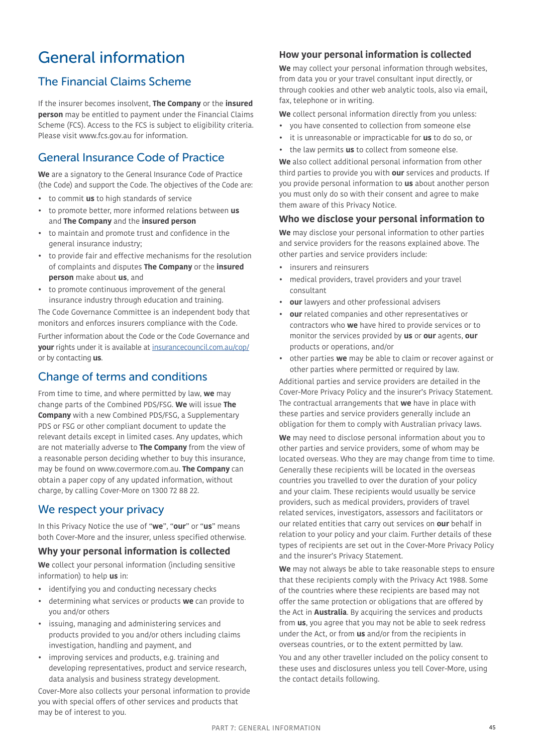# General information

## The Financial Claims Scheme

If the insurer becomes insolvent, **The Company** or the **insured person** may be entitled to payment under the Financial Claims Scheme (FCS). Access to the FCS is subject to eligibility criteria. Please visit www.fcs.gov.au for information.

## General Insurance Code of Practice

**We** are a signatory to the General Insurance Code of Practice (the Code) and support the Code. The objectives of the Code are:

- to commit **us** to high standards of service
- to promote better, more informed relations between **us** and **The Company** and the **insured person**
- to maintain and promote trust and confidence in the general insurance industry;
- to provide fair and effective mechanisms for the resolution of complaints and disputes **The Company** or the **insured person** make about **us**, and
- to promote continuous improvement of the general insurance industry through education and training.

The Code Governance Committee is an independent body that monitors and enforces insurers compliance with the Code.

Further information about the Code or the Code Governance and **your** rights under it is available at insurancecouncil.com.au/cop/ or by contacting **us**.

## Change of terms and conditions

From time to time, and where permitted by law, **we** may change parts of the Combined PDS/FSG. **We** will issue **The Company** with a new Combined PDS/FSG, a Supplementary PDS or FSG or other compliant document to update the relevant details except in limited cases. Any updates, which are not materially adverse to **The Company** from the view of a reasonable person deciding whether to buy this insurance, may be found on www.covermore.com.au. **The Company** can obtain a paper copy of any updated information, without charge, by calling Cover-More on 1300 72 88 22.

## We respect your privacy

In this Privacy Notice the use of "**we**", "**our**" or "**us**" means both Cover-More and the insurer, unless specified otherwise.

### Why your personal information is collected

**We** collect your personal information (including sensitive information) to help **us** in:

- identifying you and conducting necessary checks
- determining what services or products **we** can provide to you and/or others
- issuing, managing and administering services and products provided to you and/or others including claims investigation, handling and payment, and
- improving services and products, e.g. training and developing representatives, product and service research, data analysis and business strategy development.

Cover-More also collects your personal information to provide you with special offers of other services and products that may be of interest to you.

### How your personal information is collected

**We** may collect your personal information through websites, from data you or your travel consultant input directly, or through cookies and other web analytic tools, also via email, fax, telephone or in writing.

**We** collect personal information directly from you unless:

- you have consented to collection from someone else
- it is unreasonable or impracticable for **us** to do so, or
- the law permits **us** to collect from someone else.

**We** also collect additional personal information from other third parties to provide you with **our** services and products. If you provide personal information to **us** about another person you must only do so with their consent and agree to make them aware of this Privacy Notice.

### Who we disclose your personal information to

**We** may disclose your personal information to other parties and service providers for the reasons explained above. The other parties and service providers include:

- insurers and reinsurers
- medical providers, travel providers and your travel consultant
- **our** lawyers and other professional advisers
- **our** related companies and other representatives or contractors who **we** have hired to provide services or to monitor the services provided by **us** or **our** agents, **our** products or operations, and/or
- other parties **we** may be able to claim or recover against or other parties where permitted or required by law.

Additional parties and service providers are detailed in the Cover-More Privacy Policy and the insurer's Privacy Statement. The contractual arrangements that **we** have in place with these parties and service providers generally include an obligation for them to comply with Australian privacy laws.

**We** may need to disclose personal information about you to other parties and service providers, some of whom may be located overseas. Who they are may change from time to time. Generally these recipients will be located in the overseas countries you travelled to over the duration of your policy and your claim. These recipients would usually be service providers, such as medical providers, providers of travel related services, investigators, assessors and facilitators or our related entities that carry out services on **our** behalf in relation to your policy and your claim. Further details of these types of recipients are set out in the Cover-More Privacy Policy and the insurer's Privacy Statement.

**We** may not always be able to take reasonable steps to ensure that these recipients comply with the Privacy Act 1988. Some of the countries where these recipients are based may not offer the same protection or obligations that are offered by the Act in **Australia**. By acquiring the services and products from **us**, you agree that you may not be able to seek redress under the Act, or from **us** and/or from the recipients in overseas countries, or to the extent permitted by law.

You and any other traveller included on the policy consent to these uses and disclosures unless you tell Cover-More, using the contact details following.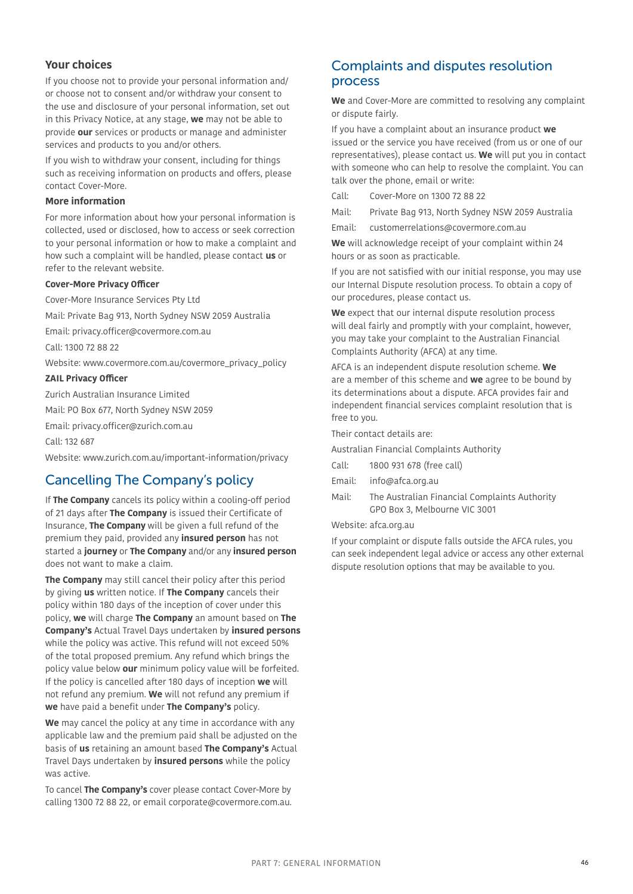### Your choices

If you choose not to provide your personal information and/or choose not to consent and/or withdraw your consent to the use and disclosure of your personal information, set out in this Privacy Notice, at any stage, **we** may not be able to provide **our** services or products or manage and administer services and products to you and/or others.

If you wish to withdraw your consent, including for things such as receiving information on products and offers, please contact Cover-More.

#### More information

For more information about how your personal information is collected, used or disclosed, how to access or seek correction to your personal information or how to make a complaint and how such a complaint will be handled, please contact **us** or refer to the relevant website.

**Cover-More Privacy Officer**

Cover-More Insurance Services Pty Ltd

Mail: Private Bag 913, North Sydney NSW 2059 Australia

Email: privacy.officer@covermore.com.au

Call: 1300 72 88 22

Website: www.covermore.com.au/covermore_privacy_policy

**ZAIL Privacy Officer**

Zurich Australian Insurance Limited

Mail: PO Box 677, North Sydney NSW 2059

Email: privacy.officer@zurich.com.au

Call: 132 687

Website: www.zurich.com.au/important-information/privacy

## Cancelling The Company's policy

If **The Company** cancels its policy within a cooling-off period of 21 days after **The Company** is issued their Certificate of Insurance, **The Company** will be given a full refund of the premium they paid, provided any **insured person** has not started a **journey** or **The Company** and/or any **insured person** does not want to make a claim.

**The Company** may still cancel their policy after this period by giving **us** written notice. If **The Company** cancels their policy within 180 days of the inception of cover under this policy, **we** will charge **The Company** an amount based on **The Company's** Actual Travel Days undertaken by **insured persons** while the policy was active. This refund will not exceed 50% of the total proposed premium. Any refund which brings the policy value below **our** minimum policy value will be forfeited. If the policy is cancelled after 180 days of inception **we** will not refund any premium. **We** will not refund any premium if **we** have paid a benefit under **The Company's** policy.

**We** may cancel the policy at any time in accordance with any applicable law and the premium paid shall be adjusted on the basis of **us** retaining an amount based **The Company's** Actual Travel Days undertaken by **insured persons** while the policy was active.

To cancel **The Company's** cover please contact Cover-More by calling 1300 72 88 22, or email corporate@covermore.com.au.

## Complaints and disputes resolution process

**We** and Cover-More are committed to resolving any complaint or dispute fairly.

If you have a complaint about an insurance product **we** issued or the service you have received (from us or one of our representatives), please contact us. **We** will put you in contact with someone who can help to resolve the complaint. You can talk over the phone, email or write:

Call: Cover-More on 1300 72 88 22

Mail: Private Bag 913, North Sydney NSW 2059 Australia

Email: customerrelations@covermore.com.au

**We** will acknowledge receipt of your complaint within 24 hours or as soon as practicable.

If you are not satisfied with our initial response, you may use our Internal Dispute resolution process. To obtain a copy of our procedures, please contact us.

**We** expect that our internal dispute resolution process will deal fairly and promptly with your complaint, however, you may take your complaint to the Australian Financial Complaints Authority (AFCA) at any time.

AFCA is an independent dispute resolution scheme. **We** are a member of this scheme and **we** agree to be bound by its determinations about a dispute. AFCA provides fair and independent financial services complaint resolution that is free to you.

Their contact details are:

Australian Financial Complaints Authority

Call: 1800 931 678 (free call)

Email: info@afca.org.au

Mail: The Australian Financial Complaints Authority
GPO Box 3, Melbourne VIC 3001

Website: afca.org.au

If your complaint or dispute falls outside the AFCA rules, you can seek independent legal advice or access any other external dispute resolution options that may be available to you.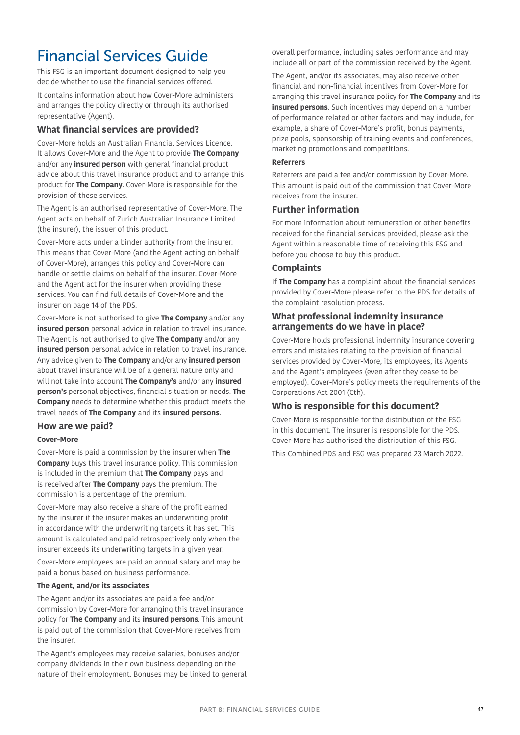# Financial Services Guide

This FSG is an important document designed to help you decide whether to use the financial services offered.

It contains information about how Cover-More administers and arranges the policy directly or through its authorised representative (Agent).

## What financial services are provided?

Cover-More holds an Australian Financial Services Licence. It allows Cover-More and the Agent to provide **The Company** and/or any **insured person** with general financial product advice about this travel insurance product and to arrange this product for **The Company**. Cover-More is responsible for the provision of these services.

The Agent is an authorised representative of Cover-More. The Agent acts on behalf of Zurich Australian Insurance Limited (the insurer), the issuer of this product.

Cover-More acts under a binder authority from the insurer. This means that Cover-More (and the Agent acting on behalf of Cover-More), arranges this policy and Cover-More can handle or settle claims on behalf of the insurer. Cover-More and the Agent act for the insurer when providing these services. You can find full details of Cover-More and the insurer on page 14 of the PDS.

Cover-More is not authorised to give **The Company** and/or any **insured person** personal advice in relation to travel insurance. The Agent is not authorised to give **The Company** and/or any **insured person** personal advice in relation to travel insurance. Any advice given to **The Company** and/or any **insured person** about travel insurance will be of a general nature only and will not take into account **The Company's** and/or any **insured person's** personal objectives, financial situation or needs. **The Company** needs to determine whether this product meets the travel needs of **The Company** and its **insured persons**.

## How are we paid?

### Cover-More

Cover-More is paid a commission by the insurer when **The Company** buys this travel insurance policy. This commission is included in the premium that **The Company** pays and is received after **The Company** pays the premium. The commission is a percentage of the premium.

Cover-More may also receive a share of the profit earned by the insurer if the insurer makes an underwriting profit in accordance with the underwriting targets it has set. This amount is calculated and paid retrospectively only when the insurer exceeds its underwriting targets in a given year.

Cover-More employees are paid an annual salary and may be paid a bonus based on business performance.

### The Agent, and/or its associates

The Agent and/or its associates are paid a fee and/or commission by Cover-More for arranging this travel insurance policy for **The Company** and its **insured persons**. This amount is paid out of the commission that Cover-More receives from the insurer.

The Agent's employees may receive salaries, bonuses and/or company dividends in their own business depending on the nature of their employment. Bonuses may be linked to general overall performance, including sales performance and may include all or part of the commission received by the Agent.

The Agent, and/or its associates, may also receive other financial and non-financial incentives from Cover-More for arranging this travel insurance policy for **The Company** and its **insured persons**. Such incentives may depend on a number of performance related or other factors and may include, for example, a share of Cover-More's profit, bonus payments, prize pools, sponsorship of training events and conferences, marketing promotions and competitions.

### Referrers

Referrers are paid a fee and/or commission by Cover-More. This amount is paid out of the commission that Cover-More receives from the insurer.

## Further information

For more information about remuneration or other benefits received for the financial services provided, please ask the Agent within a reasonable time of receiving this FSG and before you choose to buy this product.

## Complaints

If **The Company** has a complaint about the financial services provided by Cover-More please refer to the PDS for details of the complaint resolution process.

## What professional indemnity insurance arrangements do we have in place?

Cover-More holds professional indemnity insurance covering errors and mistakes relating to the provision of financial services provided by Cover-More, its employees, its Agents and the Agent's employees (even after they cease to be employed). Cover-More's policy meets the requirements of the Corporations Act 2001 (Cth).

## Who is responsible for this document?

Cover-More is responsible for the distribution of the FSG in this document. The insurer is responsible for the PDS. Cover-More has authorised the distribution of this FSG.

This Combined PDS and FSG was prepared 23 March 2022.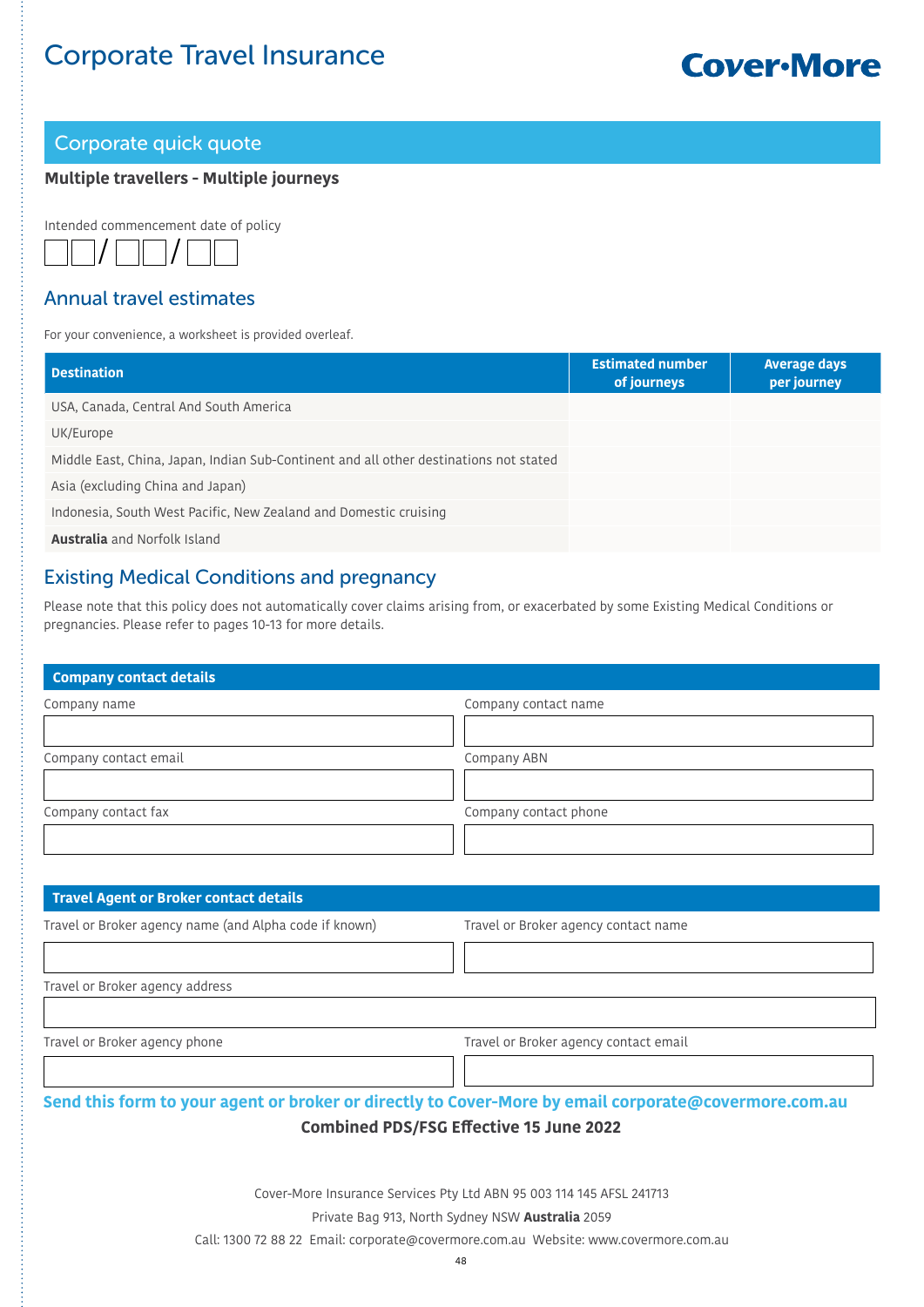# Corporate Travel Insurance

**Cover-More**

## Corporate quick quote

**Multiple travellers - Multiple journeys**

Intended commencement date of policy

☐☐/☐☐/☐☐

## Annual travel estimates

For your convenience, a worksheet is provided overleaf.

| Destination | Estimated number of journeys | Average days per journey |
| --- | --- | --- |
| USA, Canada, Central And South America | | |
| UK/Europe | | |
| Middle East, China, Japan, Indian Sub-Continent and all other destinations not stated | | |
| Asia (excluding China and Japan) | | |
| Indonesia, South West Pacific, New Zealand and Domestic cruising | | |
| **Australia** and Norfolk Island | | |

## Existing Medical Conditions and pregnancy

Please note that this policy does not automatically cover claims arising from, or exacerbated by some Existing Medical Conditions or pregnancies. Please refer to pages 10-13 for more details.

### Company contact details

| Company name | Company contact name |
| --- | --- |
| | |
| Company contact email | Company ABN |
| | |
| Company contact fax | Company contact phone |
| | |

### Travel Agent or Broker contact details

| Travel or Broker agency name (and Alpha code if known) | Travel or Broker agency contact name |
| --- | --- |
| | |
| Travel or Broker agency address | |
| | |
| Travel or Broker agency phone | Travel or Broker agency contact email |
| | |

**Send this form to your agent or broker or directly to Cover-More by email corporate@covermore.com.au**

**Combined PDS/FSG Effective 15 June 2022**

Cover-More Insurance Services Pty Ltd ABN 95 003 114 145 AFSL 241713

Private Bag 913, North Sydney NSW **Australia** 2059

Call: 1300 72 88 22 Email: corporate@covermore.com.au Website: www.covermore.com.au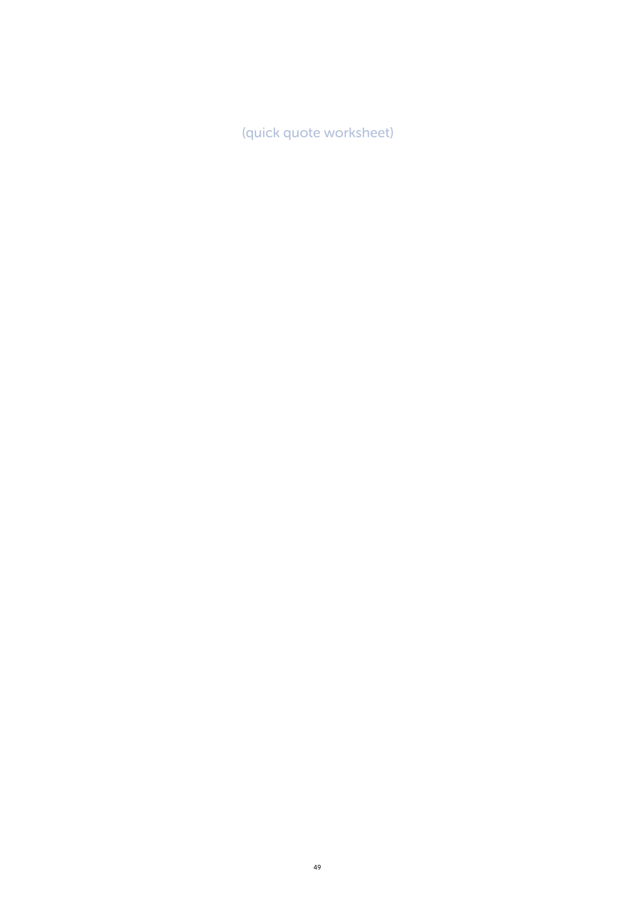(quick quote worksheet)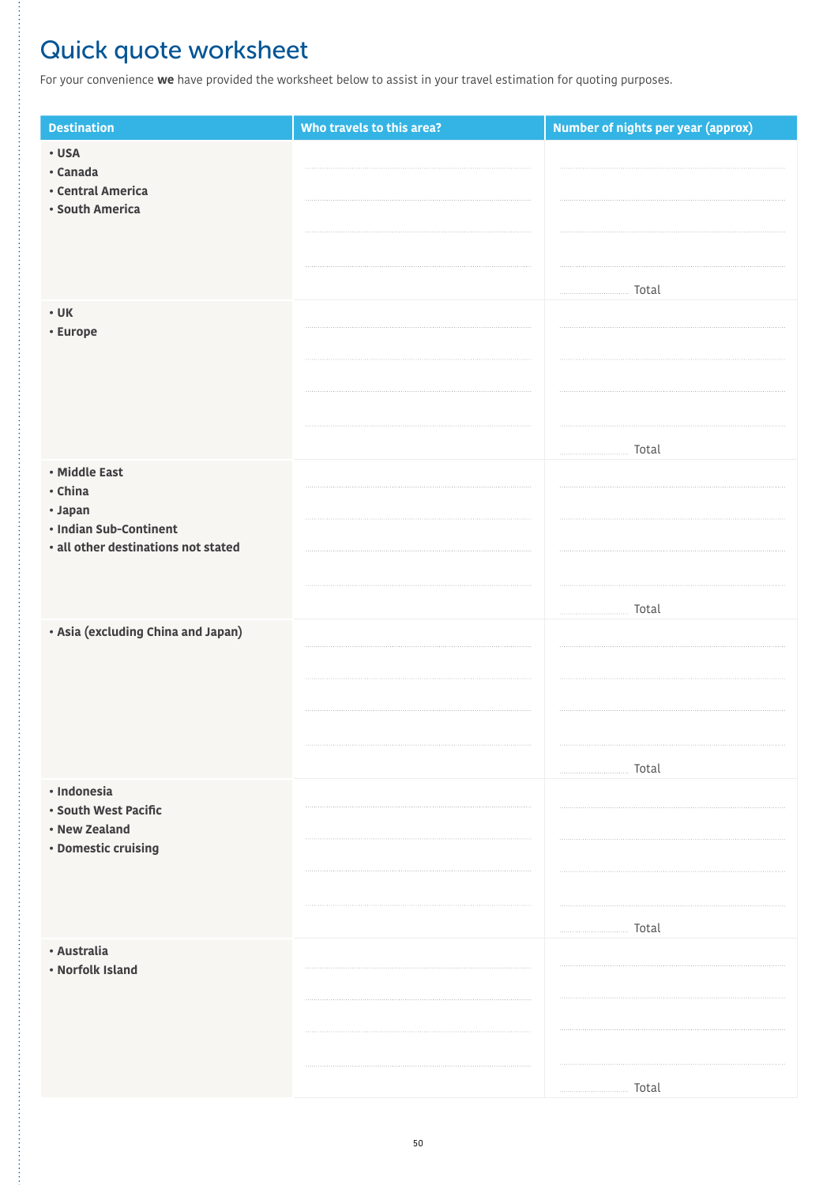# Quick quote worksheet

For your convenience **we** have provided the worksheet below to assist in your travel estimation for quoting purposes.

| Destination | Who travels to this area? | Number of nights per year (approx) |
|---|---|---|
| • USA<br>• Canada<br>• Central America<br>• South America | | ........ Total |
| • UK<br>• Europe | | ........ Total |
| • Middle East<br>• China<br>• Japan<br>• Indian Sub-Continent<br>• all other destinations not stated | | ........ Total |
| • Asia (excluding China and Japan) | | ........ Total |
| • Indonesia<br>• South West Pacific<br>• New Zealand<br>• Domestic cruising | | ........ Total |
| • Australia<br>• Norfolk Island | | ........ Total |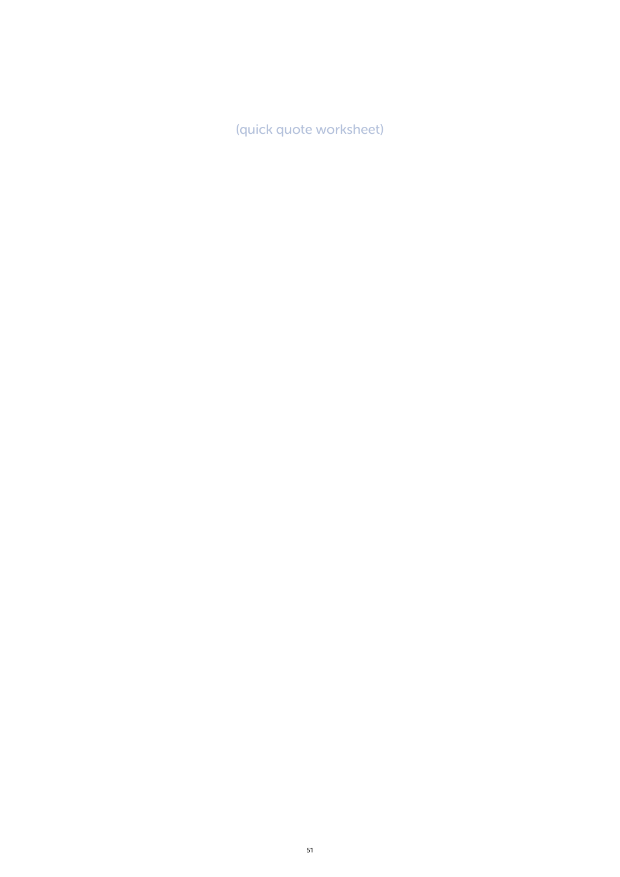(quick quote worksheet)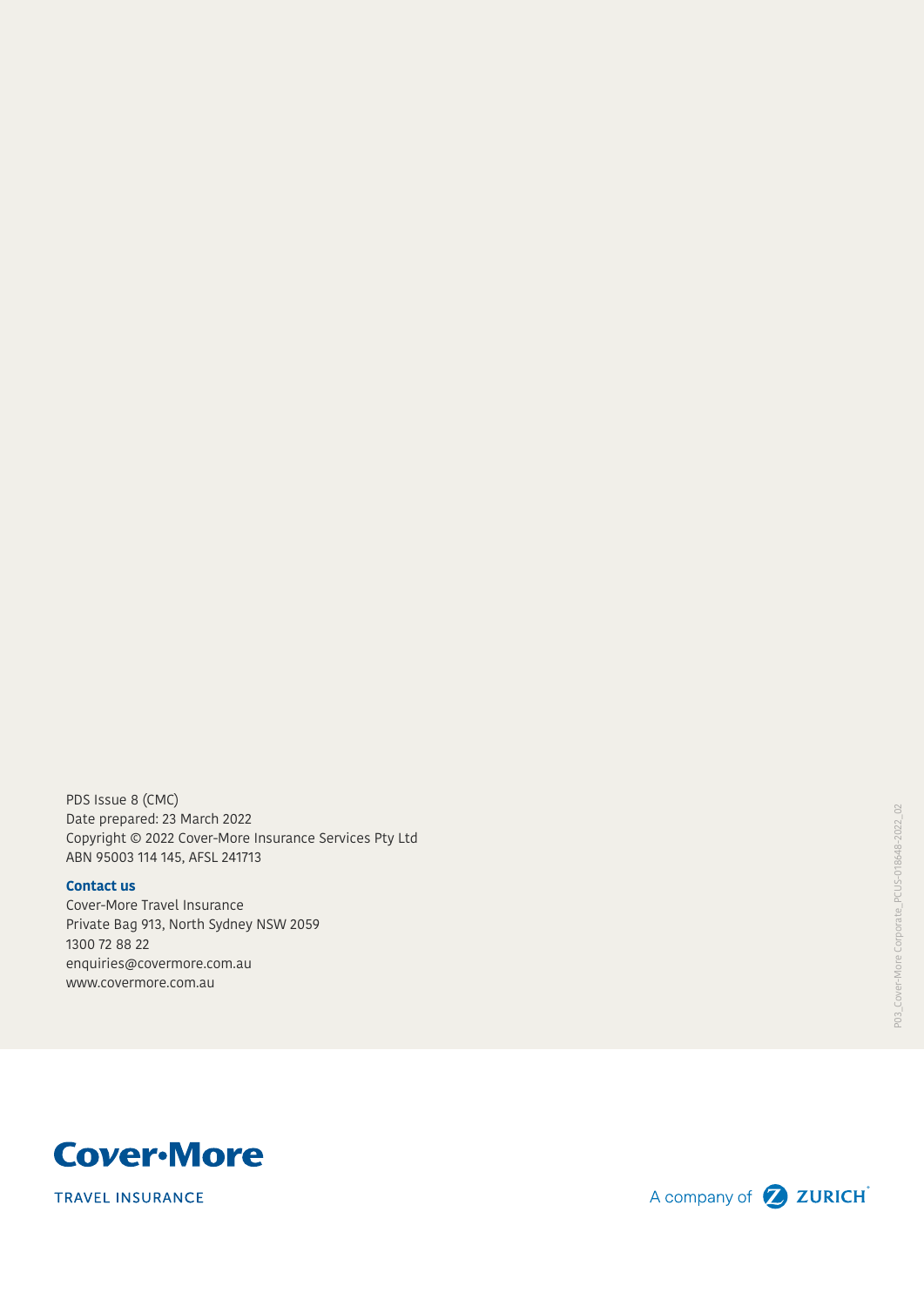PDS Issue 8 (CMC)
Date prepared: 23 March 2022
Copyright © 2022 Cover-More Insurance Services Pty Ltd
ABN 95003 114 145, AFSL 241713

**Contact us**

Cover-More Travel Insurance
Private Bag 913, North Sydney NSW 2059
1300 72 88 22
enquiries@covermore.com.au
www.covermore.com.au

P03_Cover-More Corporate_PCUS-018648-2022_02

Cover·More

TRAVEL INSURANCE

A company of ZURICH